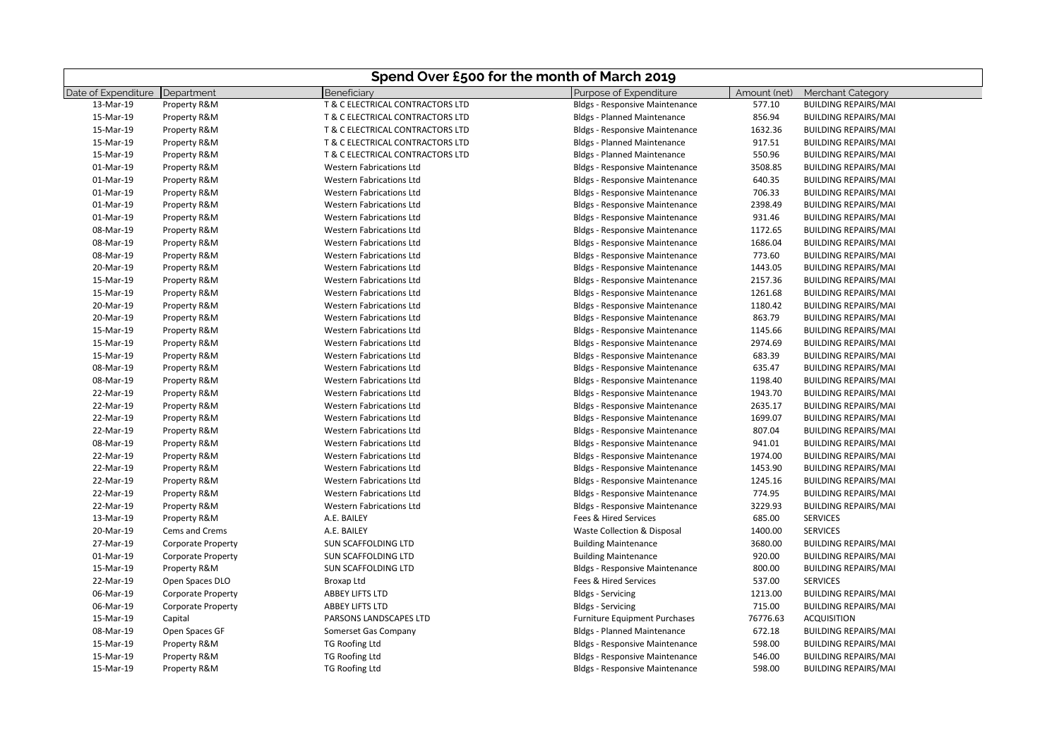# Spend Over £500 for the month of March 2019

| Date of Expenditure | Department | Beneficiary | Purpose of Expenditure | Amount (net) | Merchant Category |
|---|---|---|---|---|---|
| 13-Mar-19 | Property R&M | T & C ELECTRICAL CONTRACTORS LTD | Bldgs - Responsive Maintenance | 577.10 | BUILDING REPAIRS/MAI |
| 15-Mar-19 | Property R&M | T & C ELECTRICAL CONTRACTORS LTD | Bldgs - Planned Maintenance | 856.94 | BUILDING REPAIRS/MAI |
| 15-Mar-19 | Property R&M | T & C ELECTRICAL CONTRACTORS LTD | Bldgs - Responsive Maintenance | 1632.36 | BUILDING REPAIRS/MAI |
| 15-Mar-19 | Property R&M | T & C ELECTRICAL CONTRACTORS LTD | Bldgs - Planned Maintenance | 917.51 | BUILDING REPAIRS/MAI |
| 15-Mar-19 | Property R&M | T & C ELECTRICAL CONTRACTORS LTD | Bldgs - Planned Maintenance | 550.96 | BUILDING REPAIRS/MAI |
| 01-Mar-19 | Property R&M | Western Fabrications Ltd | Bldgs - Responsive Maintenance | 3508.85 | BUILDING REPAIRS/MAI |
| 01-Mar-19 | Property R&M | Western Fabrications Ltd | Bldgs - Responsive Maintenance | 640.35 | BUILDING REPAIRS/MAI |
| 01-Mar-19 | Property R&M | Western Fabrications Ltd | Bldgs - Responsive Maintenance | 706.33 | BUILDING REPAIRS/MAI |
| 01-Mar-19 | Property R&M | Western Fabrications Ltd | Bldgs - Responsive Maintenance | 2398.49 | BUILDING REPAIRS/MAI |
| 01-Mar-19 | Property R&M | Western Fabrications Ltd | Bldgs - Responsive Maintenance | 931.46 | BUILDING REPAIRS/MAI |
| 08-Mar-19 | Property R&M | Western Fabrications Ltd | Bldgs - Responsive Maintenance | 1172.65 | BUILDING REPAIRS/MAI |
| 08-Mar-19 | Property R&M | Western Fabrications Ltd | Bldgs - Responsive Maintenance | 1686.04 | BUILDING REPAIRS/MAI |
| 08-Mar-19 | Property R&M | Western Fabrications Ltd | Bldgs - Responsive Maintenance | 773.60 | BUILDING REPAIRS/MAI |
| 20-Mar-19 | Property R&M | Western Fabrications Ltd | Bldgs - Responsive Maintenance | 1443.05 | BUILDING REPAIRS/MAI |
| 15-Mar-19 | Property R&M | Western Fabrications Ltd | Bldgs - Responsive Maintenance | 2157.36 | BUILDING REPAIRS/MAI |
| 15-Mar-19 | Property R&M | Western Fabrications Ltd | Bldgs - Responsive Maintenance | 1261.68 | BUILDING REPAIRS/MAI |
| 20-Mar-19 | Property R&M | Western Fabrications Ltd | Bldgs - Responsive Maintenance | 1180.42 | BUILDING REPAIRS/MAI |
| 20-Mar-19 | Property R&M | Western Fabrications Ltd | Bldgs - Responsive Maintenance | 863.79 | BUILDING REPAIRS/MAI |
| 15-Mar-19 | Property R&M | Western Fabrications Ltd | Bldgs - Responsive Maintenance | 1145.66 | BUILDING REPAIRS/MAI |
| 15-Mar-19 | Property R&M | Western Fabrications Ltd | Bldgs - Responsive Maintenance | 2974.69 | BUILDING REPAIRS/MAI |
| 15-Mar-19 | Property R&M | Western Fabrications Ltd | Bldgs - Responsive Maintenance | 683.39 | BUILDING REPAIRS/MAI |
| 08-Mar-19 | Property R&M | Western Fabrications Ltd | Bldgs - Responsive Maintenance | 635.47 | BUILDING REPAIRS/MAI |
| 08-Mar-19 | Property R&M | Western Fabrications Ltd | Bldgs - Responsive Maintenance | 1198.40 | BUILDING REPAIRS/MAI |
| 22-Mar-19 | Property R&M | Western Fabrications Ltd | Bldgs - Responsive Maintenance | 1943.70 | BUILDING REPAIRS/MAI |
| 22-Mar-19 | Property R&M | Western Fabrications Ltd | Bldgs - Responsive Maintenance | 2635.17 | BUILDING REPAIRS/MAI |
| 22-Mar-19 | Property R&M | Western Fabrications Ltd | Bldgs - Responsive Maintenance | 1699.07 | BUILDING REPAIRS/MAI |
| 22-Mar-19 | Property R&M | Western Fabrications Ltd | Bldgs - Responsive Maintenance | 807.04 | BUILDING REPAIRS/MAI |
| 08-Mar-19 | Property R&M | Western Fabrications Ltd | Bldgs - Responsive Maintenance | 941.01 | BUILDING REPAIRS/MAI |
| 22-Mar-19 | Property R&M | Western Fabrications Ltd | Bldgs - Responsive Maintenance | 1974.00 | BUILDING REPAIRS/MAI |
| 22-Mar-19 | Property R&M | Western Fabrications Ltd | Bldgs - Responsive Maintenance | 1453.90 | BUILDING REPAIRS/MAI |
| 22-Mar-19 | Property R&M | Western Fabrications Ltd | Bldgs - Responsive Maintenance | 1245.16 | BUILDING REPAIRS/MAI |
| 22-Mar-19 | Property R&M | Western Fabrications Ltd | Bldgs - Responsive Maintenance | 774.95 | BUILDING REPAIRS/MAI |
| 22-Mar-19 | Property R&M | Western Fabrications Ltd | Bldgs - Responsive Maintenance | 3229.93 | BUILDING REPAIRS/MAI |
| 13-Mar-19 | Property R&M | A.E. BAILEY | Fees & Hired Services | 685.00 | SERVICES |
| 20-Mar-19 | Cems and Crems | A.E. BAILEY | Waste Collection & Disposal | 1400.00 | SERVICES |
| 27-Mar-19 | Corporate Property | SUN SCAFFOLDING LTD | Building Maintenance | 3680.00 | BUILDING REPAIRS/MAI |
| 01-Mar-19 | Corporate Property | SUN SCAFFOLDING LTD | Building Maintenance | 920.00 | BUILDING REPAIRS/MAI |
| 15-Mar-19 | Property R&M | SUN SCAFFOLDING LTD | Bldgs - Responsive Maintenance | 800.00 | BUILDING REPAIRS/MAI |
| 22-Mar-19 | Open Spaces DLO | Broxap Ltd | Fees & Hired Services | 537.00 | SERVICES |
| 06-Mar-19 | Corporate Property | ABBEY LIFTS LTD | Bldgs - Servicing | 1213.00 | BUILDING REPAIRS/MAI |
| 06-Mar-19 | Corporate Property | ABBEY LIFTS LTD | Bldgs - Servicing | 715.00 | BUILDING REPAIRS/MAI |
| 15-Mar-19 | Capital | PARSONS LANDSCAPES LTD | Furniture Equipment Purchases | 76776.63 | ACQUISITION |
| 08-Mar-19 | Open Spaces GF | Somerset Gas Company | Bldgs - Planned Maintenance | 672.18 | BUILDING REPAIRS/MAI |
| 15-Mar-19 | Property R&M | TG Roofing Ltd | Bldgs - Responsive Maintenance | 598.00 | BUILDING REPAIRS/MAI |
| 15-Mar-19 | Property R&M | TG Roofing Ltd | Bldgs - Responsive Maintenance | 546.00 | BUILDING REPAIRS/MAI |
| 15-Mar-19 | Property R&M | TG Roofing Ltd | Bldgs - Responsive Maintenance | 598.00 | BUILDING REPAIRS/MAI |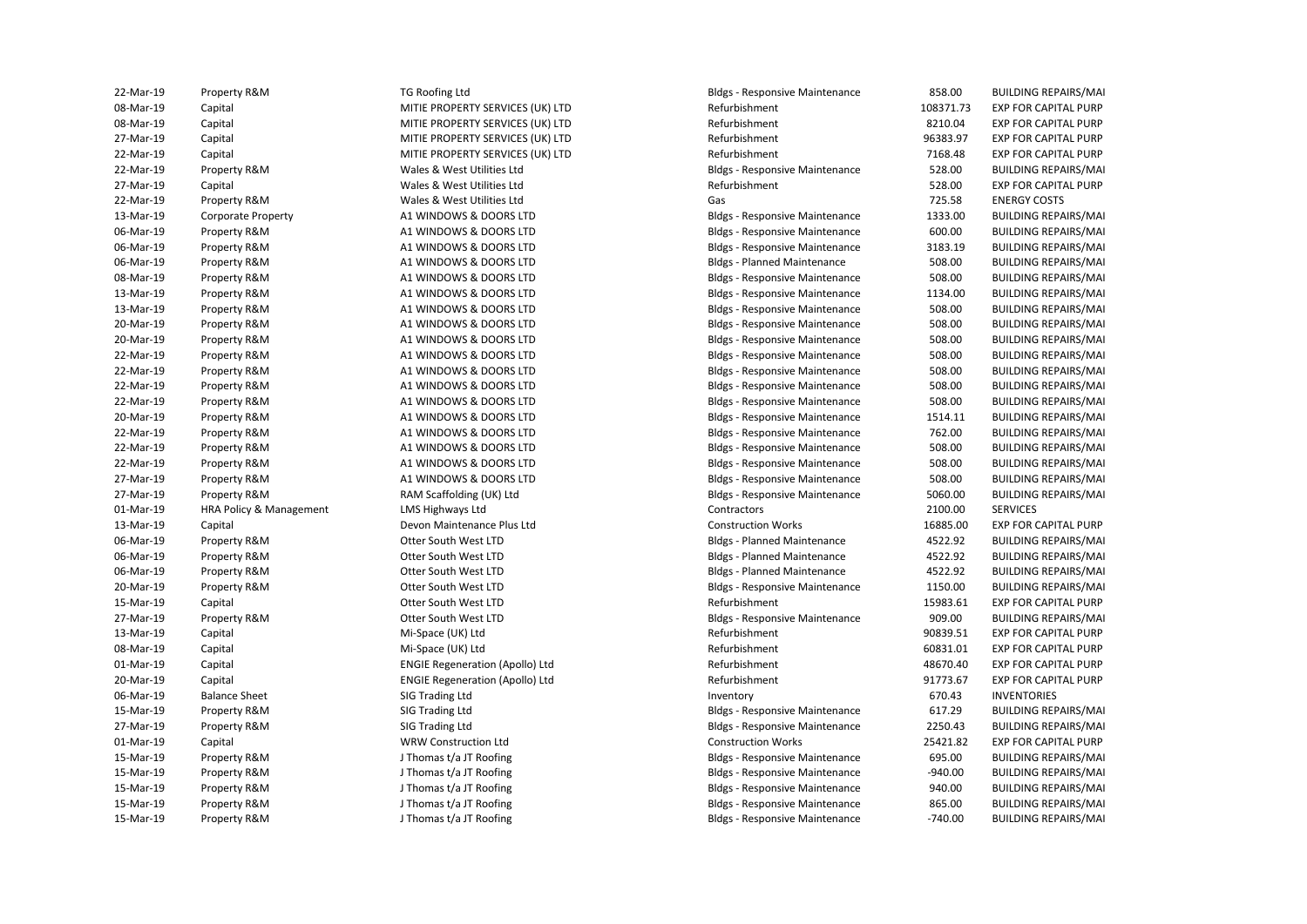| | | | | | |
|---|---|---|---|---|---|
| 22-Mar-19 | Property R&M | TG Roofing Ltd | Bldgs - Responsive Maintenance | 858.00 | BUILDING REPAIRS/MAI |
| 08-Mar-19 | Capital | MITIE PROPERTY SERVICES (UK) LTD | Refurbishment | 108371.73 | EXP FOR CAPITAL PURP |
| 08-Mar-19 | Capital | MITIE PROPERTY SERVICES (UK) LTD | Refurbishment | 8210.04 | EXP FOR CAPITAL PURP |
| 27-Mar-19 | Capital | MITIE PROPERTY SERVICES (UK) LTD | Refurbishment | 96383.97 | EXP FOR CAPITAL PURP |
| 22-Mar-19 | Capital | MITIE PROPERTY SERVICES (UK) LTD | Refurbishment | 7168.48 | EXP FOR CAPITAL PURP |
| 22-Mar-19 | Property R&M | Wales & West Utilities Ltd | Bldgs - Responsive Maintenance | 528.00 | BUILDING REPAIRS/MAI |
| 27-Mar-19 | Capital | Wales & West Utilities Ltd | Refurbishment | 528.00 | EXP FOR CAPITAL PURP |
| 22-Mar-19 | Property R&M | Wales & West Utilities Ltd | Gas | 725.58 | ENERGY COSTS |
| 13-Mar-19 | Corporate Property | A1 WINDOWS & DOORS LTD | Bldgs - Responsive Maintenance | 1333.00 | BUILDING REPAIRS/MAI |
| 06-Mar-19 | Property R&M | A1 WINDOWS & DOORS LTD | Bldgs - Responsive Maintenance | 600.00 | BUILDING REPAIRS/MAI |
| 06-Mar-19 | Property R&M | A1 WINDOWS & DOORS LTD | Bldgs - Responsive Maintenance | 3183.19 | BUILDING REPAIRS/MAI |
| 06-Mar-19 | Property R&M | A1 WINDOWS & DOORS LTD | Bldgs - Planned Maintenance | 508.00 | BUILDING REPAIRS/MAI |
| 08-Mar-19 | Property R&M | A1 WINDOWS & DOORS LTD | Bldgs - Responsive Maintenance | 508.00 | BUILDING REPAIRS/MAI |
| 13-Mar-19 | Property R&M | A1 WINDOWS & DOORS LTD | Bldgs - Responsive Maintenance | 1134.00 | BUILDING REPAIRS/MAI |
| 13-Mar-19 | Property R&M | A1 WINDOWS & DOORS LTD | Bldgs - Responsive Maintenance | 508.00 | BUILDING REPAIRS/MAI |
| 20-Mar-19 | Property R&M | A1 WINDOWS & DOORS LTD | Bldgs - Responsive Maintenance | 508.00 | BUILDING REPAIRS/MAI |
| 20-Mar-19 | Property R&M | A1 WINDOWS & DOORS LTD | Bldgs - Responsive Maintenance | 508.00 | BUILDING REPAIRS/MAI |
| 22-Mar-19 | Property R&M | A1 WINDOWS & DOORS LTD | Bldgs - Responsive Maintenance | 508.00 | BUILDING REPAIRS/MAI |
| 22-Mar-19 | Property R&M | A1 WINDOWS & DOORS LTD | Bldgs - Responsive Maintenance | 508.00 | BUILDING REPAIRS/MAI |
| 22-Mar-19 | Property R&M | A1 WINDOWS & DOORS LTD | Bldgs - Responsive Maintenance | 508.00 | BUILDING REPAIRS/MAI |
| 22-Mar-19 | Property R&M | A1 WINDOWS & DOORS LTD | Bldgs - Responsive Maintenance | 508.00 | BUILDING REPAIRS/MAI |
| 20-Mar-19 | Property R&M | A1 WINDOWS & DOORS LTD | Bldgs - Responsive Maintenance | 1514.11 | BUILDING REPAIRS/MAI |
| 22-Mar-19 | Property R&M | A1 WINDOWS & DOORS LTD | Bldgs - Responsive Maintenance | 762.00 | BUILDING REPAIRS/MAI |
| 22-Mar-19 | Property R&M | A1 WINDOWS & DOORS LTD | Bldgs - Responsive Maintenance | 508.00 | BUILDING REPAIRS/MAI |
| 22-Mar-19 | Property R&M | A1 WINDOWS & DOORS LTD | Bldgs - Responsive Maintenance | 508.00 | BUILDING REPAIRS/MAI |
| 27-Mar-19 | Property R&M | A1 WINDOWS & DOORS LTD | Bldgs - Responsive Maintenance | 508.00 | BUILDING REPAIRS/MAI |
| 27-Mar-19 | Property R&M | RAM Scaffolding (UK) Ltd | Bldgs - Responsive Maintenance | 5060.00 | BUILDING REPAIRS/MAI |
| 01-Mar-19 | HRA Policy & Management | LMS Highways Ltd | Contractors | 2100.00 | SERVICES |
| 13-Mar-19 | Capital | Devon Maintenance Plus Ltd | Construction Works | 16885.00 | EXP FOR CAPITAL PURP |
| 06-Mar-19 | Property R&M | Otter South West LTD | Bldgs - Planned Maintenance | 4522.92 | BUILDING REPAIRS/MAI |
| 06-Mar-19 | Property R&M | Otter South West LTD | Bldgs - Planned Maintenance | 4522.92 | BUILDING REPAIRS/MAI |
| 06-Mar-19 | Property R&M | Otter South West LTD | Bldgs - Planned Maintenance | 4522.92 | BUILDING REPAIRS/MAI |
| 20-Mar-19 | Property R&M | Otter South West LTD | Bldgs - Responsive Maintenance | 1150.00 | BUILDING REPAIRS/MAI |
| 15-Mar-19 | Capital | Otter South West LTD | Refurbishment | 15983.61 | EXP FOR CAPITAL PURP |
| 27-Mar-19 | Property R&M | Otter South West LTD | Bldgs - Responsive Maintenance | 909.00 | BUILDING REPAIRS/MAI |
| 13-Mar-19 | Capital | Mi-Space (UK) Ltd | Refurbishment | 90839.51 | EXP FOR CAPITAL PURP |
| 08-Mar-19 | Capital | Mi-Space (UK) Ltd | Refurbishment | 60831.01 | EXP FOR CAPITAL PURP |
| 01-Mar-19 | Capital | ENGIE Regeneration (Apollo) Ltd | Refurbishment | 48670.40 | EXP FOR CAPITAL PURP |
| 20-Mar-19 | Capital | ENGIE Regeneration (Apollo) Ltd | Refurbishment | 91773.67 | EXP FOR CAPITAL PURP |
| 06-Mar-19 | Balance Sheet | SIG Trading Ltd | Inventory | 670.43 | INVENTORIES |
| 15-Mar-19 | Property R&M | SIG Trading Ltd | Bldgs - Responsive Maintenance | 617.29 | BUILDING REPAIRS/MAI |
| 27-Mar-19 | Property R&M | SIG Trading Ltd | Bldgs - Responsive Maintenance | 2250.43 | BUILDING REPAIRS/MAI |
| 01-Mar-19 | Capital | WRW Construction Ltd | Construction Works | 25421.82 | EXP FOR CAPITAL PURP |
| 15-Mar-19 | Property R&M | J Thomas t/a JT Roofing | Bldgs - Responsive Maintenance | 695.00 | BUILDING REPAIRS/MAI |
| 15-Mar-19 | Property R&M | J Thomas t/a JT Roofing | Bldgs - Responsive Maintenance | -940.00 | BUILDING REPAIRS/MAI |
| 15-Mar-19 | Property R&M | J Thomas t/a JT Roofing | Bldgs - Responsive Maintenance | 940.00 | BUILDING REPAIRS/MAI |
| 15-Mar-19 | Property R&M | J Thomas t/a JT Roofing | Bldgs - Responsive Maintenance | 865.00 | BUILDING REPAIRS/MAI |
| 15-Mar-19 | Property R&M | J Thomas t/a JT Roofing | Bldgs - Responsive Maintenance | -740.00 | BUILDING REPAIRS/MAI |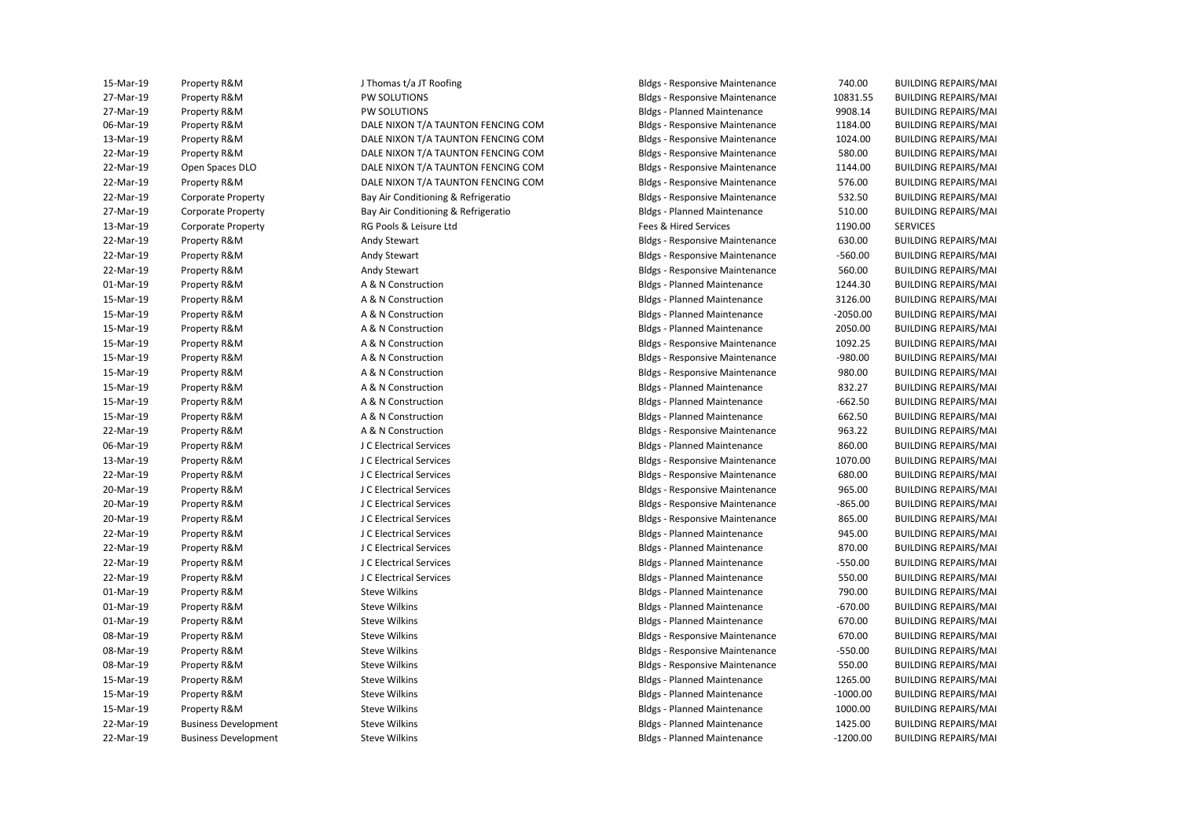| | | | | | |
|---|---|---|---|---|---|
| 15-Mar-19 | Property R&M | J Thomas t/a JT Roofing | Bldgs - Responsive Maintenance | 740.00 | BUILDING REPAIRS/MAI |
| 27-Mar-19 | Property R&M | PW SOLUTIONS | Bldgs - Responsive Maintenance | 10831.55 | BUILDING REPAIRS/MAI |
| 27-Mar-19 | Property R&M | PW SOLUTIONS | Bldgs - Planned Maintenance | 9908.14 | BUILDING REPAIRS/MAI |
| 06-Mar-19 | Property R&M | DALE NIXON T/A TAUNTON FENCING COM | Bldgs - Responsive Maintenance | 1184.00 | BUILDING REPAIRS/MAI |
| 13-Mar-19 | Property R&M | DALE NIXON T/A TAUNTON FENCING COM | Bldgs - Responsive Maintenance | 1024.00 | BUILDING REPAIRS/MAI |
| 22-Mar-19 | Property R&M | DALE NIXON T/A TAUNTON FENCING COM | Bldgs - Responsive Maintenance | 580.00 | BUILDING REPAIRS/MAI |
| 22-Mar-19 | Open Spaces DLO | DALE NIXON T/A TAUNTON FENCING COM | Bldgs - Responsive Maintenance | 1144.00 | BUILDING REPAIRS/MAI |
| 22-Mar-19 | Property R&M | DALE NIXON T/A TAUNTON FENCING COM | Bldgs - Responsive Maintenance | 576.00 | BUILDING REPAIRS/MAI |
| 22-Mar-19 | Corporate Property | Bay Air Conditioning & Refrigeratio | Bldgs - Responsive Maintenance | 532.50 | BUILDING REPAIRS/MAI |
| 27-Mar-19 | Corporate Property | Bay Air Conditioning & Refrigeratio | Bldgs - Planned Maintenance | 510.00 | BUILDING REPAIRS/MAI |
| 13-Mar-19 | Corporate Property | RG Pools & Leisure Ltd | Fees & Hired Services | 1190.00 | SERVICES |
| 22-Mar-19 | Property R&M | Andy Stewart | Bldgs - Responsive Maintenance | 630.00 | BUILDING REPAIRS/MAI |
| 22-Mar-19 | Property R&M | Andy Stewart | Bldgs - Responsive Maintenance | -560.00 | BUILDING REPAIRS/MAI |
| 22-Mar-19 | Property R&M | Andy Stewart | Bldgs - Responsive Maintenance | 560.00 | BUILDING REPAIRS/MAI |
| 01-Mar-19 | Property R&M | A & N Construction | Bldgs - Planned Maintenance | 1244.30 | BUILDING REPAIRS/MAI |
| 15-Mar-19 | Property R&M | A & N Construction | Bldgs - Planned Maintenance | 3126.00 | BUILDING REPAIRS/MAI |
| 15-Mar-19 | Property R&M | A & N Construction | Bldgs - Planned Maintenance | -2050.00 | BUILDING REPAIRS/MAI |
| 15-Mar-19 | Property R&M | A & N Construction | Bldgs - Planned Maintenance | 2050.00 | BUILDING REPAIRS/MAI |
| 15-Mar-19 | Property R&M | A & N Construction | Bldgs - Responsive Maintenance | 1092.25 | BUILDING REPAIRS/MAI |
| 15-Mar-19 | Property R&M | A & N Construction | Bldgs - Responsive Maintenance | -980.00 | BUILDING REPAIRS/MAI |
| 15-Mar-19 | Property R&M | A & N Construction | Bldgs - Responsive Maintenance | 980.00 | BUILDING REPAIRS/MAI |
| 15-Mar-19 | Property R&M | A & N Construction | Bldgs - Planned Maintenance | 832.27 | BUILDING REPAIRS/MAI |
| 15-Mar-19 | Property R&M | A & N Construction | Bldgs - Planned Maintenance | -662.50 | BUILDING REPAIRS/MAI |
| 15-Mar-19 | Property R&M | A & N Construction | Bldgs - Planned Maintenance | 662.50 | BUILDING REPAIRS/MAI |
| 22-Mar-19 | Property R&M | A & N Construction | Bldgs - Responsive Maintenance | 963.22 | BUILDING REPAIRS/MAI |
| 06-Mar-19 | Property R&M | J C Electrical Services | Bldgs - Planned Maintenance | 860.00 | BUILDING REPAIRS/MAI |
| 13-Mar-19 | Property R&M | J C Electrical Services | Bldgs - Responsive Maintenance | 1070.00 | BUILDING REPAIRS/MAI |
| 22-Mar-19 | Property R&M | J C Electrical Services | Bldgs - Responsive Maintenance | 680.00 | BUILDING REPAIRS/MAI |
| 20-Mar-19 | Property R&M | J C Electrical Services | Bldgs - Responsive Maintenance | 965.00 | BUILDING REPAIRS/MAI |
| 20-Mar-19 | Property R&M | J C Electrical Services | Bldgs - Responsive Maintenance | -865.00 | BUILDING REPAIRS/MAI |
| 20-Mar-19 | Property R&M | J C Electrical Services | Bldgs - Responsive Maintenance | 865.00 | BUILDING REPAIRS/MAI |
| 22-Mar-19 | Property R&M | J C Electrical Services | Bldgs - Planned Maintenance | 945.00 | BUILDING REPAIRS/MAI |
| 22-Mar-19 | Property R&M | J C Electrical Services | Bldgs - Planned Maintenance | 870.00 | BUILDING REPAIRS/MAI |
| 22-Mar-19 | Property R&M | J C Electrical Services | Bldgs - Planned Maintenance | -550.00 | BUILDING REPAIRS/MAI |
| 22-Mar-19 | Property R&M | J C Electrical Services | Bldgs - Planned Maintenance | 550.00 | BUILDING REPAIRS/MAI |
| 01-Mar-19 | Property R&M | Steve Wilkins | Bldgs - Planned Maintenance | 790.00 | BUILDING REPAIRS/MAI |
| 01-Mar-19 | Property R&M | Steve Wilkins | Bldgs - Planned Maintenance | -670.00 | BUILDING REPAIRS/MAI |
| 01-Mar-19 | Property R&M | Steve Wilkins | Bldgs - Planned Maintenance | 670.00 | BUILDING REPAIRS/MAI |
| 08-Mar-19 | Property R&M | Steve Wilkins | Bldgs - Responsive Maintenance | 670.00 | BUILDING REPAIRS/MAI |
| 08-Mar-19 | Property R&M | Steve Wilkins | Bldgs - Responsive Maintenance | -550.00 | BUILDING REPAIRS/MAI |
| 08-Mar-19 | Property R&M | Steve Wilkins | Bldgs - Responsive Maintenance | 550.00 | BUILDING REPAIRS/MAI |
| 15-Mar-19 | Property R&M | Steve Wilkins | Bldgs - Planned Maintenance | 1265.00 | BUILDING REPAIRS/MAI |
| 15-Mar-19 | Property R&M | Steve Wilkins | Bldgs - Planned Maintenance | -1000.00 | BUILDING REPAIRS/MAI |
| 15-Mar-19 | Property R&M | Steve Wilkins | Bldgs - Planned Maintenance | 1000.00 | BUILDING REPAIRS/MAI |
| 22-Mar-19 | Business Development | Steve Wilkins | Bldgs - Planned Maintenance | 1425.00 | BUILDING REPAIRS/MAI |
| 22-Mar-19 | Business Development | Steve Wilkins | Bldgs - Planned Maintenance | -1200.00 | BUILDING REPAIRS/MAI |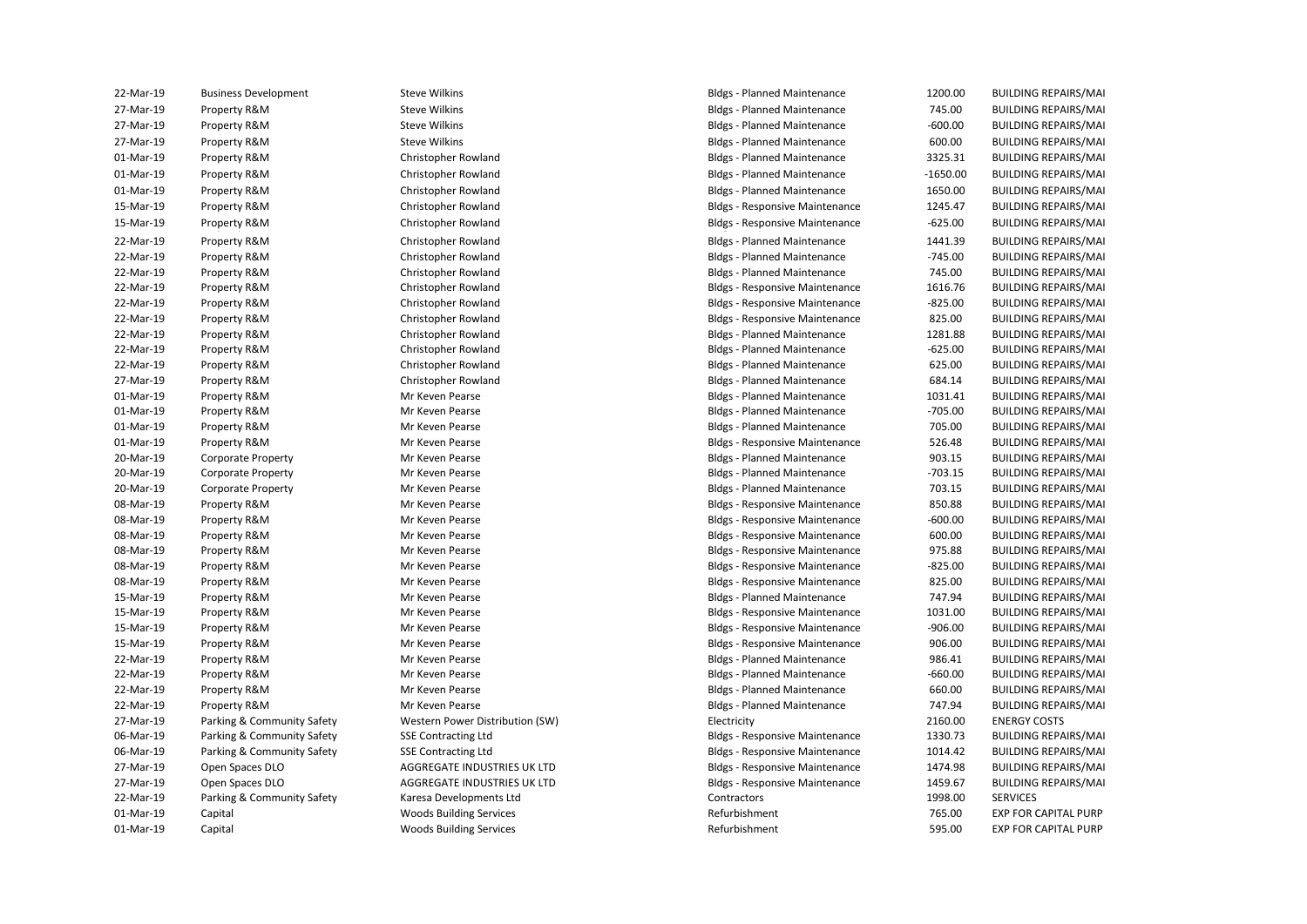| | | | | | |
|---|---|---|---|---|---|
| 22-Mar-19 | Business Development | Steve Wilkins | Bldgs - Planned Maintenance | 1200.00 | BUILDING REPAIRS/MAI |
| 27-Mar-19 | Property R&M | Steve Wilkins | Bldgs - Planned Maintenance | 745.00 | BUILDING REPAIRS/MAI |
| 27-Mar-19 | Property R&M | Steve Wilkins | Bldgs - Planned Maintenance | -600.00 | BUILDING REPAIRS/MAI |
| 27-Mar-19 | Property R&M | Steve Wilkins | Bldgs - Planned Maintenance | 600.00 | BUILDING REPAIRS/MAI |
| 01-Mar-19 | Property R&M | Christopher Rowland | Bldgs - Planned Maintenance | 3325.31 | BUILDING REPAIRS/MAI |
| 01-Mar-19 | Property R&M | Christopher Rowland | Bldgs - Planned Maintenance | -1650.00 | BUILDING REPAIRS/MAI |
| 01-Mar-19 | Property R&M | Christopher Rowland | Bldgs - Planned Maintenance | 1650.00 | BUILDING REPAIRS/MAI |
| 15-Mar-19 | Property R&M | Christopher Rowland | Bldgs - Responsive Maintenance | 1245.47 | BUILDING REPAIRS/MAI |
| 15-Mar-19 | Property R&M | Christopher Rowland | Bldgs - Responsive Maintenance | -625.00 | BUILDING REPAIRS/MAI |
| 22-Mar-19 | Property R&M | Christopher Rowland | Bldgs - Planned Maintenance | 1441.39 | BUILDING REPAIRS/MAI |
| 22-Mar-19 | Property R&M | Christopher Rowland | Bldgs - Planned Maintenance | -745.00 | BUILDING REPAIRS/MAI |
| 22-Mar-19 | Property R&M | Christopher Rowland | Bldgs - Planned Maintenance | 745.00 | BUILDING REPAIRS/MAI |
| 22-Mar-19 | Property R&M | Christopher Rowland | Bldgs - Responsive Maintenance | 1616.76 | BUILDING REPAIRS/MAI |
| 22-Mar-19 | Property R&M | Christopher Rowland | Bldgs - Responsive Maintenance | -825.00 | BUILDING REPAIRS/MAI |
| 22-Mar-19 | Property R&M | Christopher Rowland | Bldgs - Responsive Maintenance | 825.00 | BUILDING REPAIRS/MAI |
| 22-Mar-19 | Property R&M | Christopher Rowland | Bldgs - Planned Maintenance | 1281.88 | BUILDING REPAIRS/MAI |
| 22-Mar-19 | Property R&M | Christopher Rowland | Bldgs - Planned Maintenance | -625.00 | BUILDING REPAIRS/MAI |
| 22-Mar-19 | Property R&M | Christopher Rowland | Bldgs - Planned Maintenance | 625.00 | BUILDING REPAIRS/MAI |
| 27-Mar-19 | Property R&M | Christopher Rowland | Bldgs - Planned Maintenance | 684.14 | BUILDING REPAIRS/MAI |
| 01-Mar-19 | Property R&M | Mr Keven Pearse | Bldgs - Planned Maintenance | 1031.41 | BUILDING REPAIRS/MAI |
| 01-Mar-19 | Property R&M | Mr Keven Pearse | Bldgs - Planned Maintenance | -705.00 | BUILDING REPAIRS/MAI |
| 01-Mar-19 | Property R&M | Mr Keven Pearse | Bldgs - Planned Maintenance | 705.00 | BUILDING REPAIRS/MAI |
| 01-Mar-19 | Property R&M | Mr Keven Pearse | Bldgs - Responsive Maintenance | 526.48 | BUILDING REPAIRS/MAI |
| 20-Mar-19 | Corporate Property | Mr Keven Pearse | Bldgs - Planned Maintenance | 903.15 | BUILDING REPAIRS/MAI |
| 20-Mar-19 | Corporate Property | Mr Keven Pearse | Bldgs - Planned Maintenance | -703.15 | BUILDING REPAIRS/MAI |
| 20-Mar-19 | Corporate Property | Mr Keven Pearse | Bldgs - Planned Maintenance | 703.15 | BUILDING REPAIRS/MAI |
| 08-Mar-19 | Property R&M | Mr Keven Pearse | Bldgs - Responsive Maintenance | 850.88 | BUILDING REPAIRS/MAI |
| 08-Mar-19 | Property R&M | Mr Keven Pearse | Bldgs - Responsive Maintenance | -600.00 | BUILDING REPAIRS/MAI |
| 08-Mar-19 | Property R&M | Mr Keven Pearse | Bldgs - Responsive Maintenance | 600.00 | BUILDING REPAIRS/MAI |
| 08-Mar-19 | Property R&M | Mr Keven Pearse | Bldgs - Responsive Maintenance | 975.88 | BUILDING REPAIRS/MAI |
| 08-Mar-19 | Property R&M | Mr Keven Pearse | Bldgs - Responsive Maintenance | -825.00 | BUILDING REPAIRS/MAI |
| 08-Mar-19 | Property R&M | Mr Keven Pearse | Bldgs - Responsive Maintenance | 825.00 | BUILDING REPAIRS/MAI |
| 15-Mar-19 | Property R&M | Mr Keven Pearse | Bldgs - Planned Maintenance | 747.94 | BUILDING REPAIRS/MAI |
| 15-Mar-19 | Property R&M | Mr Keven Pearse | Bldgs - Responsive Maintenance | 1031.00 | BUILDING REPAIRS/MAI |
| 15-Mar-19 | Property R&M | Mr Keven Pearse | Bldgs - Responsive Maintenance | -906.00 | BUILDING REPAIRS/MAI |
| 15-Mar-19 | Property R&M | Mr Keven Pearse | Bldgs - Responsive Maintenance | 906.00 | BUILDING REPAIRS/MAI |
| 22-Mar-19 | Property R&M | Mr Keven Pearse | Bldgs - Planned Maintenance | 986.41 | BUILDING REPAIRS/MAI |
| 22-Mar-19 | Property R&M | Mr Keven Pearse | Bldgs - Planned Maintenance | -660.00 | BUILDING REPAIRS/MAI |
| 22-Mar-19 | Property R&M | Mr Keven Pearse | Bldgs - Planned Maintenance | 660.00 | BUILDING REPAIRS/MAI |
| 22-Mar-19 | Property R&M | Mr Keven Pearse | Bldgs - Planned Maintenance | 747.94 | BUILDING REPAIRS/MAI |
| 27-Mar-19 | Parking & Community Safety | Western Power Distribution (SW) | Electricity | 2160.00 | ENERGY COSTS |
| 06-Mar-19 | Parking & Community Safety | SSE Contracting Ltd | Bldgs - Responsive Maintenance | 1330.73 | BUILDING REPAIRS/MAI |
| 06-Mar-19 | Parking & Community Safety | SSE Contracting Ltd | Bldgs - Responsive Maintenance | 1014.42 | BUILDING REPAIRS/MAI |
| 27-Mar-19 | Open Spaces DLO | AGGREGATE INDUSTRIES UK LTD | Bldgs - Responsive Maintenance | 1474.98 | BUILDING REPAIRS/MAI |
| 27-Mar-19 | Open Spaces DLO | AGGREGATE INDUSTRIES UK LTD | Bldgs - Responsive Maintenance | 1459.67 | BUILDING REPAIRS/MAI |
| 22-Mar-19 | Parking & Community Safety | Karesa Developments Ltd | Contractors | 1998.00 | SERVICES |
| 01-Mar-19 | Capital | Woods Building Services | Refurbishment | 765.00 | EXP FOR CAPITAL PURP |
| 01-Mar-19 | Capital | Woods Building Services | Refurbishment | 595.00 | EXP FOR CAPITAL PURP |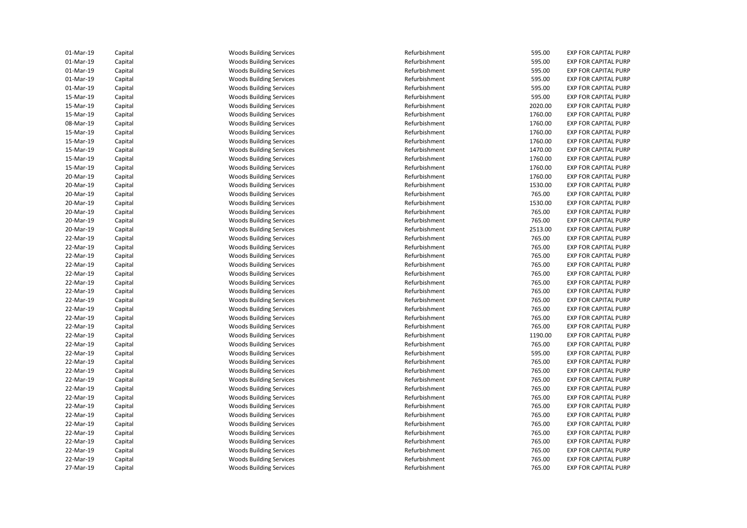| | | | | | |
|---|---|---|---|---|---|
| 01-Mar-19 | Capital | Woods Building Services | Refurbishment | 595.00 | EXP FOR CAPITAL PURP |
| 01-Mar-19 | Capital | Woods Building Services | Refurbishment | 595.00 | EXP FOR CAPITAL PURP |
| 01-Mar-19 | Capital | Woods Building Services | Refurbishment | 595.00 | EXP FOR CAPITAL PURP |
| 01-Mar-19 | Capital | Woods Building Services | Refurbishment | 595.00 | EXP FOR CAPITAL PURP |
| 01-Mar-19 | Capital | Woods Building Services | Refurbishment | 595.00 | EXP FOR CAPITAL PURP |
| 15-Mar-19 | Capital | Woods Building Services | Refurbishment | 595.00 | EXP FOR CAPITAL PURP |
| 15-Mar-19 | Capital | Woods Building Services | Refurbishment | 2020.00 | EXP FOR CAPITAL PURP |
| 15-Mar-19 | Capital | Woods Building Services | Refurbishment | 1760.00 | EXP FOR CAPITAL PURP |
| 08-Mar-19 | Capital | Woods Building Services | Refurbishment | 1760.00 | EXP FOR CAPITAL PURP |
| 15-Mar-19 | Capital | Woods Building Services | Refurbishment | 1760.00 | EXP FOR CAPITAL PURP |
| 15-Mar-19 | Capital | Woods Building Services | Refurbishment | 1760.00 | EXP FOR CAPITAL PURP |
| 15-Mar-19 | Capital | Woods Building Services | Refurbishment | 1470.00 | EXP FOR CAPITAL PURP |
| 15-Mar-19 | Capital | Woods Building Services | Refurbishment | 1760.00 | EXP FOR CAPITAL PURP |
| 15-Mar-19 | Capital | Woods Building Services | Refurbishment | 1760.00 | EXP FOR CAPITAL PURP |
| 20-Mar-19 | Capital | Woods Building Services | Refurbishment | 1760.00 | EXP FOR CAPITAL PURP |
| 20-Mar-19 | Capital | Woods Building Services | Refurbishment | 1530.00 | EXP FOR CAPITAL PURP |
| 20-Mar-19 | Capital | Woods Building Services | Refurbishment | 765.00 | EXP FOR CAPITAL PURP |
| 20-Mar-19 | Capital | Woods Building Services | Refurbishment | 1530.00 | EXP FOR CAPITAL PURP |
| 20-Mar-19 | Capital | Woods Building Services | Refurbishment | 765.00 | EXP FOR CAPITAL PURP |
| 20-Mar-19 | Capital | Woods Building Services | Refurbishment | 765.00 | EXP FOR CAPITAL PURP |
| 20-Mar-19 | Capital | Woods Building Services | Refurbishment | 2513.00 | EXP FOR CAPITAL PURP |
| 22-Mar-19 | Capital | Woods Building Services | Refurbishment | 765.00 | EXP FOR CAPITAL PURP |
| 22-Mar-19 | Capital | Woods Building Services | Refurbishment | 765.00 | EXP FOR CAPITAL PURP |
| 22-Mar-19 | Capital | Woods Building Services | Refurbishment | 765.00 | EXP FOR CAPITAL PURP |
| 22-Mar-19 | Capital | Woods Building Services | Refurbishment | 765.00 | EXP FOR CAPITAL PURP |
| 22-Mar-19 | Capital | Woods Building Services | Refurbishment | 765.00 | EXP FOR CAPITAL PURP |
| 22-Mar-19 | Capital | Woods Building Services | Refurbishment | 765.00 | EXP FOR CAPITAL PURP |
| 22-Mar-19 | Capital | Woods Building Services | Refurbishment | 765.00 | EXP FOR CAPITAL PURP |
| 22-Mar-19 | Capital | Woods Building Services | Refurbishment | 765.00 | EXP FOR CAPITAL PURP |
| 22-Mar-19 | Capital | Woods Building Services | Refurbishment | 765.00 | EXP FOR CAPITAL PURP |
| 22-Mar-19 | Capital | Woods Building Services | Refurbishment | 765.00 | EXP FOR CAPITAL PURP |
| 22-Mar-19 | Capital | Woods Building Services | Refurbishment | 765.00 | EXP FOR CAPITAL PURP |
| 22-Mar-19 | Capital | Woods Building Services | Refurbishment | 1190.00 | EXP FOR CAPITAL PURP |
| 22-Mar-19 | Capital | Woods Building Services | Refurbishment | 765.00 | EXP FOR CAPITAL PURP |
| 22-Mar-19 | Capital | Woods Building Services | Refurbishment | 595.00 | EXP FOR CAPITAL PURP |
| 22-Mar-19 | Capital | Woods Building Services | Refurbishment | 765.00 | EXP FOR CAPITAL PURP |
| 22-Mar-19 | Capital | Woods Building Services | Refurbishment | 765.00 | EXP FOR CAPITAL PURP |
| 22-Mar-19 | Capital | Woods Building Services | Refurbishment | 765.00 | EXP FOR CAPITAL PURP |
| 22-Mar-19 | Capital | Woods Building Services | Refurbishment | 765.00 | EXP FOR CAPITAL PURP |
| 22-Mar-19 | Capital | Woods Building Services | Refurbishment | 765.00 | EXP FOR CAPITAL PURP |
| 22-Mar-19 | Capital | Woods Building Services | Refurbishment | 765.00 | EXP FOR CAPITAL PURP |
| 22-Mar-19 | Capital | Woods Building Services | Refurbishment | 765.00 | EXP FOR CAPITAL PURP |
| 22-Mar-19 | Capital | Woods Building Services | Refurbishment | 765.00 | EXP FOR CAPITAL PURP |
| 22-Mar-19 | Capital | Woods Building Services | Refurbishment | 765.00 | EXP FOR CAPITAL PURP |
| 22-Mar-19 | Capital | Woods Building Services | Refurbishment | 765.00 | EXP FOR CAPITAL PURP |
| 22-Mar-19 | Capital | Woods Building Services | Refurbishment | 765.00 | EXP FOR CAPITAL PURP |
| 22-Mar-19 | Capital | Woods Building Services | Refurbishment | 765.00 | EXP FOR CAPITAL PURP |
| 27-Mar-19 | Capital | Woods Building Services | Refurbishment | 765.00 | EXP FOR CAPITAL PURP |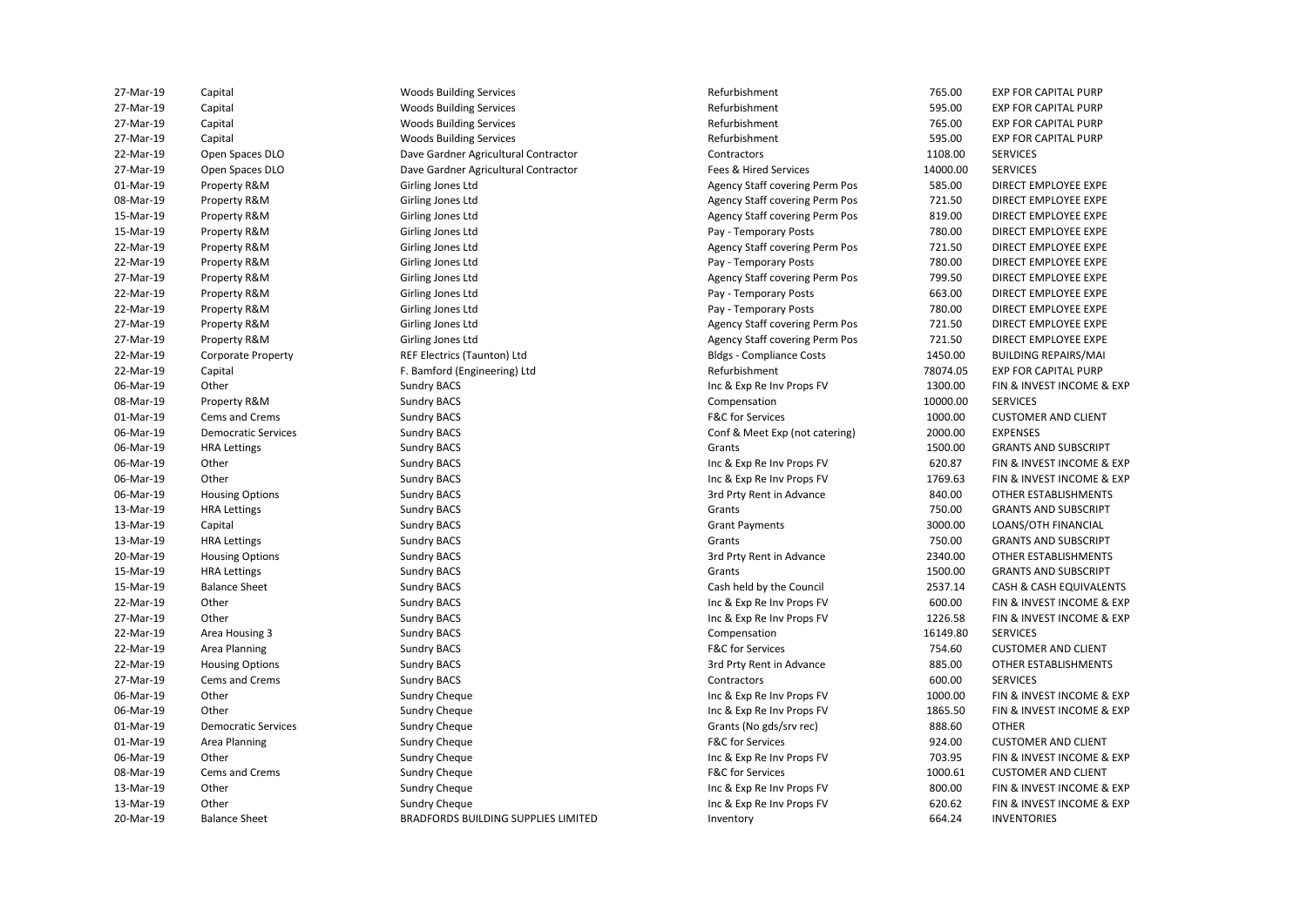| | | | | | |
|---|---|---|---|---|---|
| 27-Mar-19 | Capital | Woods Building Services | Refurbishment | 765.00 | EXP FOR CAPITAL PURP |
| 27-Mar-19 | Capital | Woods Building Services | Refurbishment | 595.00 | EXP FOR CAPITAL PURP |
| 27-Mar-19 | Capital | Woods Building Services | Refurbishment | 765.00 | EXP FOR CAPITAL PURP |
| 27-Mar-19 | Capital | Woods Building Services | Refurbishment | 595.00 | EXP FOR CAPITAL PURP |
| 22-Mar-19 | Open Spaces DLO | Dave Gardner Agricultural Contractor | Contractors | 1108.00 | SERVICES |
| 27-Mar-19 | Open Spaces DLO | Dave Gardner Agricultural Contractor | Fees & Hired Services | 14000.00 | SERVICES |
| 01-Mar-19 | Property R&M | Girling Jones Ltd | Agency Staff covering Perm Pos | 585.00 | DIRECT EMPLOYEE EXPE |
| 08-Mar-19 | Property R&M | Girling Jones Ltd | Agency Staff covering Perm Pos | 721.50 | DIRECT EMPLOYEE EXPE |
| 15-Mar-19 | Property R&M | Girling Jones Ltd | Agency Staff covering Perm Pos | 819.00 | DIRECT EMPLOYEE EXPE |
| 15-Mar-19 | Property R&M | Girling Jones Ltd | Pay - Temporary Posts | 780.00 | DIRECT EMPLOYEE EXPE |
| 22-Mar-19 | Property R&M | Girling Jones Ltd | Agency Staff covering Perm Pos | 721.50 | DIRECT EMPLOYEE EXPE |
| 22-Mar-19 | Property R&M | Girling Jones Ltd | Pay - Temporary Posts | 780.00 | DIRECT EMPLOYEE EXPE |
| 27-Mar-19 | Property R&M | Girling Jones Ltd | Agency Staff covering Perm Pos | 799.50 | DIRECT EMPLOYEE EXPE |
| 22-Mar-19 | Property R&M | Girling Jones Ltd | Pay - Temporary Posts | 663.00 | DIRECT EMPLOYEE EXPE |
| 22-Mar-19 | Property R&M | Girling Jones Ltd | Pay - Temporary Posts | 780.00 | DIRECT EMPLOYEE EXPE |
| 27-Mar-19 | Property R&M | Girling Jones Ltd | Agency Staff covering Perm Pos | 721.50 | DIRECT EMPLOYEE EXPE |
| 27-Mar-19 | Property R&M | Girling Jones Ltd | Agency Staff covering Perm Pos | 721.50 | DIRECT EMPLOYEE EXPE |
| 22-Mar-19 | Corporate Property | REF Electrics (Taunton) Ltd | Bldgs - Compliance Costs | 1450.00 | BUILDING REPAIRS/MAI |
| 22-Mar-19 | Capital | F. Bamford (Engineering) Ltd | Refurbishment | 78074.05 | EXP FOR CAPITAL PURP |
| 06-Mar-19 | Other | Sundry BACS | Inc & Exp Re Inv Props FV | 1300.00 | FIN & INVEST INCOME & EXP |
| 08-Mar-19 | Property R&M | Sundry BACS | Compensation | 10000.00 | SERVICES |
| 01-Mar-19 | Cems and Crems | Sundry BACS | F&C for Services | 1000.00 | CUSTOMER AND CLIENT |
| 06-Mar-19 | Democratic Services | Sundry BACS | Conf & Meet Exp (not catering) | 2000.00 | EXPENSES |
| 06-Mar-19 | HRA Lettings | Sundry BACS | Grants | 1500.00 | GRANTS AND SUBSCRIPT |
| 06-Mar-19 | Other | Sundry BACS | Inc & Exp Re Inv Props FV | 620.87 | FIN & INVEST INCOME & EXP |
| 06-Mar-19 | Other | Sundry BACS | Inc & Exp Re Inv Props FV | 1769.63 | FIN & INVEST INCOME & EXP |
| 06-Mar-19 | Housing Options | Sundry BACS | 3rd Prty Rent in Advance | 840.00 | OTHER ESTABLISHMENTS |
| 13-Mar-19 | HRA Lettings | Sundry BACS | Grants | 750.00 | GRANTS AND SUBSCRIPT |
| 13-Mar-19 | Capital | Sundry BACS | Grant Payments | 3000.00 | LOANS/OTH FINANCIAL |
| 13-Mar-19 | HRA Lettings | Sundry BACS | Grants | 750.00 | GRANTS AND SUBSCRIPT |
| 20-Mar-19 | Housing Options | Sundry BACS | 3rd Prty Rent in Advance | 2340.00 | OTHER ESTABLISHMENTS |
| 15-Mar-19 | HRA Lettings | Sundry BACS | Grants | 1500.00 | GRANTS AND SUBSCRIPT |
| 15-Mar-19 | Balance Sheet | Sundry BACS | Cash held by the Council | 2537.14 | CASH & CASH EQUIVALENTS |
| 22-Mar-19 | Other | Sundry BACS | Inc & Exp Re Inv Props FV | 600.00 | FIN & INVEST INCOME & EXP |
| 27-Mar-19 | Other | Sundry BACS | Inc & Exp Re Inv Props FV | 1226.58 | FIN & INVEST INCOME & EXP |
| 22-Mar-19 | Area Housing 3 | Sundry BACS | Compensation | 16149.80 | SERVICES |
| 22-Mar-19 | Area Planning | Sundry BACS | F&C for Services | 754.60 | CUSTOMER AND CLIENT |
| 22-Mar-19 | Housing Options | Sundry BACS | 3rd Prty Rent in Advance | 885.00 | OTHER ESTABLISHMENTS |
| 27-Mar-19 | Cems and Crems | Sundry BACS | Contractors | 600.00 | SERVICES |
| 06-Mar-19 | Other | Sundry Cheque | Inc & Exp Re Inv Props FV | 1000.00 | FIN & INVEST INCOME & EXP |
| 06-Mar-19 | Other | Sundry Cheque | Inc & Exp Re Inv Props FV | 1865.50 | FIN & INVEST INCOME & EXP |
| 01-Mar-19 | Democratic Services | Sundry Cheque | Grants (No gds/srv rec) | 888.60 | OTHER |
| 01-Mar-19 | Area Planning | Sundry Cheque | F&C for Services | 924.00 | CUSTOMER AND CLIENT |
| 06-Mar-19 | Other | Sundry Cheque | Inc & Exp Re Inv Props FV | 703.95 | FIN & INVEST INCOME & EXP |
| 08-Mar-19 | Cems and Crems | Sundry Cheque | F&C for Services | 1000.61 | CUSTOMER AND CLIENT |
| 13-Mar-19 | Other | Sundry Cheque | Inc & Exp Re Inv Props FV | 800.00 | FIN & INVEST INCOME & EXP |
| 13-Mar-19 | Other | Sundry Cheque | Inc & Exp Re Inv Props FV | 620.62 | FIN & INVEST INCOME & EXP |
| 20-Mar-19 | Balance Sheet | BRADFORDS BUILDING SUPPLIES LIMITED | Inventory | 664.24 | INVENTORIES |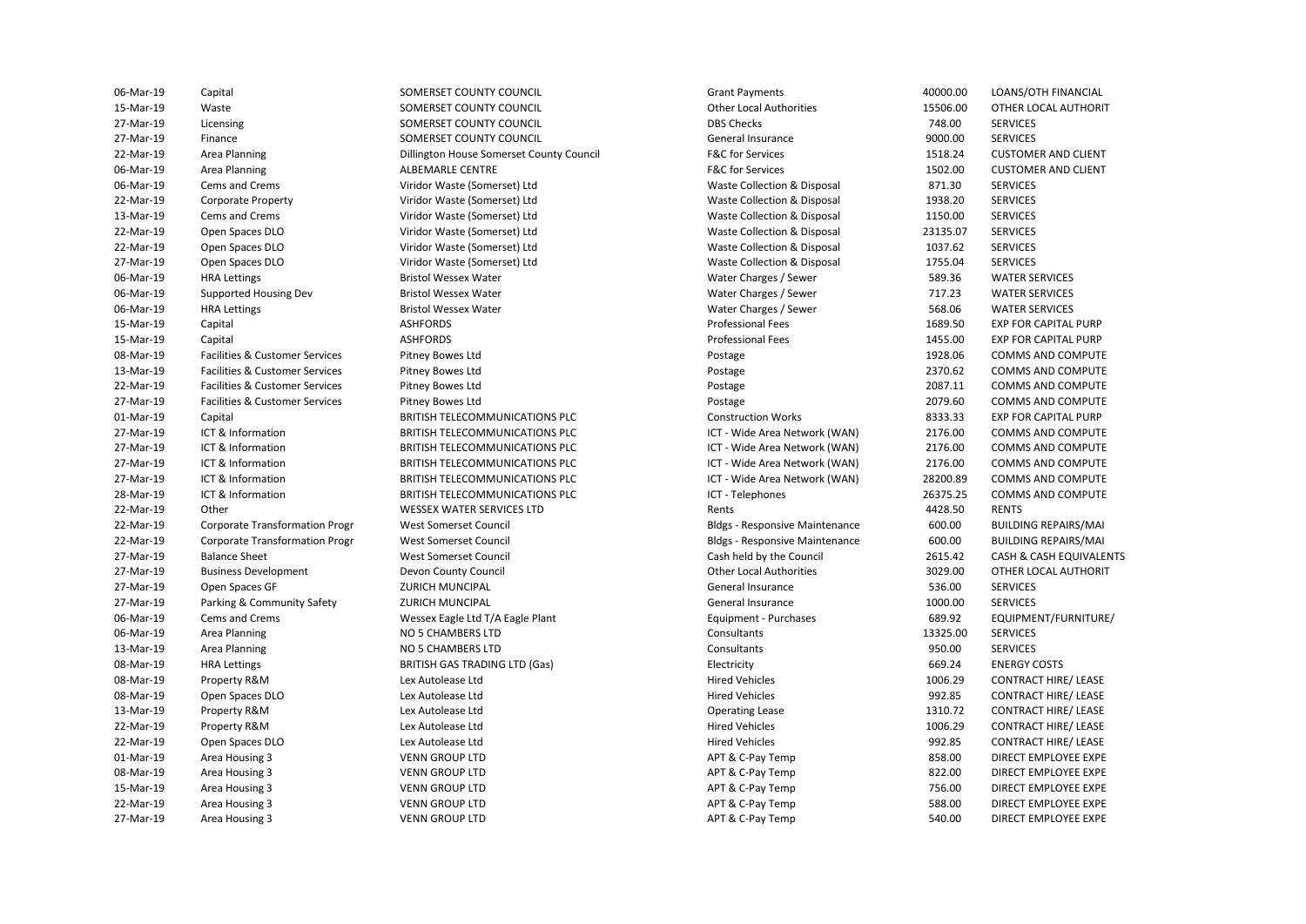| | | | | | |
|---|---|---|---|---|---|
| 06-Mar-19 | Capital | SOMERSET COUNTY COUNCIL | Grant Payments | 40000.00 | LOANS/OTH FINANCIAL |
| 15-Mar-19 | Waste | SOMERSET COUNTY COUNCIL | Other Local Authorities | 15506.00 | OTHER LOCAL AUTHORIT |
| 27-Mar-19 | Licensing | SOMERSET COUNTY COUNCIL | DBS Checks | 748.00 | SERVICES |
| 27-Mar-19 | Finance | SOMERSET COUNTY COUNCIL | General Insurance | 9000.00 | SERVICES |
| 22-Mar-19 | Area Planning | Dillington House Somerset County Council | F&C for Services | 1518.24 | CUSTOMER AND CLIENT |
| 06-Mar-19 | Area Planning | ALBEMARLE CENTRE | F&C for Services | 1502.00 | CUSTOMER AND CLIENT |
| 06-Mar-19 | Cems and Crems | Viridor Waste (Somerset) Ltd | Waste Collection & Disposal | 871.30 | SERVICES |
| 22-Mar-19 | Corporate Property | Viridor Waste (Somerset) Ltd | Waste Collection & Disposal | 1938.20 | SERVICES |
| 13-Mar-19 | Cems and Crems | Viridor Waste (Somerset) Ltd | Waste Collection & Disposal | 1150.00 | SERVICES |
| 22-Mar-19 | Open Spaces DLO | Viridor Waste (Somerset) Ltd | Waste Collection & Disposal | 23135.07 | SERVICES |
| 22-Mar-19 | Open Spaces DLO | Viridor Waste (Somerset) Ltd | Waste Collection & Disposal | 1037.62 | SERVICES |
| 27-Mar-19 | Open Spaces DLO | Viridor Waste (Somerset) Ltd | Waste Collection & Disposal | 1755.04 | SERVICES |
| 06-Mar-19 | HRA Lettings | Bristol Wessex Water | Water Charges / Sewer | 589.36 | WATER SERVICES |
| 06-Mar-19 | Supported Housing Dev | Bristol Wessex Water | Water Charges / Sewer | 717.23 | WATER SERVICES |
| 06-Mar-19 | HRA Lettings | Bristol Wessex Water | Water Charges / Sewer | 568.06 | WATER SERVICES |
| 15-Mar-19 | Capital | ASHFORDS | Professional Fees | 1689.50 | EXP FOR CAPITAL PURP |
| 15-Mar-19 | Capital | ASHFORDS | Professional Fees | 1455.00 | EXP FOR CAPITAL PURP |
| 08-Mar-19 | Facilities & Customer Services | Pitney Bowes Ltd | Postage | 1928.06 | COMMS AND COMPUTE |
| 13-Mar-19 | Facilities & Customer Services | Pitney Bowes Ltd | Postage | 2370.62 | COMMS AND COMPUTE |
| 22-Mar-19 | Facilities & Customer Services | Pitney Bowes Ltd | Postage | 2087.11 | COMMS AND COMPUTE |
| 27-Mar-19 | Facilities & Customer Services | Pitney Bowes Ltd | Postage | 2079.60 | COMMS AND COMPUTE |
| 01-Mar-19 | Capital | BRITISH TELECOMMUNICATIONS PLC | Construction Works | 8333.33 | EXP FOR CAPITAL PURP |
| 27-Mar-19 | ICT & Information | BRITISH TELECOMMUNICATIONS PLC | ICT - Wide Area Network (WAN) | 2176.00 | COMMS AND COMPUTE |
| 27-Mar-19 | ICT & Information | BRITISH TELECOMMUNICATIONS PLC | ICT - Wide Area Network (WAN) | 2176.00 | COMMS AND COMPUTE |
| 27-Mar-19 | ICT & Information | BRITISH TELECOMMUNICATIONS PLC | ICT - Wide Area Network (WAN) | 2176.00 | COMMS AND COMPUTE |
| 27-Mar-19 | ICT & Information | BRITISH TELECOMMUNICATIONS PLC | ICT - Wide Area Network (WAN) | 28200.89 | COMMS AND COMPUTE |
| 28-Mar-19 | ICT & Information | BRITISH TELECOMMUNICATIONS PLC | ICT - Telephones | 26375.25 | COMMS AND COMPUTE |
| 22-Mar-19 | Other | WESSEX WATER SERVICES LTD | Rents | 4428.50 | RENTS |
| 22-Mar-19 | Corporate Transformation Progr | West Somerset Council | Bldgs - Responsive Maintenance | 600.00 | BUILDING REPAIRS/MAI |
| 22-Mar-19 | Corporate Transformation Progr | West Somerset Council | Bldgs - Responsive Maintenance | 600.00 | BUILDING REPAIRS/MAI |
| 27-Mar-19 | Balance Sheet | West Somerset Council | Cash held by the Council | 2615.42 | CASH & CASH EQUIVALENTS |
| 27-Mar-19 | Business Development | Devon County Council | Other Local Authorities | 3029.00 | OTHER LOCAL AUTHORIT |
| 27-Mar-19 | Open Spaces GF | ZURICH MUNCIPAL | General Insurance | 536.00 | SERVICES |
| 27-Mar-19 | Parking & Community Safety | ZURICH MUNCIPAL | General Insurance | 1000.00 | SERVICES |
| 06-Mar-19 | Cems and Crems | Wessex Eagle Ltd T/A Eagle Plant | Equipment - Purchases | 689.92 | EQUIPMENT/FURNITURE/ |
| 06-Mar-19 | Area Planning | NO 5 CHAMBERS LTD | Consultants | 13325.00 | SERVICES |
| 13-Mar-19 | Area Planning | NO 5 CHAMBERS LTD | Consultants | 950.00 | SERVICES |
| 08-Mar-19 | HRA Lettings | BRITISH GAS TRADING LTD (Gas) | Electricity | 669.24 | ENERGY COSTS |
| 08-Mar-19 | Property R&M | Lex Autolease Ltd | Hired Vehicles | 1006.29 | CONTRACT HIRE/ LEASE |
| 08-Mar-19 | Open Spaces DLO | Lex Autolease Ltd | Hired Vehicles | 992.85 | CONTRACT HIRE/ LEASE |
| 13-Mar-19 | Property R&M | Lex Autolease Ltd | Operating Lease | 1310.72 | CONTRACT HIRE/ LEASE |
| 22-Mar-19 | Property R&M | Lex Autolease Ltd | Hired Vehicles | 1006.29 | CONTRACT HIRE/ LEASE |
| 22-Mar-19 | Open Spaces DLO | Lex Autolease Ltd | Hired Vehicles | 992.85 | CONTRACT HIRE/ LEASE |
| 01-Mar-19 | Area Housing 3 | VENN GROUP LTD | APT & C-Pay Temp | 858.00 | DIRECT EMPLOYEE EXPE |
| 08-Mar-19 | Area Housing 3 | VENN GROUP LTD | APT & C-Pay Temp | 822.00 | DIRECT EMPLOYEE EXPE |
| 15-Mar-19 | Area Housing 3 | VENN GROUP LTD | APT & C-Pay Temp | 756.00 | DIRECT EMPLOYEE EXPE |
| 22-Mar-19 | Area Housing 3 | VENN GROUP LTD | APT & C-Pay Temp | 588.00 | DIRECT EMPLOYEE EXPE |
| 27-Mar-19 | Area Housing 3 | VENN GROUP LTD | APT & C-Pay Temp | 540.00 | DIRECT EMPLOYEE EXPE |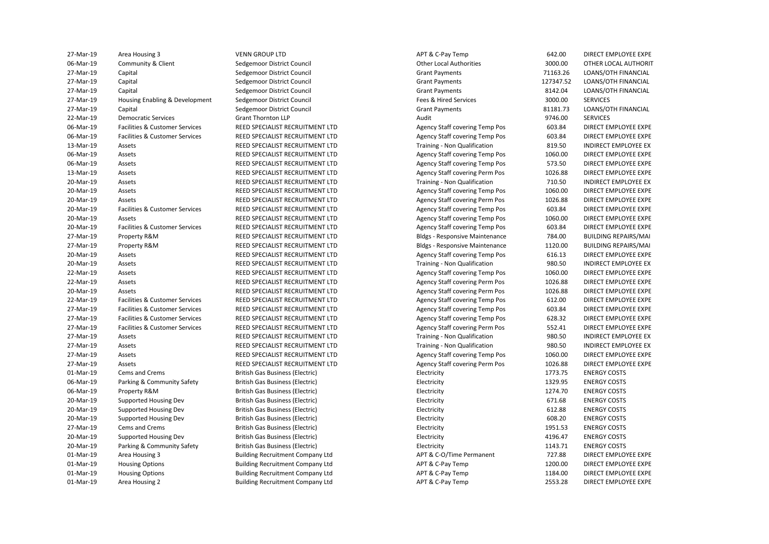| | | | | | |
|---|---|---|---|---|---|
| 27-Mar-19 | Area Housing 3 | VENN GROUP LTD | APT & C-Pay Temp | 642.00 | DIRECT EMPLOYEE EXPE |
| 06-Mar-19 | Community & Client | Sedgemoor District Council | Other Local Authorities | 3000.00 | OTHER LOCAL AUTHORIT |
| 27-Mar-19 | Capital | Sedgemoor District Council | Grant Payments | 71163.26 | LOANS/OTH FINANCIAL |
| 27-Mar-19 | Capital | Sedgemoor District Council | Grant Payments | 127347.52 | LOANS/OTH FINANCIAL |
| 27-Mar-19 | Capital | Sedgemoor District Council | Grant Payments | 8142.04 | LOANS/OTH FINANCIAL |
| 27-Mar-19 | Housing Enabling & Development | Sedgemoor District Council | Fees & Hired Services | 3000.00 | SERVICES |
| 27-Mar-19 | Capital | Sedgemoor District Council | Grant Payments | 81181.73 | LOANS/OTH FINANCIAL |
| 22-Mar-19 | Democratic Services | Grant Thornton LLP | Audit | 9746.00 | SERVICES |
| 06-Mar-19 | Facilities & Customer Services | REED SPECIALIST RECRUITMENT LTD | Agency Staff covering Temp Pos | 603.84 | DIRECT EMPLOYEE EXPE |
| 06-Mar-19 | Facilities & Customer Services | REED SPECIALIST RECRUITMENT LTD | Agency Staff covering Temp Pos | 603.84 | DIRECT EMPLOYEE EXPE |
| 13-Mar-19 | Assets | REED SPECIALIST RECRUITMENT LTD | Training - Non Qualification | 819.50 | INDIRECT EMPLOYEE EX |
| 06-Mar-19 | Assets | REED SPECIALIST RECRUITMENT LTD | Agency Staff covering Temp Pos | 1060.00 | DIRECT EMPLOYEE EXPE |
| 06-Mar-19 | Assets | REED SPECIALIST RECRUITMENT LTD | Agency Staff covering Temp Pos | 573.50 | DIRECT EMPLOYEE EXPE |
| 13-Mar-19 | Assets | REED SPECIALIST RECRUITMENT LTD | Agency Staff covering Perm Pos | 1026.88 | DIRECT EMPLOYEE EXPE |
| 20-Mar-19 | Assets | REED SPECIALIST RECRUITMENT LTD | Training - Non Qualification | 710.50 | INDIRECT EMPLOYEE EX |
| 20-Mar-19 | Assets | REED SPECIALIST RECRUITMENT LTD | Agency Staff covering Temp Pos | 1060.00 | DIRECT EMPLOYEE EXPE |
| 20-Mar-19 | Assets | REED SPECIALIST RECRUITMENT LTD | Agency Staff covering Perm Pos | 1026.88 | DIRECT EMPLOYEE EXPE |
| 20-Mar-19 | Facilities & Customer Services | REED SPECIALIST RECRUITMENT LTD | Agency Staff covering Temp Pos | 603.84 | DIRECT EMPLOYEE EXPE |
| 20-Mar-19 | Assets | REED SPECIALIST RECRUITMENT LTD | Agency Staff covering Temp Pos | 1060.00 | DIRECT EMPLOYEE EXPE |
| 20-Mar-19 | Facilities & Customer Services | REED SPECIALIST RECRUITMENT LTD | Agency Staff covering Temp Pos | 603.84 | DIRECT EMPLOYEE EXPE |
| 27-Mar-19 | Property R&M | REED SPECIALIST RECRUITMENT LTD | Bldgs - Responsive Maintenance | 784.00 | BUILDING REPAIRS/MAI |
| 27-Mar-19 | Property R&M | REED SPECIALIST RECRUITMENT LTD | Bldgs - Responsive Maintenance | 1120.00 | BUILDING REPAIRS/MAI |
| 20-Mar-19 | Assets | REED SPECIALIST RECRUITMENT LTD | Agency Staff covering Temp Pos | 616.13 | DIRECT EMPLOYEE EXPE |
| 20-Mar-19 | Assets | REED SPECIALIST RECRUITMENT LTD | Training - Non Qualification | 980.50 | INDIRECT EMPLOYEE EX |
| 22-Mar-19 | Assets | REED SPECIALIST RECRUITMENT LTD | Agency Staff covering Temp Pos | 1060.00 | DIRECT EMPLOYEE EXPE |
| 22-Mar-19 | Assets | REED SPECIALIST RECRUITMENT LTD | Agency Staff covering Perm Pos | 1026.88 | DIRECT EMPLOYEE EXPE |
| 20-Mar-19 | Assets | REED SPECIALIST RECRUITMENT LTD | Agency Staff covering Perm Pos | 1026.88 | DIRECT EMPLOYEE EXPE |
| 22-Mar-19 | Facilities & Customer Services | REED SPECIALIST RECRUITMENT LTD | Agency Staff covering Temp Pos | 612.00 | DIRECT EMPLOYEE EXPE |
| 27-Mar-19 | Facilities & Customer Services | REED SPECIALIST RECRUITMENT LTD | Agency Staff covering Temp Pos | 603.84 | DIRECT EMPLOYEE EXPE |
| 27-Mar-19 | Facilities & Customer Services | REED SPECIALIST RECRUITMENT LTD | Agency Staff covering Temp Pos | 628.32 | DIRECT EMPLOYEE EXPE |
| 27-Mar-19 | Facilities & Customer Services | REED SPECIALIST RECRUITMENT LTD | Agency Staff covering Perm Pos | 552.41 | DIRECT EMPLOYEE EXPE |
| 27-Mar-19 | Assets | REED SPECIALIST RECRUITMENT LTD | Training - Non Qualification | 980.50 | INDIRECT EMPLOYEE EX |
| 27-Mar-19 | Assets | REED SPECIALIST RECRUITMENT LTD | Training - Non Qualification | 980.50 | INDIRECT EMPLOYEE EX |
| 27-Mar-19 | Assets | REED SPECIALIST RECRUITMENT LTD | Agency Staff covering Temp Pos | 1060.00 | DIRECT EMPLOYEE EXPE |
| 27-Mar-19 | Assets | REED SPECIALIST RECRUITMENT LTD | Agency Staff covering Perm Pos | 1026.88 | DIRECT EMPLOYEE EXPE |
| 01-Mar-19 | Cems and Crems | British Gas Business (Electric) | Electricity | 1773.75 | ENERGY COSTS |
| 06-Mar-19 | Parking & Community Safety | British Gas Business (Electric) | Electricity | 1329.95 | ENERGY COSTS |
| 06-Mar-19 | Property R&M | British Gas Business (Electric) | Electricity | 1274.70 | ENERGY COSTS |
| 20-Mar-19 | Supported Housing Dev | British Gas Business (Electric) | Electricity | 671.68 | ENERGY COSTS |
| 20-Mar-19 | Supported Housing Dev | British Gas Business (Electric) | Electricity | 612.88 | ENERGY COSTS |
| 20-Mar-19 | Supported Housing Dev | British Gas Business (Electric) | Electricity | 608.20 | ENERGY COSTS |
| 27-Mar-19 | Cems and Crems | British Gas Business (Electric) | Electricity | 1951.53 | ENERGY COSTS |
| 20-Mar-19 | Supported Housing Dev | British Gas Business (Electric) | Electricity | 4196.47 | ENERGY COSTS |
| 20-Mar-19 | Parking & Community Safety | British Gas Business (Electric) | Electricity | 1143.71 | ENERGY COSTS |
| 01-Mar-19 | Area Housing 3 | Building Recruitment Company Ltd | APT & C-O/Time Permanent | 727.88 | DIRECT EMPLOYEE EXPE |
| 01-Mar-19 | Housing Options | Building Recruitment Company Ltd | APT & C-Pay Temp | 1200.00 | DIRECT EMPLOYEE EXPE |
| 01-Mar-19 | Housing Options | Building Recruitment Company Ltd | APT & C-Pay Temp | 1184.00 | DIRECT EMPLOYEE EXPE |
| 01-Mar-19 | Area Housing 2 | Building Recruitment Company Ltd | APT & C-Pay Temp | 2553.28 | DIRECT EMPLOYEE EXPE |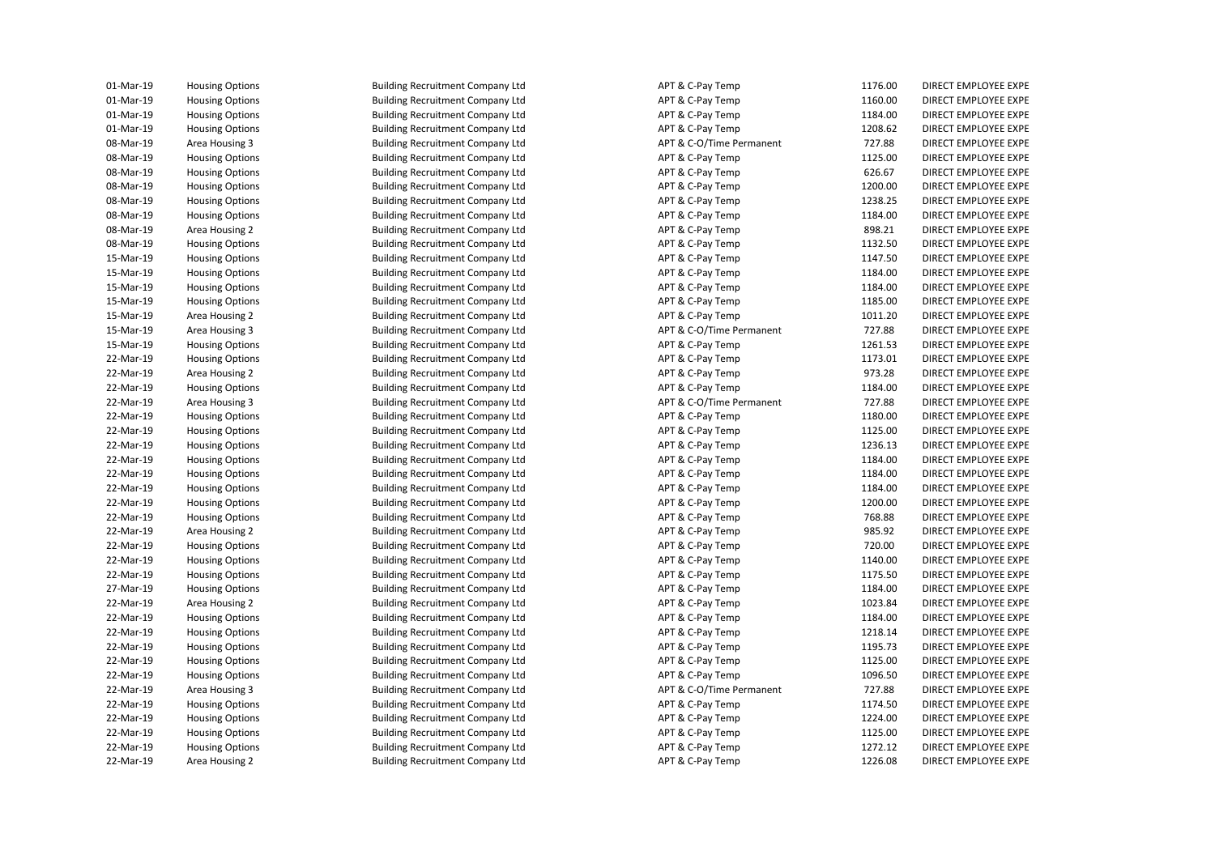| | | | | | |
|---|---|---|---|---|---|
| 01-Mar-19 | Housing Options | Building Recruitment Company Ltd | APT & C-Pay Temp | 1176.00 | DIRECT EMPLOYEE EXPE |
| 01-Mar-19 | Housing Options | Building Recruitment Company Ltd | APT & C-Pay Temp | 1160.00 | DIRECT EMPLOYEE EXPE |
| 01-Mar-19 | Housing Options | Building Recruitment Company Ltd | APT & C-Pay Temp | 1184.00 | DIRECT EMPLOYEE EXPE |
| 01-Mar-19 | Housing Options | Building Recruitment Company Ltd | APT & C-Pay Temp | 1208.62 | DIRECT EMPLOYEE EXPE |
| 08-Mar-19 | Area Housing 3 | Building Recruitment Company Ltd | APT & C-O/Time Permanent | 727.88 | DIRECT EMPLOYEE EXPE |
| 08-Mar-19 | Housing Options | Building Recruitment Company Ltd | APT & C-Pay Temp | 1125.00 | DIRECT EMPLOYEE EXPE |
| 08-Mar-19 | Housing Options | Building Recruitment Company Ltd | APT & C-Pay Temp | 626.67 | DIRECT EMPLOYEE EXPE |
| 08-Mar-19 | Housing Options | Building Recruitment Company Ltd | APT & C-Pay Temp | 1200.00 | DIRECT EMPLOYEE EXPE |
| 08-Mar-19 | Housing Options | Building Recruitment Company Ltd | APT & C-Pay Temp | 1238.25 | DIRECT EMPLOYEE EXPE |
| 08-Mar-19 | Housing Options | Building Recruitment Company Ltd | APT & C-Pay Temp | 1184.00 | DIRECT EMPLOYEE EXPE |
| 08-Mar-19 | Area Housing 2 | Building Recruitment Company Ltd | APT & C-Pay Temp | 898.21 | DIRECT EMPLOYEE EXPE |
| 08-Mar-19 | Housing Options | Building Recruitment Company Ltd | APT & C-Pay Temp | 1132.50 | DIRECT EMPLOYEE EXPE |
| 15-Mar-19 | Housing Options | Building Recruitment Company Ltd | APT & C-Pay Temp | 1147.50 | DIRECT EMPLOYEE EXPE |
| 15-Mar-19 | Housing Options | Building Recruitment Company Ltd | APT & C-Pay Temp | 1184.00 | DIRECT EMPLOYEE EXPE |
| 15-Mar-19 | Housing Options | Building Recruitment Company Ltd | APT & C-Pay Temp | 1184.00 | DIRECT EMPLOYEE EXPE |
| 15-Mar-19 | Housing Options | Building Recruitment Company Ltd | APT & C-Pay Temp | 1185.00 | DIRECT EMPLOYEE EXPE |
| 15-Mar-19 | Area Housing 2 | Building Recruitment Company Ltd | APT & C-Pay Temp | 1011.20 | DIRECT EMPLOYEE EXPE |
| 15-Mar-19 | Area Housing 3 | Building Recruitment Company Ltd | APT & C-O/Time Permanent | 727.88 | DIRECT EMPLOYEE EXPE |
| 15-Mar-19 | Housing Options | Building Recruitment Company Ltd | APT & C-Pay Temp | 1261.53 | DIRECT EMPLOYEE EXPE |
| 22-Mar-19 | Housing Options | Building Recruitment Company Ltd | APT & C-Pay Temp | 1173.01 | DIRECT EMPLOYEE EXPE |
| 22-Mar-19 | Area Housing 2 | Building Recruitment Company Ltd | APT & C-Pay Temp | 973.28 | DIRECT EMPLOYEE EXPE |
| 22-Mar-19 | Housing Options | Building Recruitment Company Ltd | APT & C-Pay Temp | 1184.00 | DIRECT EMPLOYEE EXPE |
| 22-Mar-19 | Area Housing 3 | Building Recruitment Company Ltd | APT & C-O/Time Permanent | 727.88 | DIRECT EMPLOYEE EXPE |
| 22-Mar-19 | Housing Options | Building Recruitment Company Ltd | APT & C-Pay Temp | 1180.00 | DIRECT EMPLOYEE EXPE |
| 22-Mar-19 | Housing Options | Building Recruitment Company Ltd | APT & C-Pay Temp | 1125.00 | DIRECT EMPLOYEE EXPE |
| 22-Mar-19 | Housing Options | Building Recruitment Company Ltd | APT & C-Pay Temp | 1236.13 | DIRECT EMPLOYEE EXPE |
| 22-Mar-19 | Housing Options | Building Recruitment Company Ltd | APT & C-Pay Temp | 1184.00 | DIRECT EMPLOYEE EXPE |
| 22-Mar-19 | Housing Options | Building Recruitment Company Ltd | APT & C-Pay Temp | 1184.00 | DIRECT EMPLOYEE EXPE |
| 22-Mar-19 | Housing Options | Building Recruitment Company Ltd | APT & C-Pay Temp | 1184.00 | DIRECT EMPLOYEE EXPE |
| 22-Mar-19 | Housing Options | Building Recruitment Company Ltd | APT & C-Pay Temp | 1200.00 | DIRECT EMPLOYEE EXPE |
| 22-Mar-19 | Housing Options | Building Recruitment Company Ltd | APT & C-Pay Temp | 768.88 | DIRECT EMPLOYEE EXPE |
| 22-Mar-19 | Area Housing 2 | Building Recruitment Company Ltd | APT & C-Pay Temp | 985.92 | DIRECT EMPLOYEE EXPE |
| 22-Mar-19 | Housing Options | Building Recruitment Company Ltd | APT & C-Pay Temp | 720.00 | DIRECT EMPLOYEE EXPE |
| 22-Mar-19 | Housing Options | Building Recruitment Company Ltd | APT & C-Pay Temp | 1140.00 | DIRECT EMPLOYEE EXPE |
| 22-Mar-19 | Housing Options | Building Recruitment Company Ltd | APT & C-Pay Temp | 1175.50 | DIRECT EMPLOYEE EXPE |
| 27-Mar-19 | Housing Options | Building Recruitment Company Ltd | APT & C-Pay Temp | 1184.00 | DIRECT EMPLOYEE EXPE |
| 22-Mar-19 | Area Housing 2 | Building Recruitment Company Ltd | APT & C-Pay Temp | 1023.84 | DIRECT EMPLOYEE EXPE |
| 22-Mar-19 | Housing Options | Building Recruitment Company Ltd | APT & C-Pay Temp | 1184.00 | DIRECT EMPLOYEE EXPE |
| 22-Mar-19 | Housing Options | Building Recruitment Company Ltd | APT & C-Pay Temp | 1218.14 | DIRECT EMPLOYEE EXPE |
| 22-Mar-19 | Housing Options | Building Recruitment Company Ltd | APT & C-Pay Temp | 1195.73 | DIRECT EMPLOYEE EXPE |
| 22-Mar-19 | Housing Options | Building Recruitment Company Ltd | APT & C-Pay Temp | 1125.00 | DIRECT EMPLOYEE EXPE |
| 22-Mar-19 | Housing Options | Building Recruitment Company Ltd | APT & C-Pay Temp | 1096.50 | DIRECT EMPLOYEE EXPE |
| 22-Mar-19 | Area Housing 3 | Building Recruitment Company Ltd | APT & C-O/Time Permanent | 727.88 | DIRECT EMPLOYEE EXPE |
| 22-Mar-19 | Housing Options | Building Recruitment Company Ltd | APT & C-Pay Temp | 1174.50 | DIRECT EMPLOYEE EXPE |
| 22-Mar-19 | Housing Options | Building Recruitment Company Ltd | APT & C-Pay Temp | 1224.00 | DIRECT EMPLOYEE EXPE |
| 22-Mar-19 | Housing Options | Building Recruitment Company Ltd | APT & C-Pay Temp | 1125.00 | DIRECT EMPLOYEE EXPE |
| 22-Mar-19 | Housing Options | Building Recruitment Company Ltd | APT & C-Pay Temp | 1272.12 | DIRECT EMPLOYEE EXPE |
| 22-Mar-19 | Area Housing 2 | Building Recruitment Company Ltd | APT & C-Pay Temp | 1226.08 | DIRECT EMPLOYEE EXPE |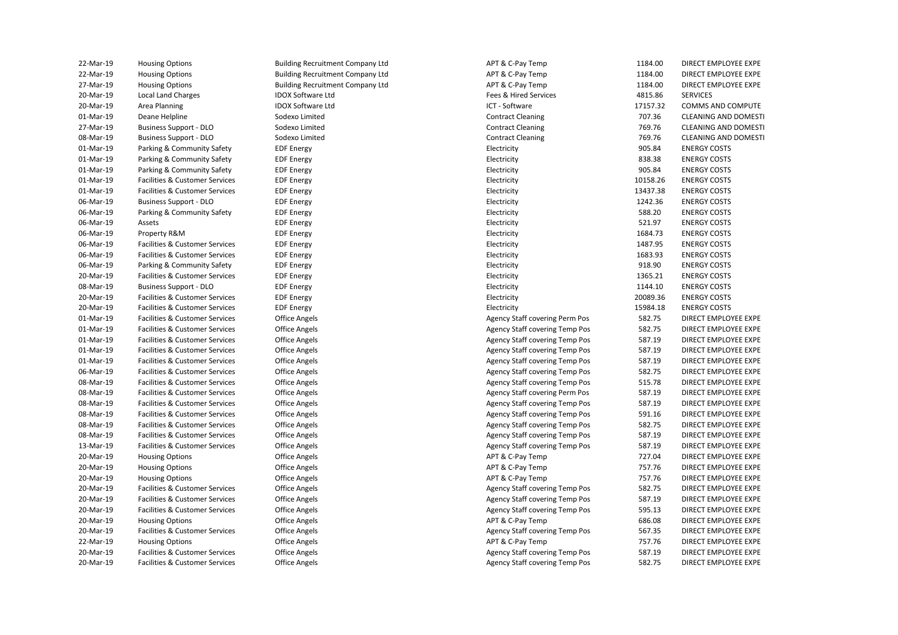| | | | | | |
|---|---|---|---|---|---|
| 22-Mar-19 | Housing Options | Building Recruitment Company Ltd | APT & C-Pay Temp | 1184.00 | DIRECT EMPLOYEE EXPE |
| 22-Mar-19 | Housing Options | Building Recruitment Company Ltd | APT & C-Pay Temp | 1184.00 | DIRECT EMPLOYEE EXPE |
| 27-Mar-19 | Housing Options | Building Recruitment Company Ltd | APT & C-Pay Temp | 1184.00 | DIRECT EMPLOYEE EXPE |
| 20-Mar-19 | Local Land Charges | IDOX Software Ltd | Fees & Hired Services | 4815.86 | SERVICES |
| 20-Mar-19 | Area Planning | IDOX Software Ltd | ICT - Software | 17157.32 | COMMS AND COMPUTE |
| 01-Mar-19 | Deane Helpline | Sodexo Limited | Contract Cleaning | 707.36 | CLEANING AND DOMESTI |
| 27-Mar-19 | Business Support - DLO | Sodexo Limited | Contract Cleaning | 769.76 | CLEANING AND DOMESTI |
| 08-Mar-19 | Business Support - DLO | Sodexo Limited | Contract Cleaning | 769.76 | CLEANING AND DOMESTI |
| 01-Mar-19 | Parking & Community Safety | EDF Energy | Electricity | 905.84 | ENERGY COSTS |
| 01-Mar-19 | Parking & Community Safety | EDF Energy | Electricity | 838.38 | ENERGY COSTS |
| 01-Mar-19 | Parking & Community Safety | EDF Energy | Electricity | 905.84 | ENERGY COSTS |
| 01-Mar-19 | Facilities & Customer Services | EDF Energy | Electricity | 10158.26 | ENERGY COSTS |
| 01-Mar-19 | Facilities & Customer Services | EDF Energy | Electricity | 13437.38 | ENERGY COSTS |
| 06-Mar-19 | Business Support - DLO | EDF Energy | Electricity | 1242.36 | ENERGY COSTS |
| 06-Mar-19 | Parking & Community Safety | EDF Energy | Electricity | 588.20 | ENERGY COSTS |
| 06-Mar-19 | Assets | EDF Energy | Electricity | 521.97 | ENERGY COSTS |
| 06-Mar-19 | Property R&M | EDF Energy | Electricity | 1684.73 | ENERGY COSTS |
| 06-Mar-19 | Facilities & Customer Services | EDF Energy | Electricity | 1487.95 | ENERGY COSTS |
| 06-Mar-19 | Facilities & Customer Services | EDF Energy | Electricity | 1683.93 | ENERGY COSTS |
| 06-Mar-19 | Parking & Community Safety | EDF Energy | Electricity | 918.90 | ENERGY COSTS |
| 20-Mar-19 | Facilities & Customer Services | EDF Energy | Electricity | 1365.21 | ENERGY COSTS |
| 08-Mar-19 | Business Support - DLO | EDF Energy | Electricity | 1144.10 | ENERGY COSTS |
| 20-Mar-19 | Facilities & Customer Services | EDF Energy | Electricity | 20089.36 | ENERGY COSTS |
| 20-Mar-19 | Facilities & Customer Services | EDF Energy | Electricity | 15984.18 | ENERGY COSTS |
| 01-Mar-19 | Facilities & Customer Services | Office Angels | Agency Staff covering Perm Pos | 582.75 | DIRECT EMPLOYEE EXPE |
| 01-Mar-19 | Facilities & Customer Services | Office Angels | Agency Staff covering Temp Pos | 582.75 | DIRECT EMPLOYEE EXPE |
| 01-Mar-19 | Facilities & Customer Services | Office Angels | Agency Staff covering Temp Pos | 587.19 | DIRECT EMPLOYEE EXPE |
| 01-Mar-19 | Facilities & Customer Services | Office Angels | Agency Staff covering Temp Pos | 587.19 | DIRECT EMPLOYEE EXPE |
| 01-Mar-19 | Facilities & Customer Services | Office Angels | Agency Staff covering Temp Pos | 587.19 | DIRECT EMPLOYEE EXPE |
| 06-Mar-19 | Facilities & Customer Services | Office Angels | Agency Staff covering Temp Pos | 582.75 | DIRECT EMPLOYEE EXPE |
| 08-Mar-19 | Facilities & Customer Services | Office Angels | Agency Staff covering Temp Pos | 515.78 | DIRECT EMPLOYEE EXPE |
| 08-Mar-19 | Facilities & Customer Services | Office Angels | Agency Staff covering Perm Pos | 587.19 | DIRECT EMPLOYEE EXPE |
| 08-Mar-19 | Facilities & Customer Services | Office Angels | Agency Staff covering Temp Pos | 587.19 | DIRECT EMPLOYEE EXPE |
| 08-Mar-19 | Facilities & Customer Services | Office Angels | Agency Staff covering Temp Pos | 591.16 | DIRECT EMPLOYEE EXPE |
| 08-Mar-19 | Facilities & Customer Services | Office Angels | Agency Staff covering Temp Pos | 582.75 | DIRECT EMPLOYEE EXPE |
| 08-Mar-19 | Facilities & Customer Services | Office Angels | Agency Staff covering Temp Pos | 587.19 | DIRECT EMPLOYEE EXPE |
| 13-Mar-19 | Facilities & Customer Services | Office Angels | Agency Staff covering Temp Pos | 587.19 | DIRECT EMPLOYEE EXPE |
| 20-Mar-19 | Housing Options | Office Angels | APT & C-Pay Temp | 727.04 | DIRECT EMPLOYEE EXPE |
| 20-Mar-19 | Housing Options | Office Angels | APT & C-Pay Temp | 757.76 | DIRECT EMPLOYEE EXPE |
| 20-Mar-19 | Housing Options | Office Angels | APT & C-Pay Temp | 757.76 | DIRECT EMPLOYEE EXPE |
| 20-Mar-19 | Facilities & Customer Services | Office Angels | Agency Staff covering Temp Pos | 582.75 | DIRECT EMPLOYEE EXPE |
| 20-Mar-19 | Facilities & Customer Services | Office Angels | Agency Staff covering Temp Pos | 587.19 | DIRECT EMPLOYEE EXPE |
| 20-Mar-19 | Facilities & Customer Services | Office Angels | Agency Staff covering Temp Pos | 595.13 | DIRECT EMPLOYEE EXPE |
| 20-Mar-19 | Housing Options | Office Angels | APT & C-Pay Temp | 686.08 | DIRECT EMPLOYEE EXPE |
| 20-Mar-19 | Facilities & Customer Services | Office Angels | Agency Staff covering Temp Pos | 567.35 | DIRECT EMPLOYEE EXPE |
| 22-Mar-19 | Housing Options | Office Angels | APT & C-Pay Temp | 757.76 | DIRECT EMPLOYEE EXPE |
| 20-Mar-19 | Facilities & Customer Services | Office Angels | Agency Staff covering Temp Pos | 587.19 | DIRECT EMPLOYEE EXPE |
| 20-Mar-19 | Facilities & Customer Services | Office Angels | Agency Staff covering Temp Pos | 582.75 | DIRECT EMPLOYEE EXPE |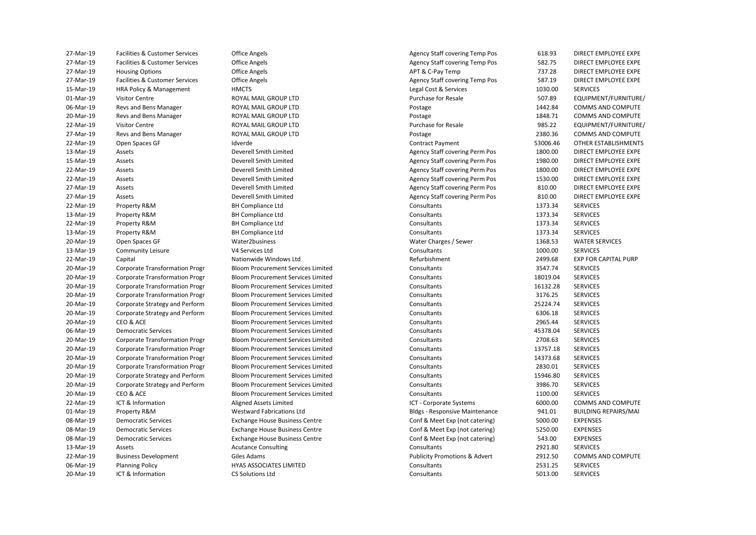| | | | | | |
|---|---|---|---|---|---|
| 27-Mar-19 | Facilities & Customer Services | Office Angels | Agency Staff covering Temp Pos | 618.93 | DIRECT EMPLOYEE EXPE |
| 27-Mar-19 | Facilities & Customer Services | Office Angels | Agency Staff covering Temp Pos | 582.75 | DIRECT EMPLOYEE EXPE |
| 27-Mar-19 | Housing Options | Office Angels | APT & C-Pay Temp | 737.28 | DIRECT EMPLOYEE EXPE |
| 27-Mar-19 | Facilities & Customer Services | Office Angels | Agency Staff covering Temp Pos | 587.19 | DIRECT EMPLOYEE EXPE |
| 15-Mar-19 | HRA Policy & Management | HMCTS | Legal Cost & Services | 1030.00 | SERVICES |
| 01-Mar-19 | Visitor Centre | ROYAL MAIL GROUP LTD | Purchase for Resale | 507.89 | EQUIPMENT/FURNITURE/ |
| 06-Mar-19 | Revs and Bens Manager | ROYAL MAIL GROUP LTD | Postage | 1442.84 | COMMS AND COMPUTE |
| 20-Mar-19 | Revs and Bens Manager | ROYAL MAIL GROUP LTD | Postage | 1848.71 | COMMS AND COMPUTE |
| 22-Mar-19 | Visitor Centre | ROYAL MAIL GROUP LTD | Purchase for Resale | 985.22 | EQUIPMENT/FURNITURE/ |
| 27-Mar-19 | Revs and Bens Manager | ROYAL MAIL GROUP LTD | Postage | 2380.36 | COMMS AND COMPUTE |
| 22-Mar-19 | Open Spaces GF | Idverde | Contract Payment | 53006.46 | OTHER ESTABLISHMENTS |
| 13-Mar-19 | Assets | Deverell Smith Limited | Agency Staff covering Perm Pos | 1800.00 | DIRECT EMPLOYEE EXPE |
| 15-Mar-19 | Assets | Deverell Smith Limited | Agency Staff covering Perm Pos | 1980.00 | DIRECT EMPLOYEE EXPE |
| 22-Mar-19 | Assets | Deverell Smith Limited | Agency Staff covering Perm Pos | 1800.00 | DIRECT EMPLOYEE EXPE |
| 22-Mar-19 | Assets | Deverell Smith Limited | Agency Staff covering Perm Pos | 1530.00 | DIRECT EMPLOYEE EXPE |
| 27-Mar-19 | Assets | Deverell Smith Limited | Agency Staff covering Perm Pos | 810.00 | DIRECT EMPLOYEE EXPE |
| 27-Mar-19 | Assets | Deverell Smith Limited | Agency Staff covering Perm Pos | 810.00 | DIRECT EMPLOYEE EXPE |
| 22-Mar-19 | Property R&M | BH Compliance Ltd | Consultants | 1373.34 | SERVICES |
| 13-Mar-19 | Property R&M | BH Compliance Ltd | Consultants | 1373.34 | SERVICES |
| 22-Mar-19 | Property R&M | BH Compliance Ltd | Consultants | 1373.34 | SERVICES |
| 13-Mar-19 | Property R&M | BH Compliance Ltd | Consultants | 1373.34 | SERVICES |
| 20-Mar-19 | Open Spaces GF | Water2business | Water Charges / Sewer | 1368.53 | WATER SERVICES |
| 13-Mar-19 | Community Leisure | V4 Services Ltd | Consultants | 1000.00 | SERVICES |
| 22-Mar-19 | Capital | Nationwide Windows Ltd | Refurbishment | 2499.68 | EXP FOR CAPITAL PURP |
| 20-Mar-19 | Corporate Transformation Progr | Bloom Procurement Services Limited | Consultants | 3547.74 | SERVICES |
| 20-Mar-19 | Corporate Transformation Progr | Bloom Procurement Services Limited | Consultants | 18019.04 | SERVICES |
| 20-Mar-19 | Corporate Transformation Progr | Bloom Procurement Services Limited | Consultants | 16132.28 | SERVICES |
| 20-Mar-19 | Corporate Transformation Progr | Bloom Procurement Services Limited | Consultants | 3176.25 | SERVICES |
| 20-Mar-19 | Corporate Strategy and Perform | Bloom Procurement Services Limited | Consultants | 25224.74 | SERVICES |
| 20-Mar-19 | Corporate Strategy and Perform | Bloom Procurement Services Limited | Consultants | 6306.18 | SERVICES |
| 20-Mar-19 | CEO & ACE | Bloom Procurement Services Limited | Consultants | 2965.44 | SERVICES |
| 06-Mar-19 | Democratic Services | Bloom Procurement Services Limited | Consultants | 45378.04 | SERVICES |
| 20-Mar-19 | Corporate Transformation Progr | Bloom Procurement Services Limited | Consultants | 2708.63 | SERVICES |
| 20-Mar-19 | Corporate Transformation Progr | Bloom Procurement Services Limited | Consultants | 13757.18 | SERVICES |
| 20-Mar-19 | Corporate Transformation Progr | Bloom Procurement Services Limited | Consultants | 14373.68 | SERVICES |
| 20-Mar-19 | Corporate Transformation Progr | Bloom Procurement Services Limited | Consultants | 2830.01 | SERVICES |
| 20-Mar-19 | Corporate Strategy and Perform | Bloom Procurement Services Limited | Consultants | 15946.80 | SERVICES |
| 20-Mar-19 | Corporate Strategy and Perform | Bloom Procurement Services Limited | Consultants | 3986.70 | SERVICES |
| 20-Mar-19 | CEO & ACE | Bloom Procurement Services Limited | Consultants | 1100.00 | SERVICES |
| 22-Mar-19 | ICT & Information | Aligned Assets Limited | ICT - Corporate Systems | 6000.00 | COMMS AND COMPUTE |
| 01-Mar-19 | Property R&M | Westward Fabrications Ltd | Bldgs - Responsive Maintenance | 941.01 | BUILDING REPAIRS/MAI |
| 08-Mar-19 | Democratic Services | Exchange House Business Centre | Conf & Meet Exp (not catering) | 5000.00 | EXPENSES |
| 08-Mar-19 | Democratic Services | Exchange House Business Centre | Conf & Meet Exp (not catering) | 5250.00 | EXPENSES |
| 08-Mar-19 | Democratic Services | Exchange House Business Centre | Conf & Meet Exp (not catering) | 543.00 | EXPENSES |
| 13-Mar-19 | Assets | Acutance Consulting | Consultants | 2921.80 | SERVICES |
| 22-Mar-19 | Business Development | Giles Adams | Publicity Promotions & Advert | 2912.50 | COMMS AND COMPUTE |
| 06-Mar-19 | Planning Policy | HYAS ASSOCIATES LIMITED | Consultants | 2531.25 | SERVICES |
| 20-Mar-19 | ICT & Information | CS Solutions Ltd | Consultants | 5013.00 | SERVICES |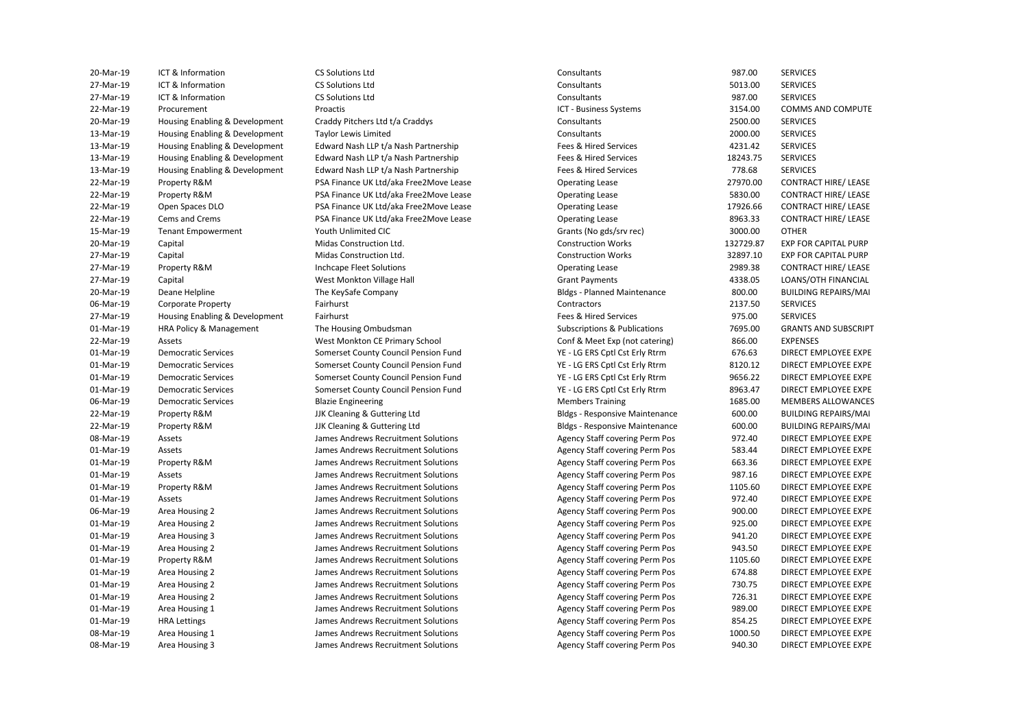| | | | | | |
|---|---|---|---|---|---|
| 20-Mar-19 | ICT & Information | CS Solutions Ltd | Consultants | 987.00 | SERVICES |
| 27-Mar-19 | ICT & Information | CS Solutions Ltd | Consultants | 5013.00 | SERVICES |
| 27-Mar-19 | ICT & Information | CS Solutions Ltd | Consultants | 987.00 | SERVICES |
| 22-Mar-19 | Procurement | Proactis | ICT - Business Systems | 3154.00 | COMMS AND COMPUTE |
| 20-Mar-19 | Housing Enabling & Development | Craddy Pitchers Ltd t/a Craddys | Consultants | 2500.00 | SERVICES |
| 13-Mar-19 | Housing Enabling & Development | Taylor Lewis Limited | Consultants | 2000.00 | SERVICES |
| 13-Mar-19 | Housing Enabling & Development | Edward Nash LLP t/a Nash Partnership | Fees & Hired Services | 4231.42 | SERVICES |
| 13-Mar-19 | Housing Enabling & Development | Edward Nash LLP t/a Nash Partnership | Fees & Hired Services | 18243.75 | SERVICES |
| 13-Mar-19 | Housing Enabling & Development | Edward Nash LLP t/a Nash Partnership | Fees & Hired Services | 778.68 | SERVICES |
| 22-Mar-19 | Property R&M | PSA Finance UK Ltd/aka Free2Move Lease | Operating Lease | 27970.00 | CONTRACT HIRE/ LEASE |
| 22-Mar-19 | Property R&M | PSA Finance UK Ltd/aka Free2Move Lease | Operating Lease | 5830.00 | CONTRACT HIRE/ LEASE |
| 22-Mar-19 | Open Spaces DLO | PSA Finance UK Ltd/aka Free2Move Lease | Operating Lease | 17926.66 | CONTRACT HIRE/ LEASE |
| 22-Mar-19 | Cems and Crems | PSA Finance UK Ltd/aka Free2Move Lease | Operating Lease | 8963.33 | CONTRACT HIRE/ LEASE |
| 15-Mar-19 | Tenant Empowerment | Youth Unlimited CIC | Grants (No gds/srv rec) | 3000.00 | OTHER |
| 20-Mar-19 | Capital | Midas Construction Ltd. | Construction Works | 132729.87 | EXP FOR CAPITAL PURP |
| 27-Mar-19 | Capital | Midas Construction Ltd. | Construction Works | 32897.10 | EXP FOR CAPITAL PURP |
| 27-Mar-19 | Property R&M | Inchcape Fleet Solutions | Operating Lease | 2989.38 | CONTRACT HIRE/ LEASE |
| 27-Mar-19 | Capital | West Monkton Village Hall | Grant Payments | 4338.05 | LOANS/OTH FINANCIAL |
| 20-Mar-19 | Deane Helpline | The KeySafe Company | Bldgs - Planned Maintenance | 800.00 | BUILDING REPAIRS/MAI |
| 06-Mar-19 | Corporate Property | Fairhurst | Contractors | 2137.50 | SERVICES |
| 27-Mar-19 | Housing Enabling & Development | Fairhurst | Fees & Hired Services | 975.00 | SERVICES |
| 01-Mar-19 | HRA Policy & Management | The Housing Ombudsman | Subscriptions & Publications | 7695.00 | GRANTS AND SUBSCRIPT |
| 22-Mar-19 | Assets | West Monkton CE Primary School | Conf & Meet Exp (not catering) | 866.00 | EXPENSES |
| 01-Mar-19 | Democratic Services | Somerset County Council Pension Fund | YE - LG ERS Cptl Cst Erly Rtrm | 676.63 | DIRECT EMPLOYEE EXPE |
| 01-Mar-19 | Democratic Services | Somerset County Council Pension Fund | YE - LG ERS Cptl Cst Erly Rtrm | 8120.12 | DIRECT EMPLOYEE EXPE |
| 01-Mar-19 | Democratic Services | Somerset County Council Pension Fund | YE - LG ERS Cptl Cst Erly Rtrm | 9656.22 | DIRECT EMPLOYEE EXPE |
| 01-Mar-19 | Democratic Services | Somerset County Council Pension Fund | YE - LG ERS Cptl Cst Erly Rtrm | 8963.47 | DIRECT EMPLOYEE EXPE |
| 06-Mar-19 | Democratic Services | Blazie Engineering | Members Training | 1685.00 | MEMBERS ALLOWANCES |
| 22-Mar-19 | Property R&M | JJK Cleaning & Guttering Ltd | Bldgs - Responsive Maintenance | 600.00 | BUILDING REPAIRS/MAI |
| 22-Mar-19 | Property R&M | JJK Cleaning & Guttering Ltd | Bldgs - Responsive Maintenance | 600.00 | BUILDING REPAIRS/MAI |
| 08-Mar-19 | Assets | James Andrews Recruitment Solutions | Agency Staff covering Perm Pos | 972.40 | DIRECT EMPLOYEE EXPE |
| 01-Mar-19 | Assets | James Andrews Recruitment Solutions | Agency Staff covering Perm Pos | 583.44 | DIRECT EMPLOYEE EXPE |
| 01-Mar-19 | Property R&M | James Andrews Recruitment Solutions | Agency Staff covering Perm Pos | 663.36 | DIRECT EMPLOYEE EXPE |
| 01-Mar-19 | Assets | James Andrews Recruitment Solutions | Agency Staff covering Perm Pos | 987.16 | DIRECT EMPLOYEE EXPE |
| 01-Mar-19 | Property R&M | James Andrews Recruitment Solutions | Agency Staff covering Perm Pos | 1105.60 | DIRECT EMPLOYEE EXPE |
| 01-Mar-19 | Assets | James Andrews Recruitment Solutions | Agency Staff covering Perm Pos | 972.40 | DIRECT EMPLOYEE EXPE |
| 06-Mar-19 | Area Housing 2 | James Andrews Recruitment Solutions | Agency Staff covering Perm Pos | 900.00 | DIRECT EMPLOYEE EXPE |
| 01-Mar-19 | Area Housing 2 | James Andrews Recruitment Solutions | Agency Staff covering Perm Pos | 925.00 | DIRECT EMPLOYEE EXPE |
| 01-Mar-19 | Area Housing 3 | James Andrews Recruitment Solutions | Agency Staff covering Perm Pos | 941.20 | DIRECT EMPLOYEE EXPE |
| 01-Mar-19 | Area Housing 2 | James Andrews Recruitment Solutions | Agency Staff covering Perm Pos | 943.50 | DIRECT EMPLOYEE EXPE |
| 01-Mar-19 | Property R&M | James Andrews Recruitment Solutions | Agency Staff covering Perm Pos | 1105.60 | DIRECT EMPLOYEE EXPE |
| 01-Mar-19 | Area Housing 2 | James Andrews Recruitment Solutions | Agency Staff covering Perm Pos | 674.88 | DIRECT EMPLOYEE EXPE |
| 01-Mar-19 | Area Housing 2 | James Andrews Recruitment Solutions | Agency Staff covering Perm Pos | 730.75 | DIRECT EMPLOYEE EXPE |
| 01-Mar-19 | Area Housing 2 | James Andrews Recruitment Solutions | Agency Staff covering Perm Pos | 726.31 | DIRECT EMPLOYEE EXPE |
| 01-Mar-19 | Area Housing 1 | James Andrews Recruitment Solutions | Agency Staff covering Perm Pos | 989.00 | DIRECT EMPLOYEE EXPE |
| 01-Mar-19 | HRA Lettings | James Andrews Recruitment Solutions | Agency Staff covering Perm Pos | 854.25 | DIRECT EMPLOYEE EXPE |
| 08-Mar-19 | Area Housing 1 | James Andrews Recruitment Solutions | Agency Staff covering Perm Pos | 1000.50 | DIRECT EMPLOYEE EXPE |
| 08-Mar-19 | Area Housing 3 | James Andrews Recruitment Solutions | Agency Staff covering Perm Pos | 940.30 | DIRECT EMPLOYEE EXPE |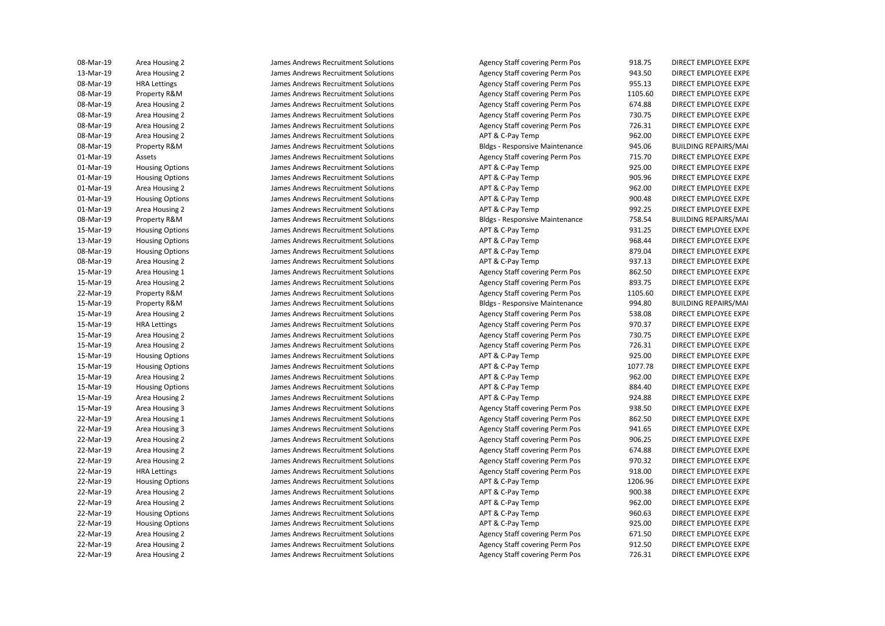| | | | | | |
|---|---|---|---|---|---|
| 08-Mar-19 | Area Housing 2 | James Andrews Recruitment Solutions | Agency Staff covering Perm Pos | 918.75 | DIRECT EMPLOYEE EXPE |
| 13-Mar-19 | Area Housing 2 | James Andrews Recruitment Solutions | Agency Staff covering Perm Pos | 943.50 | DIRECT EMPLOYEE EXPE |
| 08-Mar-19 | HRA Lettings | James Andrews Recruitment Solutions | Agency Staff covering Perm Pos | 955.13 | DIRECT EMPLOYEE EXPE |
| 08-Mar-19 | Property R&M | James Andrews Recruitment Solutions | Agency Staff covering Perm Pos | 1105.60 | DIRECT EMPLOYEE EXPE |
| 08-Mar-19 | Area Housing 2 | James Andrews Recruitment Solutions | Agency Staff covering Perm Pos | 674.88 | DIRECT EMPLOYEE EXPE |
| 08-Mar-19 | Area Housing 2 | James Andrews Recruitment Solutions | Agency Staff covering Perm Pos | 730.75 | DIRECT EMPLOYEE EXPE |
| 08-Mar-19 | Area Housing 2 | James Andrews Recruitment Solutions | Agency Staff covering Perm Pos | 726.31 | DIRECT EMPLOYEE EXPE |
| 08-Mar-19 | Area Housing 2 | James Andrews Recruitment Solutions | APT & C-Pay Temp | 962.00 | DIRECT EMPLOYEE EXPE |
| 08-Mar-19 | Property R&M | James Andrews Recruitment Solutions | Bldgs - Responsive Maintenance | 945.06 | BUILDING REPAIRS/MAI |
| 01-Mar-19 | Assets | James Andrews Recruitment Solutions | Agency Staff covering Perm Pos | 715.70 | DIRECT EMPLOYEE EXPE |
| 01-Mar-19 | Housing Options | James Andrews Recruitment Solutions | APT & C-Pay Temp | 925.00 | DIRECT EMPLOYEE EXPE |
| 01-Mar-19 | Housing Options | James Andrews Recruitment Solutions | APT & C-Pay Temp | 905.96 | DIRECT EMPLOYEE EXPE |
| 01-Mar-19 | Area Housing 2 | James Andrews Recruitment Solutions | APT & C-Pay Temp | 962.00 | DIRECT EMPLOYEE EXPE |
| 01-Mar-19 | Housing Options | James Andrews Recruitment Solutions | APT & C-Pay Temp | 900.48 | DIRECT EMPLOYEE EXPE |
| 01-Mar-19 | Area Housing 2 | James Andrews Recruitment Solutions | APT & C-Pay Temp | 992.25 | DIRECT EMPLOYEE EXPE |
| 08-Mar-19 | Property R&M | James Andrews Recruitment Solutions | Bldgs - Responsive Maintenance | 758.54 | BUILDING REPAIRS/MAI |
| 15-Mar-19 | Housing Options | James Andrews Recruitment Solutions | APT & C-Pay Temp | 931.25 | DIRECT EMPLOYEE EXPE |
| 13-Mar-19 | Housing Options | James Andrews Recruitment Solutions | APT & C-Pay Temp | 968.44 | DIRECT EMPLOYEE EXPE |
| 08-Mar-19 | Housing Options | James Andrews Recruitment Solutions | APT & C-Pay Temp | 879.04 | DIRECT EMPLOYEE EXPE |
| 08-Mar-19 | Area Housing 2 | James Andrews Recruitment Solutions | APT & C-Pay Temp | 937.13 | DIRECT EMPLOYEE EXPE |
| 15-Mar-19 | Area Housing 1 | James Andrews Recruitment Solutions | Agency Staff covering Perm Pos | 862.50 | DIRECT EMPLOYEE EXPE |
| 15-Mar-19 | Area Housing 2 | James Andrews Recruitment Solutions | Agency Staff covering Perm Pos | 893.75 | DIRECT EMPLOYEE EXPE |
| 22-Mar-19 | Property R&M | James Andrews Recruitment Solutions | Agency Staff covering Perm Pos | 1105.60 | DIRECT EMPLOYEE EXPE |
| 15-Mar-19 | Property R&M | James Andrews Recruitment Solutions | Bldgs - Responsive Maintenance | 994.80 | BUILDING REPAIRS/MAI |
| 15-Mar-19 | Area Housing 2 | James Andrews Recruitment Solutions | Agency Staff covering Perm Pos | 538.08 | DIRECT EMPLOYEE EXPE |
| 15-Mar-19 | HRA Lettings | James Andrews Recruitment Solutions | Agency Staff covering Perm Pos | 970.37 | DIRECT EMPLOYEE EXPE |
| 15-Mar-19 | Area Housing 2 | James Andrews Recruitment Solutions | Agency Staff covering Perm Pos | 730.75 | DIRECT EMPLOYEE EXPE |
| 15-Mar-19 | Area Housing 2 | James Andrews Recruitment Solutions | Agency Staff covering Perm Pos | 726.31 | DIRECT EMPLOYEE EXPE |
| 15-Mar-19 | Housing Options | James Andrews Recruitment Solutions | APT & C-Pay Temp | 925.00 | DIRECT EMPLOYEE EXPE |
| 15-Mar-19 | Housing Options | James Andrews Recruitment Solutions | APT & C-Pay Temp | 1077.78 | DIRECT EMPLOYEE EXPE |
| 15-Mar-19 | Area Housing 2 | James Andrews Recruitment Solutions | APT & C-Pay Temp | 962.00 | DIRECT EMPLOYEE EXPE |
| 15-Mar-19 | Housing Options | James Andrews Recruitment Solutions | APT & C-Pay Temp | 884.40 | DIRECT EMPLOYEE EXPE |
| 15-Mar-19 | Area Housing 2 | James Andrews Recruitment Solutions | APT & C-Pay Temp | 924.88 | DIRECT EMPLOYEE EXPE |
| 15-Mar-19 | Area Housing 3 | James Andrews Recruitment Solutions | Agency Staff covering Perm Pos | 938.50 | DIRECT EMPLOYEE EXPE |
| 22-Mar-19 | Area Housing 1 | James Andrews Recruitment Solutions | Agency Staff covering Perm Pos | 862.50 | DIRECT EMPLOYEE EXPE |
| 22-Mar-19 | Area Housing 3 | James Andrews Recruitment Solutions | Agency Staff covering Perm Pos | 941.65 | DIRECT EMPLOYEE EXPE |
| 22-Mar-19 | Area Housing 2 | James Andrews Recruitment Solutions | Agency Staff covering Perm Pos | 906.25 | DIRECT EMPLOYEE EXPE |
| 22-Mar-19 | Area Housing 2 | James Andrews Recruitment Solutions | Agency Staff covering Perm Pos | 674.88 | DIRECT EMPLOYEE EXPE |
| 22-Mar-19 | Area Housing 2 | James Andrews Recruitment Solutions | Agency Staff covering Perm Pos | 970.32 | DIRECT EMPLOYEE EXPE |
| 22-Mar-19 | HRA Lettings | James Andrews Recruitment Solutions | Agency Staff covering Perm Pos | 918.00 | DIRECT EMPLOYEE EXPE |
| 22-Mar-19 | Housing Options | James Andrews Recruitment Solutions | APT & C-Pay Temp | 1206.96 | DIRECT EMPLOYEE EXPE |
| 22-Mar-19 | Area Housing 2 | James Andrews Recruitment Solutions | APT & C-Pay Temp | 900.38 | DIRECT EMPLOYEE EXPE |
| 22-Mar-19 | Area Housing 2 | James Andrews Recruitment Solutions | APT & C-Pay Temp | 962.00 | DIRECT EMPLOYEE EXPE |
| 22-Mar-19 | Housing Options | James Andrews Recruitment Solutions | APT & C-Pay Temp | 960.63 | DIRECT EMPLOYEE EXPE |
| 22-Mar-19 | Housing Options | James Andrews Recruitment Solutions | APT & C-Pay Temp | 925.00 | DIRECT EMPLOYEE EXPE |
| 22-Mar-19 | Area Housing 2 | James Andrews Recruitment Solutions | Agency Staff covering Perm Pos | 671.50 | DIRECT EMPLOYEE EXPE |
| 22-Mar-19 | Area Housing 2 | James Andrews Recruitment Solutions | Agency Staff covering Perm Pos | 912.50 | DIRECT EMPLOYEE EXPE |
| 22-Mar-19 | Area Housing 2 | James Andrews Recruitment Solutions | Agency Staff covering Perm Pos | 726.31 | DIRECT EMPLOYEE EXPE |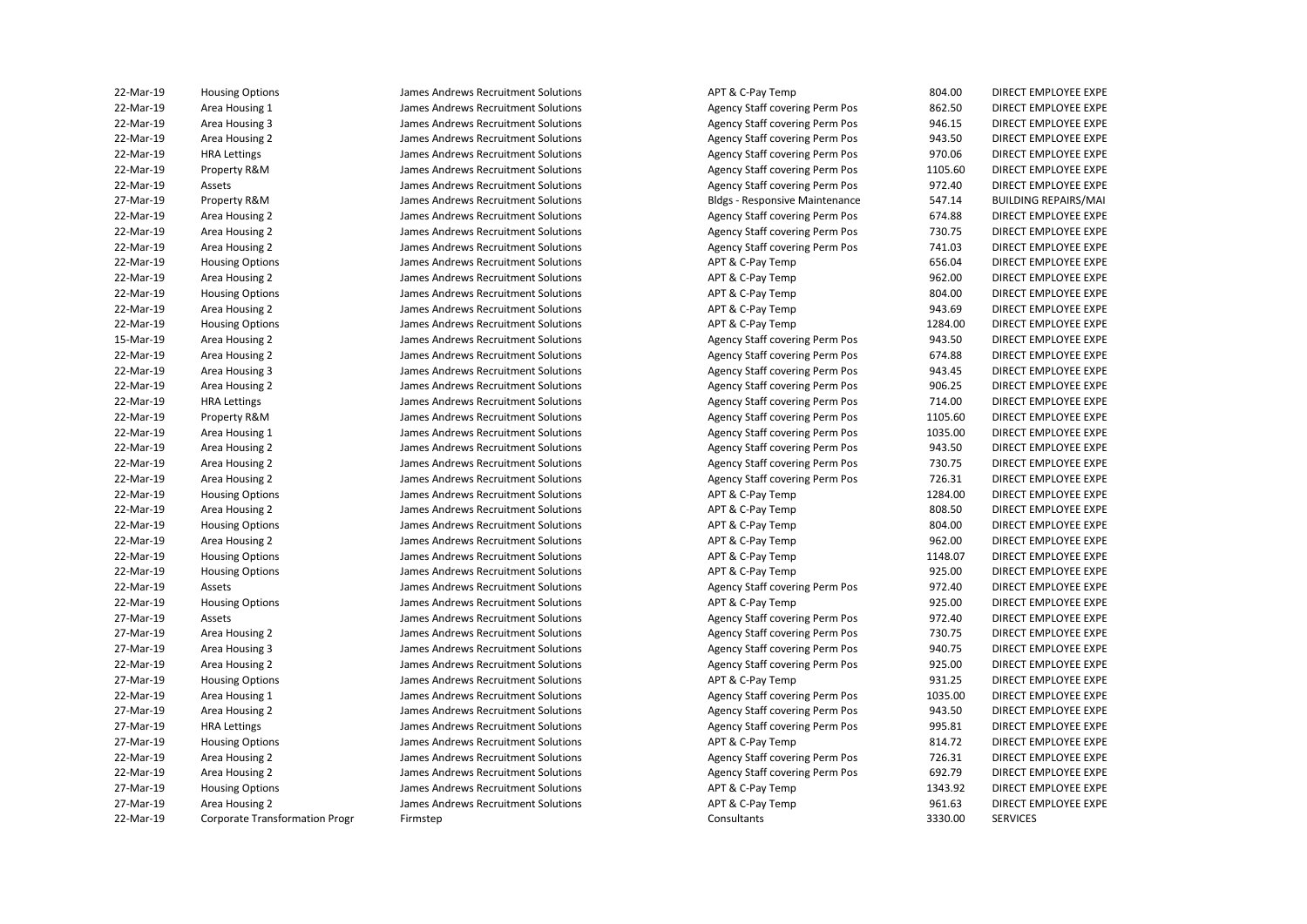| | | | | | |
|---|---|---|---|---|---|
| 22-Mar-19 | Housing Options | James Andrews Recruitment Solutions | APT & C-Pay Temp | 804.00 | DIRECT EMPLOYEE EXPE |
| 22-Mar-19 | Area Housing 1 | James Andrews Recruitment Solutions | Agency Staff covering Perm Pos | 862.50 | DIRECT EMPLOYEE EXPE |
| 22-Mar-19 | Area Housing 3 | James Andrews Recruitment Solutions | Agency Staff covering Perm Pos | 946.15 | DIRECT EMPLOYEE EXPE |
| 22-Mar-19 | Area Housing 2 | James Andrews Recruitment Solutions | Agency Staff covering Perm Pos | 943.50 | DIRECT EMPLOYEE EXPE |
| 22-Mar-19 | HRA Lettings | James Andrews Recruitment Solutions | Agency Staff covering Perm Pos | 970.06 | DIRECT EMPLOYEE EXPE |
| 22-Mar-19 | Property R&M | James Andrews Recruitment Solutions | Agency Staff covering Perm Pos | 1105.60 | DIRECT EMPLOYEE EXPE |
| 22-Mar-19 | Assets | James Andrews Recruitment Solutions | Agency Staff covering Perm Pos | 972.40 | DIRECT EMPLOYEE EXPE |
| 27-Mar-19 | Property R&M | James Andrews Recruitment Solutions | Bldgs - Responsive Maintenance | 547.14 | BUILDING REPAIRS/MAI |
| 22-Mar-19 | Area Housing 2 | James Andrews Recruitment Solutions | Agency Staff covering Perm Pos | 674.88 | DIRECT EMPLOYEE EXPE |
| 22-Mar-19 | Area Housing 2 | James Andrews Recruitment Solutions | Agency Staff covering Perm Pos | 730.75 | DIRECT EMPLOYEE EXPE |
| 22-Mar-19 | Area Housing 2 | James Andrews Recruitment Solutions | Agency Staff covering Perm Pos | 741.03 | DIRECT EMPLOYEE EXPE |
| 22-Mar-19 | Housing Options | James Andrews Recruitment Solutions | APT & C-Pay Temp | 656.04 | DIRECT EMPLOYEE EXPE |
| 22-Mar-19 | Area Housing 2 | James Andrews Recruitment Solutions | APT & C-Pay Temp | 962.00 | DIRECT EMPLOYEE EXPE |
| 22-Mar-19 | Housing Options | James Andrews Recruitment Solutions | APT & C-Pay Temp | 804.00 | DIRECT EMPLOYEE EXPE |
| 22-Mar-19 | Area Housing 2 | James Andrews Recruitment Solutions | APT & C-Pay Temp | 943.69 | DIRECT EMPLOYEE EXPE |
| 22-Mar-19 | Housing Options | James Andrews Recruitment Solutions | APT & C-Pay Temp | 1284.00 | DIRECT EMPLOYEE EXPE |
| 15-Mar-19 | Area Housing 2 | James Andrews Recruitment Solutions | Agency Staff covering Perm Pos | 943.50 | DIRECT EMPLOYEE EXPE |
| 22-Mar-19 | Area Housing 2 | James Andrews Recruitment Solutions | Agency Staff covering Perm Pos | 674.88 | DIRECT EMPLOYEE EXPE |
| 22-Mar-19 | Area Housing 3 | James Andrews Recruitment Solutions | Agency Staff covering Perm Pos | 943.45 | DIRECT EMPLOYEE EXPE |
| 22-Mar-19 | Area Housing 2 | James Andrews Recruitment Solutions | Agency Staff covering Perm Pos | 906.25 | DIRECT EMPLOYEE EXPE |
| 22-Mar-19 | HRA Lettings | James Andrews Recruitment Solutions | Agency Staff covering Perm Pos | 714.00 | DIRECT EMPLOYEE EXPE |
| 22-Mar-19 | Property R&M | James Andrews Recruitment Solutions | Agency Staff covering Perm Pos | 1105.60 | DIRECT EMPLOYEE EXPE |
| 22-Mar-19 | Area Housing 1 | James Andrews Recruitment Solutions | Agency Staff covering Perm Pos | 1035.00 | DIRECT EMPLOYEE EXPE |
| 22-Mar-19 | Area Housing 2 | James Andrews Recruitment Solutions | Agency Staff covering Perm Pos | 943.50 | DIRECT EMPLOYEE EXPE |
| 22-Mar-19 | Area Housing 2 | James Andrews Recruitment Solutions | Agency Staff covering Perm Pos | 730.75 | DIRECT EMPLOYEE EXPE |
| 22-Mar-19 | Area Housing 2 | James Andrews Recruitment Solutions | Agency Staff covering Perm Pos | 726.31 | DIRECT EMPLOYEE EXPE |
| 22-Mar-19 | Housing Options | James Andrews Recruitment Solutions | APT & C-Pay Temp | 1284.00 | DIRECT EMPLOYEE EXPE |
| 22-Mar-19 | Area Housing 2 | James Andrews Recruitment Solutions | APT & C-Pay Temp | 808.50 | DIRECT EMPLOYEE EXPE |
| 22-Mar-19 | Housing Options | James Andrews Recruitment Solutions | APT & C-Pay Temp | 804.00 | DIRECT EMPLOYEE EXPE |
| 22-Mar-19 | Area Housing 2 | James Andrews Recruitment Solutions | APT & C-Pay Temp | 962.00 | DIRECT EMPLOYEE EXPE |
| 22-Mar-19 | Housing Options | James Andrews Recruitment Solutions | APT & C-Pay Temp | 1148.07 | DIRECT EMPLOYEE EXPE |
| 22-Mar-19 | Housing Options | James Andrews Recruitment Solutions | APT & C-Pay Temp | 925.00 | DIRECT EMPLOYEE EXPE |
| 22-Mar-19 | Assets | James Andrews Recruitment Solutions | Agency Staff covering Perm Pos | 972.40 | DIRECT EMPLOYEE EXPE |
| 22-Mar-19 | Housing Options | James Andrews Recruitment Solutions | APT & C-Pay Temp | 925.00 | DIRECT EMPLOYEE EXPE |
| 27-Mar-19 | Assets | James Andrews Recruitment Solutions | Agency Staff covering Perm Pos | 972.40 | DIRECT EMPLOYEE EXPE |
| 27-Mar-19 | Area Housing 2 | James Andrews Recruitment Solutions | Agency Staff covering Perm Pos | 730.75 | DIRECT EMPLOYEE EXPE |
| 27-Mar-19 | Area Housing 3 | James Andrews Recruitment Solutions | Agency Staff covering Perm Pos | 940.75 | DIRECT EMPLOYEE EXPE |
| 22-Mar-19 | Area Housing 2 | James Andrews Recruitment Solutions | Agency Staff covering Perm Pos | 925.00 | DIRECT EMPLOYEE EXPE |
| 27-Mar-19 | Housing Options | James Andrews Recruitment Solutions | APT & C-Pay Temp | 931.25 | DIRECT EMPLOYEE EXPE |
| 22-Mar-19 | Area Housing 1 | James Andrews Recruitment Solutions | Agency Staff covering Perm Pos | 1035.00 | DIRECT EMPLOYEE EXPE |
| 27-Mar-19 | Area Housing 2 | James Andrews Recruitment Solutions | Agency Staff covering Perm Pos | 943.50 | DIRECT EMPLOYEE EXPE |
| 27-Mar-19 | HRA Lettings | James Andrews Recruitment Solutions | Agency Staff covering Perm Pos | 995.81 | DIRECT EMPLOYEE EXPE |
| 27-Mar-19 | Housing Options | James Andrews Recruitment Solutions | APT & C-Pay Temp | 814.72 | DIRECT EMPLOYEE EXPE |
| 22-Mar-19 | Area Housing 2 | James Andrews Recruitment Solutions | Agency Staff covering Perm Pos | 726.31 | DIRECT EMPLOYEE EXPE |
| 22-Mar-19 | Area Housing 2 | James Andrews Recruitment Solutions | Agency Staff covering Perm Pos | 692.79 | DIRECT EMPLOYEE EXPE |
| 27-Mar-19 | Housing Options | James Andrews Recruitment Solutions | APT & C-Pay Temp | 1343.92 | DIRECT EMPLOYEE EXPE |
| 27-Mar-19 | Area Housing 2 | James Andrews Recruitment Solutions | APT & C-Pay Temp | 961.63 | DIRECT EMPLOYEE EXPE |
| 22-Mar-19 | Corporate Transformation Progr | Firmstep | Consultants | 3330.00 | SERVICES |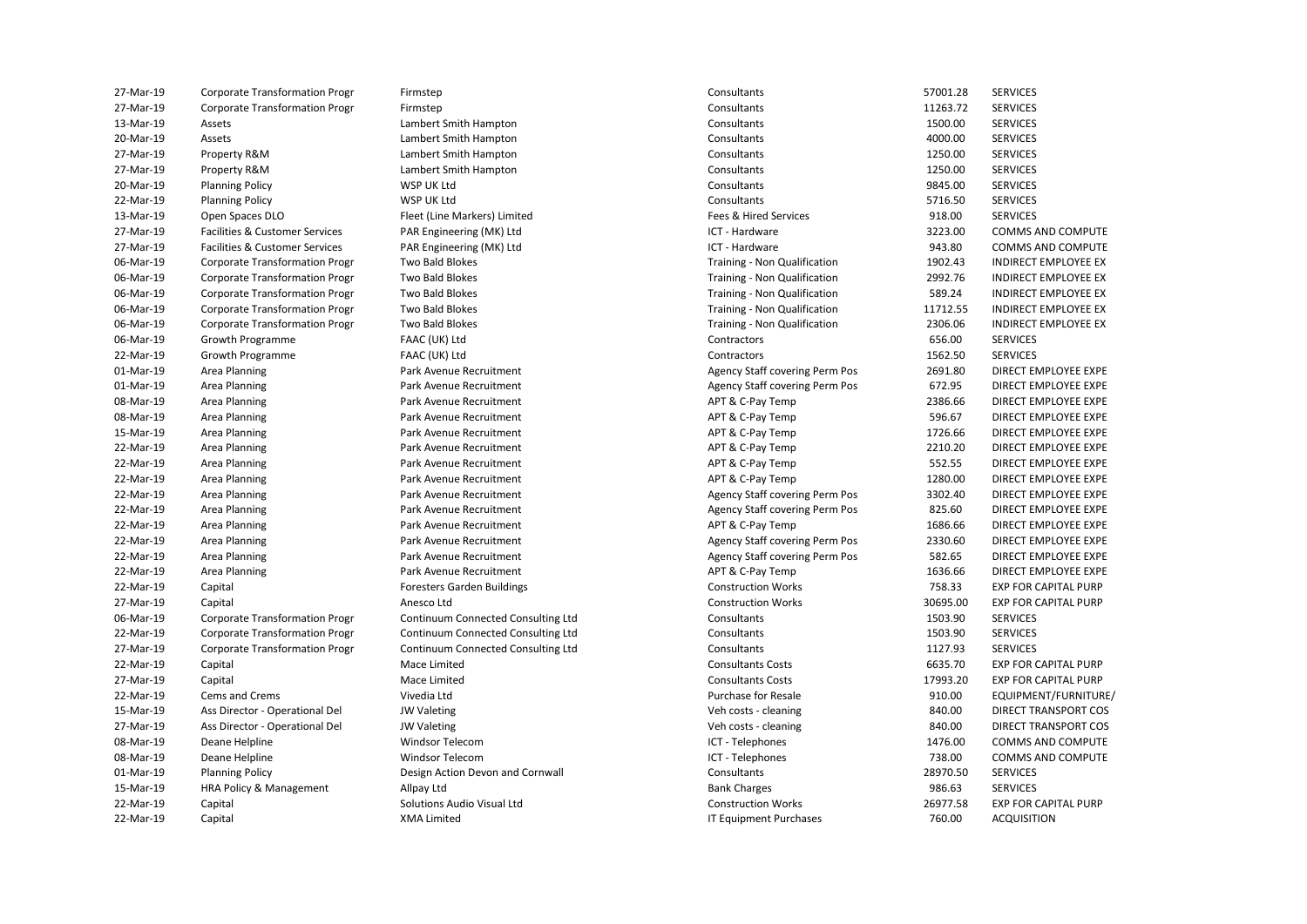| | | | | | |
|---|---|---|---|---|---|
| 27-Mar-19 | Corporate Transformation Progr | Firmstep | Consultants | 57001.28 | SERVICES |
| 27-Mar-19 | Corporate Transformation Progr | Firmstep | Consultants | 11263.72 | SERVICES |
| 13-Mar-19 | Assets | Lambert Smith Hampton | Consultants | 1500.00 | SERVICES |
| 20-Mar-19 | Assets | Lambert Smith Hampton | Consultants | 4000.00 | SERVICES |
| 27-Mar-19 | Property R&M | Lambert Smith Hampton | Consultants | 1250.00 | SERVICES |
| 27-Mar-19 | Property R&M | Lambert Smith Hampton | Consultants | 1250.00 | SERVICES |
| 20-Mar-19 | Planning Policy | WSP UK Ltd | Consultants | 9845.00 | SERVICES |
| 22-Mar-19 | Planning Policy | WSP UK Ltd | Consultants | 5716.50 | SERVICES |
| 13-Mar-19 | Open Spaces DLO | Fleet (Line Markers) Limited | Fees & Hired Services | 918.00 | SERVICES |
| 27-Mar-19 | Facilities & Customer Services | PAR Engineering (MK) Ltd | ICT - Hardware | 3223.00 | COMMS AND COMPUTE |
| 27-Mar-19 | Facilities & Customer Services | PAR Engineering (MK) Ltd | ICT - Hardware | 943.80 | COMMS AND COMPUTE |
| 06-Mar-19 | Corporate Transformation Progr | Two Bald Blokes | Training - Non Qualification | 1902.43 | INDIRECT EMPLOYEE EX |
| 06-Mar-19 | Corporate Transformation Progr | Two Bald Blokes | Training - Non Qualification | 2992.76 | INDIRECT EMPLOYEE EX |
| 06-Mar-19 | Corporate Transformation Progr | Two Bald Blokes | Training - Non Qualification | 589.24 | INDIRECT EMPLOYEE EX |
| 06-Mar-19 | Corporate Transformation Progr | Two Bald Blokes | Training - Non Qualification | 11712.55 | INDIRECT EMPLOYEE EX |
| 06-Mar-19 | Corporate Transformation Progr | Two Bald Blokes | Training - Non Qualification | 2306.06 | INDIRECT EMPLOYEE EX |
| 06-Mar-19 | Growth Programme | FAAC (UK) Ltd | Contractors | 656.00 | SERVICES |
| 22-Mar-19 | Growth Programme | FAAC (UK) Ltd | Contractors | 1562.50 | SERVICES |
| 01-Mar-19 | Area Planning | Park Avenue Recruitment | Agency Staff covering Perm Pos | 2691.80 | DIRECT EMPLOYEE EXPE |
| 01-Mar-19 | Area Planning | Park Avenue Recruitment | Agency Staff covering Perm Pos | 672.95 | DIRECT EMPLOYEE EXPE |
| 08-Mar-19 | Area Planning | Park Avenue Recruitment | APT & C-Pay Temp | 2386.66 | DIRECT EMPLOYEE EXPE |
| 08-Mar-19 | Area Planning | Park Avenue Recruitment | APT & C-Pay Temp | 596.67 | DIRECT EMPLOYEE EXPE |
| 15-Mar-19 | Area Planning | Park Avenue Recruitment | APT & C-Pay Temp | 1726.66 | DIRECT EMPLOYEE EXPE |
| 22-Mar-19 | Area Planning | Park Avenue Recruitment | APT & C-Pay Temp | 2210.20 | DIRECT EMPLOYEE EXPE |
| 22-Mar-19 | Area Planning | Park Avenue Recruitment | APT & C-Pay Temp | 552.55 | DIRECT EMPLOYEE EXPE |
| 22-Mar-19 | Area Planning | Park Avenue Recruitment | APT & C-Pay Temp | 1280.00 | DIRECT EMPLOYEE EXPE |
| 22-Mar-19 | Area Planning | Park Avenue Recruitment | Agency Staff covering Perm Pos | 3302.40 | DIRECT EMPLOYEE EXPE |
| 22-Mar-19 | Area Planning | Park Avenue Recruitment | Agency Staff covering Perm Pos | 825.60 | DIRECT EMPLOYEE EXPE |
| 22-Mar-19 | Area Planning | Park Avenue Recruitment | APT & C-Pay Temp | 1686.66 | DIRECT EMPLOYEE EXPE |
| 22-Mar-19 | Area Planning | Park Avenue Recruitment | Agency Staff covering Perm Pos | 2330.60 | DIRECT EMPLOYEE EXPE |
| 22-Mar-19 | Area Planning | Park Avenue Recruitment | Agency Staff covering Perm Pos | 582.65 | DIRECT EMPLOYEE EXPE |
| 22-Mar-19 | Area Planning | Park Avenue Recruitment | APT & C-Pay Temp | 1636.66 | DIRECT EMPLOYEE EXPE |
| 22-Mar-19 | Capital | Foresters Garden Buildings | Construction Works | 758.33 | EXP FOR CAPITAL PURP |
| 27-Mar-19 | Capital | Anesco Ltd | Construction Works | 30695.00 | EXP FOR CAPITAL PURP |
| 06-Mar-19 | Corporate Transformation Progr | Continuum Connected Consulting Ltd | Consultants | 1503.90 | SERVICES |
| 22-Mar-19 | Corporate Transformation Progr | Continuum Connected Consulting Ltd | Consultants | 1503.90 | SERVICES |
| 27-Mar-19 | Corporate Transformation Progr | Continuum Connected Consulting Ltd | Consultants | 1127.93 | SERVICES |
| 22-Mar-19 | Capital | Mace Limited | Consultants Costs | 6635.70 | EXP FOR CAPITAL PURP |
| 27-Mar-19 | Capital | Mace Limited | Consultants Costs | 17993.20 | EXP FOR CAPITAL PURP |
| 22-Mar-19 | Cems and Crems | Vivedia Ltd | Purchase for Resale | 910.00 | EQUIPMENT/FURNITURE/ |
| 15-Mar-19 | Ass Director - Operational Del | JW Valeting | Veh costs - cleaning | 840.00 | DIRECT TRANSPORT COS |
| 27-Mar-19 | Ass Director - Operational Del | JW Valeting | Veh costs - cleaning | 840.00 | DIRECT TRANSPORT COS |
| 08-Mar-19 | Deane Helpline | Windsor Telecom | ICT - Telephones | 1476.00 | COMMS AND COMPUTE |
| 08-Mar-19 | Deane Helpline | Windsor Telecom | ICT - Telephones | 738.00 | COMMS AND COMPUTE |
| 01-Mar-19 | Planning Policy | Design Action Devon and Cornwall | Consultants | 28970.50 | SERVICES |
| 15-Mar-19 | HRA Policy & Management | Allpay Ltd | Bank Charges | 986.63 | SERVICES |
| 22-Mar-19 | Capital | Solutions Audio Visual Ltd | Construction Works | 26977.58 | EXP FOR CAPITAL PURP |
| 22-Mar-19 | Capital | XMA Limited | IT Equipment Purchases | 760.00 | ACQUISITION |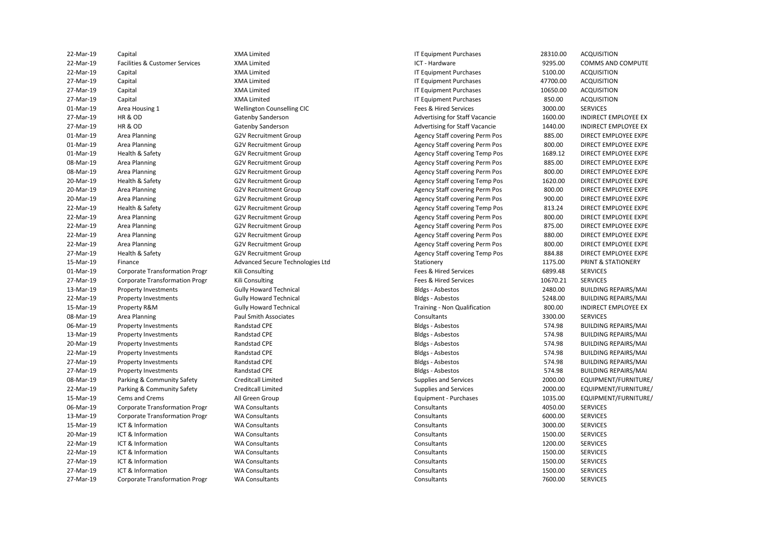| | | | | | |
|---|---|---|---|---|---|
| 22-Mar-19 | Capital | XMA Limited | IT Equipment Purchases | 28310.00 | ACQUISITION |
| 22-Mar-19 | Facilities & Customer Services | XMA Limited | ICT - Hardware | 9295.00 | COMMS AND COMPUTE |
| 22-Mar-19 | Capital | XMA Limited | IT Equipment Purchases | 5100.00 | ACQUISITION |
| 27-Mar-19 | Capital | XMA Limited | IT Equipment Purchases | 47700.00 | ACQUISITION |
| 27-Mar-19 | Capital | XMA Limited | IT Equipment Purchases | 10650.00 | ACQUISITION |
| 27-Mar-19 | Capital | XMA Limited | IT Equipment Purchases | 850.00 | ACQUISITION |
| 01-Mar-19 | Area Housing 1 | Wellington Counselling CIC | Fees & Hired Services | 3000.00 | SERVICES |
| 27-Mar-19 | HR & OD | Gatenby Sanderson | Advertising for Staff Vacancie | 1600.00 | INDIRECT EMPLOYEE EX |
| 27-Mar-19 | HR & OD | Gatenby Sanderson | Advertising for Staff Vacancie | 1440.00 | INDIRECT EMPLOYEE EX |
| 01-Mar-19 | Area Planning | G2V Recruitment Group | Agency Staff covering Perm Pos | 885.00 | DIRECT EMPLOYEE EXPE |
| 01-Mar-19 | Area Planning | G2V Recruitment Group | Agency Staff covering Perm Pos | 800.00 | DIRECT EMPLOYEE EXPE |
| 01-Mar-19 | Health & Safety | G2V Recruitment Group | Agency Staff covering Temp Pos | 1689.12 | DIRECT EMPLOYEE EXPE |
| 08-Mar-19 | Area Planning | G2V Recruitment Group | Agency Staff covering Perm Pos | 885.00 | DIRECT EMPLOYEE EXPE |
| 08-Mar-19 | Area Planning | G2V Recruitment Group | Agency Staff covering Perm Pos | 800.00 | DIRECT EMPLOYEE EXPE |
| 20-Mar-19 | Health & Safety | G2V Recruitment Group | Agency Staff covering Temp Pos | 1620.00 | DIRECT EMPLOYEE EXPE |
| 20-Mar-19 | Area Planning | G2V Recruitment Group | Agency Staff covering Perm Pos | 800.00 | DIRECT EMPLOYEE EXPE |
| 20-Mar-19 | Area Planning | G2V Recruitment Group | Agency Staff covering Perm Pos | 900.00 | DIRECT EMPLOYEE EXPE |
| 22-Mar-19 | Health & Safety | G2V Recruitment Group | Agency Staff covering Temp Pos | 813.24 | DIRECT EMPLOYEE EXPE |
| 22-Mar-19 | Area Planning | G2V Recruitment Group | Agency Staff covering Perm Pos | 800.00 | DIRECT EMPLOYEE EXPE |
| 22-Mar-19 | Area Planning | G2V Recruitment Group | Agency Staff covering Perm Pos | 875.00 | DIRECT EMPLOYEE EXPE |
| 22-Mar-19 | Area Planning | G2V Recruitment Group | Agency Staff covering Perm Pos | 880.00 | DIRECT EMPLOYEE EXPE |
| 22-Mar-19 | Area Planning | G2V Recruitment Group | Agency Staff covering Perm Pos | 800.00 | DIRECT EMPLOYEE EXPE |
| 27-Mar-19 | Health & Safety | G2V Recruitment Group | Agency Staff covering Temp Pos | 884.88 | DIRECT EMPLOYEE EXPE |
| 15-Mar-19 | Finance | Advanced Secure Technologies Ltd | Stationery | 1175.00 | PRINT & STATIONERY |
| 01-Mar-19 | Corporate Transformation Progr | Kili Consulting | Fees & Hired Services | 6899.48 | SERVICES |
| 27-Mar-19 | Corporate Transformation Progr | Kili Consulting | Fees & Hired Services | 10670.21 | SERVICES |
| 13-Mar-19 | Property Investments | Gully Howard Technical | Bldgs - Asbestos | 2480.00 | BUILDING REPAIRS/MAI |
| 22-Mar-19 | Property Investments | Gully Howard Technical | Bldgs - Asbestos | 5248.00 | BUILDING REPAIRS/MAI |
| 15-Mar-19 | Property R&M | Gully Howard Technical | Training - Non Qualification | 800.00 | INDIRECT EMPLOYEE EX |
| 08-Mar-19 | Area Planning | Paul Smith Associates | Consultants | 3300.00 | SERVICES |
| 06-Mar-19 | Property Investments | Randstad CPE | Bldgs - Asbestos | 574.98 | BUILDING REPAIRS/MAI |
| 13-Mar-19 | Property Investments | Randstad CPE | Bldgs - Asbestos | 574.98 | BUILDING REPAIRS/MAI |
| 20-Mar-19 | Property Investments | Randstad CPE | Bldgs - Asbestos | 574.98 | BUILDING REPAIRS/MAI |
| 22-Mar-19 | Property Investments | Randstad CPE | Bldgs - Asbestos | 574.98 | BUILDING REPAIRS/MAI |
| 27-Mar-19 | Property Investments | Randstad CPE | Bldgs - Asbestos | 574.98 | BUILDING REPAIRS/MAI |
| 27-Mar-19 | Property Investments | Randstad CPE | Bldgs - Asbestos | 574.98 | BUILDING REPAIRS/MAI |
| 08-Mar-19 | Parking & Community Safety | Creditcall Limited | Supplies and Services | 2000.00 | EQUIPMENT/FURNITURE/ |
| 22-Mar-19 | Parking & Community Safety | Creditcall Limited | Supplies and Services | 2000.00 | EQUIPMENT/FURNITURE/ |
| 15-Mar-19 | Cems and Crems | All Green Group | Equipment - Purchases | 1035.00 | EQUIPMENT/FURNITURE/ |
| 06-Mar-19 | Corporate Transformation Progr | WA Consultants | Consultants | 4050.00 | SERVICES |
| 13-Mar-19 | Corporate Transformation Progr | WA Consultants | Consultants | 6000.00 | SERVICES |
| 15-Mar-19 | ICT & Information | WA Consultants | Consultants | 3000.00 | SERVICES |
| 20-Mar-19 | ICT & Information | WA Consultants | Consultants | 1500.00 | SERVICES |
| 22-Mar-19 | ICT & Information | WA Consultants | Consultants | 1200.00 | SERVICES |
| 22-Mar-19 | ICT & Information | WA Consultants | Consultants | 1500.00 | SERVICES |
| 27-Mar-19 | ICT & Information | WA Consultants | Consultants | 1500.00 | SERVICES |
| 27-Mar-19 | ICT & Information | WA Consultants | Consultants | 1500.00 | SERVICES |
| 27-Mar-19 | Corporate Transformation Progr | WA Consultants | Consultants | 7600.00 | SERVICES |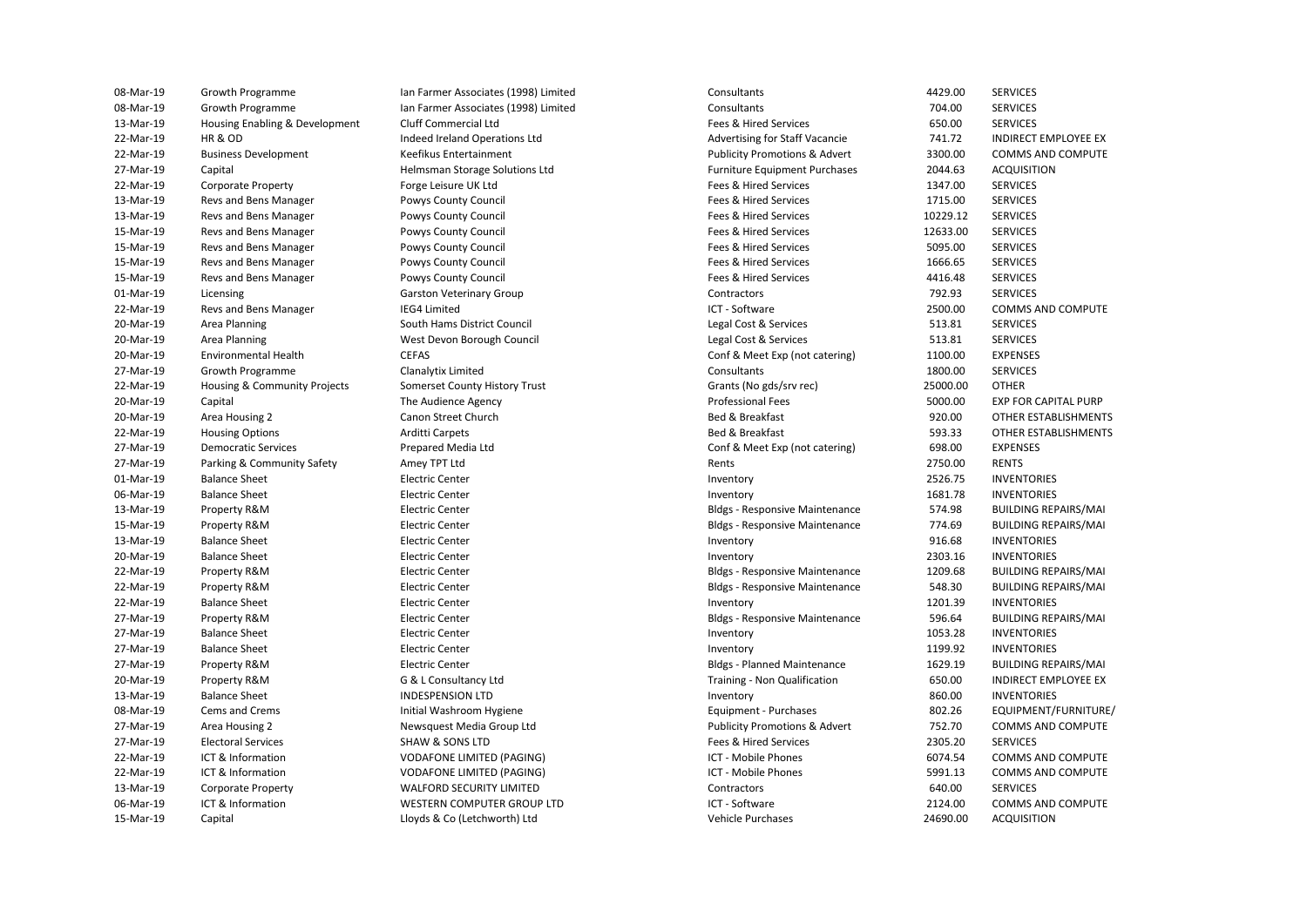| | | | | | |
|---|---|---|---|---|---|
| 08-Mar-19 | Growth Programme | Ian Farmer Associates (1998) Limited | Consultants | 4429.00 | SERVICES |
| 08-Mar-19 | Growth Programme | Ian Farmer Associates (1998) Limited | Consultants | 704.00 | SERVICES |
| 13-Mar-19 | Housing Enabling & Development | Cluff Commercial Ltd | Fees & Hired Services | 650.00 | SERVICES |
| 22-Mar-19 | HR & OD | Indeed Ireland Operations Ltd | Advertising for Staff Vacancie | 741.72 | INDIRECT EMPLOYEE EX |
| 22-Mar-19 | Business Development | Keefikus Entertainment | Publicity Promotions & Advert | 3300.00 | COMMS AND COMPUTE |
| 27-Mar-19 | Capital | Helmsman Storage Solutions Ltd | Furniture Equipment Purchases | 2044.63 | ACQUISITION |
| 22-Mar-19 | Corporate Property | Forge Leisure UK Ltd | Fees & Hired Services | 1347.00 | SERVICES |
| 13-Mar-19 | Revs and Bens Manager | Powys County Council | Fees & Hired Services | 1715.00 | SERVICES |
| 13-Mar-19 | Revs and Bens Manager | Powys County Council | Fees & Hired Services | 10229.12 | SERVICES |
| 15-Mar-19 | Revs and Bens Manager | Powys County Council | Fees & Hired Services | 12633.00 | SERVICES |
| 15-Mar-19 | Revs and Bens Manager | Powys County Council | Fees & Hired Services | 5095.00 | SERVICES |
| 15-Mar-19 | Revs and Bens Manager | Powys County Council | Fees & Hired Services | 1666.65 | SERVICES |
| 15-Mar-19 | Revs and Bens Manager | Powys County Council | Fees & Hired Services | 4416.48 | SERVICES |
| 01-Mar-19 | Licensing | Garston Veterinary Group | Contractors | 792.93 | SERVICES |
| 22-Mar-19 | Revs and Bens Manager | IEG4 Limited | ICT - Software | 2500.00 | COMMS AND COMPUTE |
| 20-Mar-19 | Area Planning | South Hams District Council | Legal Cost & Services | 513.81 | SERVICES |
| 20-Mar-19 | Area Planning | West Devon Borough Council | Legal Cost & Services | 513.81 | SERVICES |
| 20-Mar-19 | Environmental Health | CEFAS | Conf & Meet Exp (not catering) | 1100.00 | EXPENSES |
| 27-Mar-19 | Growth Programme | Clanalytix Limited | Consultants | 1800.00 | SERVICES |
| 22-Mar-19 | Housing & Community Projects | Somerset County History Trust | Grants (No gds/srv rec) | 25000.00 | OTHER |
| 20-Mar-19 | Capital | The Audience Agency | Professional Fees | 5000.00 | EXP FOR CAPITAL PURP |
| 20-Mar-19 | Area Housing 2 | Canon Street Church | Bed & Breakfast | 920.00 | OTHER ESTABLISHMENTS |
| 22-Mar-19 | Housing Options | Arditti Carpets | Bed & Breakfast | 593.33 | OTHER ESTABLISHMENTS |
| 27-Mar-19 | Democratic Services | Prepared Media Ltd | Conf & Meet Exp (not catering) | 698.00 | EXPENSES |
| 27-Mar-19 | Parking & Community Safety | Amey TPT Ltd | Rents | 2750.00 | RENTS |
| 01-Mar-19 | Balance Sheet | Electric Center | Inventory | 2526.75 | INVENTORIES |
| 06-Mar-19 | Balance Sheet | Electric Center | Inventory | 1681.78 | INVENTORIES |
| 13-Mar-19 | Property R&M | Electric Center | Bldgs - Responsive Maintenance | 574.98 | BUILDING REPAIRS/MAI |
| 15-Mar-19 | Property R&M | Electric Center | Bldgs - Responsive Maintenance | 774.69 | BUILDING REPAIRS/MAI |
| 13-Mar-19 | Balance Sheet | Electric Center | Inventory | 916.68 | INVENTORIES |
| 20-Mar-19 | Balance Sheet | Electric Center | Inventory | 2303.16 | INVENTORIES |
| 22-Mar-19 | Property R&M | Electric Center | Bldgs - Responsive Maintenance | 1209.68 | BUILDING REPAIRS/MAI |
| 22-Mar-19 | Property R&M | Electric Center | Bldgs - Responsive Maintenance | 548.30 | BUILDING REPAIRS/MAI |
| 22-Mar-19 | Balance Sheet | Electric Center | Inventory | 1201.39 | INVENTORIES |
| 27-Mar-19 | Property R&M | Electric Center | Bldgs - Responsive Maintenance | 596.64 | BUILDING REPAIRS/MAI |
| 27-Mar-19 | Balance Sheet | Electric Center | Inventory | 1053.28 | INVENTORIES |
| 27-Mar-19 | Balance Sheet | Electric Center | Inventory | 1199.92 | INVENTORIES |
| 27-Mar-19 | Property R&M | Electric Center | Bldgs - Planned Maintenance | 1629.19 | BUILDING REPAIRS/MAI |
| 20-Mar-19 | Property R&M | G & L Consultancy Ltd | Training - Non Qualification | 650.00 | INDIRECT EMPLOYEE EX |
| 13-Mar-19 | Balance Sheet | INDESPENSION LTD | Inventory | 860.00 | INVENTORIES |
| 08-Mar-19 | Cems and Crems | Initial Washroom Hygiene | Equipment - Purchases | 802.26 | EQUIPMENT/FURNITURE/ |
| 27-Mar-19 | Area Housing 2 | Newsquest Media Group Ltd | Publicity Promotions & Advert | 752.70 | COMMS AND COMPUTE |
| 27-Mar-19 | Electoral Services | SHAW & SONS LTD | Fees & Hired Services | 2305.20 | SERVICES |
| 22-Mar-19 | ICT & Information | VODAFONE LIMITED (PAGING) | ICT - Mobile Phones | 6074.54 | COMMS AND COMPUTE |
| 22-Mar-19 | ICT & Information | VODAFONE LIMITED (PAGING) | ICT - Mobile Phones | 5991.13 | COMMS AND COMPUTE |
| 13-Mar-19 | Corporate Property | WALFORD SECURITY LIMITED | Contractors | 640.00 | SERVICES |
| 06-Mar-19 | ICT & Information | WESTERN COMPUTER GROUP LTD | ICT - Software | 2124.00 | COMMS AND COMPUTE |
| 15-Mar-19 | Capital | Lloyds & Co (Letchworth) Ltd | Vehicle Purchases | 24690.00 | ACQUISITION |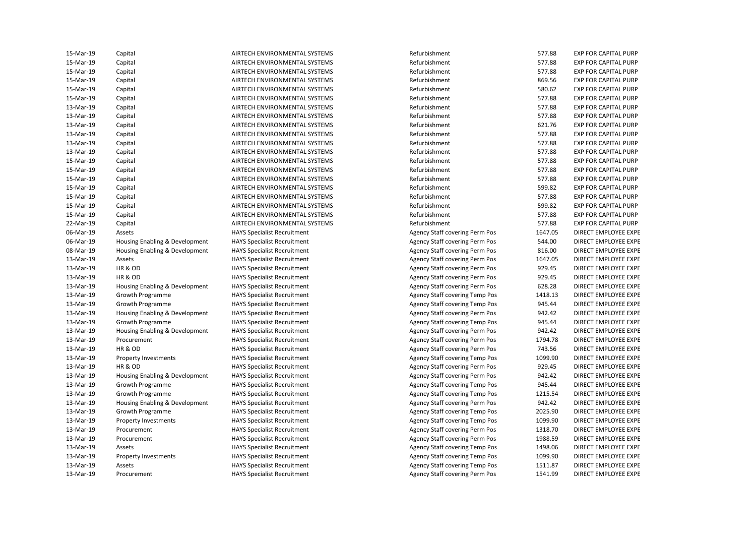| | | | | | |
|---|---|---|---|---|---|
| 15-Mar-19 | Capital | AIRTECH ENVIRONMENTAL SYSTEMS | Refurbishment | 577.88 | EXP FOR CAPITAL PURP |
| 15-Mar-19 | Capital | AIRTECH ENVIRONMENTAL SYSTEMS | Refurbishment | 577.88 | EXP FOR CAPITAL PURP |
| 15-Mar-19 | Capital | AIRTECH ENVIRONMENTAL SYSTEMS | Refurbishment | 577.88 | EXP FOR CAPITAL PURP |
| 15-Mar-19 | Capital | AIRTECH ENVIRONMENTAL SYSTEMS | Refurbishment | 869.56 | EXP FOR CAPITAL PURP |
| 15-Mar-19 | Capital | AIRTECH ENVIRONMENTAL SYSTEMS | Refurbishment | 580.62 | EXP FOR CAPITAL PURP |
| 15-Mar-19 | Capital | AIRTECH ENVIRONMENTAL SYSTEMS | Refurbishment | 577.88 | EXP FOR CAPITAL PURP |
| 13-Mar-19 | Capital | AIRTECH ENVIRONMENTAL SYSTEMS | Refurbishment | 577.88 | EXP FOR CAPITAL PURP |
| 13-Mar-19 | Capital | AIRTECH ENVIRONMENTAL SYSTEMS | Refurbishment | 577.88 | EXP FOR CAPITAL PURP |
| 13-Mar-19 | Capital | AIRTECH ENVIRONMENTAL SYSTEMS | Refurbishment | 621.76 | EXP FOR CAPITAL PURP |
| 13-Mar-19 | Capital | AIRTECH ENVIRONMENTAL SYSTEMS | Refurbishment | 577.88 | EXP FOR CAPITAL PURP |
| 13-Mar-19 | Capital | AIRTECH ENVIRONMENTAL SYSTEMS | Refurbishment | 577.88 | EXP FOR CAPITAL PURP |
| 13-Mar-19 | Capital | AIRTECH ENVIRONMENTAL SYSTEMS | Refurbishment | 577.88 | EXP FOR CAPITAL PURP |
| 15-Mar-19 | Capital | AIRTECH ENVIRONMENTAL SYSTEMS | Refurbishment | 577.88 | EXP FOR CAPITAL PURP |
| 15-Mar-19 | Capital | AIRTECH ENVIRONMENTAL SYSTEMS | Refurbishment | 577.88 | EXP FOR CAPITAL PURP |
| 15-Mar-19 | Capital | AIRTECH ENVIRONMENTAL SYSTEMS | Refurbishment | 577.88 | EXP FOR CAPITAL PURP |
| 15-Mar-19 | Capital | AIRTECH ENVIRONMENTAL SYSTEMS | Refurbishment | 599.82 | EXP FOR CAPITAL PURP |
| 15-Mar-19 | Capital | AIRTECH ENVIRONMENTAL SYSTEMS | Refurbishment | 577.88 | EXP FOR CAPITAL PURP |
| 15-Mar-19 | Capital | AIRTECH ENVIRONMENTAL SYSTEMS | Refurbishment | 599.82 | EXP FOR CAPITAL PURP |
| 15-Mar-19 | Capital | AIRTECH ENVIRONMENTAL SYSTEMS | Refurbishment | 577.88 | EXP FOR CAPITAL PURP |
| 22-Mar-19 | Capital | AIRTECH ENVIRONMENTAL SYSTEMS | Refurbishment | 577.88 | EXP FOR CAPITAL PURP |
| 06-Mar-19 | Assets | HAYS Specialist Recruitment | Agency Staff covering Perm Pos | 1647.05 | DIRECT EMPLOYEE EXPE |
| 06-Mar-19 | Housing Enabling & Development | HAYS Specialist Recruitment | Agency Staff covering Perm Pos | 544.00 | DIRECT EMPLOYEE EXPE |
| 08-Mar-19 | Housing Enabling & Development | HAYS Specialist Recruitment | Agency Staff covering Perm Pos | 816.00 | DIRECT EMPLOYEE EXPE |
| 13-Mar-19 | Assets | HAYS Specialist Recruitment | Agency Staff covering Perm Pos | 1647.05 | DIRECT EMPLOYEE EXPE |
| 13-Mar-19 | HR & OD | HAYS Specialist Recruitment | Agency Staff covering Perm Pos | 929.45 | DIRECT EMPLOYEE EXPE |
| 13-Mar-19 | HR & OD | HAYS Specialist Recruitment | Agency Staff covering Perm Pos | 929.45 | DIRECT EMPLOYEE EXPE |
| 13-Mar-19 | Housing Enabling & Development | HAYS Specialist Recruitment | Agency Staff covering Perm Pos | 628.28 | DIRECT EMPLOYEE EXPE |
| 13-Mar-19 | Growth Programme | HAYS Specialist Recruitment | Agency Staff covering Temp Pos | 1418.13 | DIRECT EMPLOYEE EXPE |
| 13-Mar-19 | Growth Programme | HAYS Specialist Recruitment | Agency Staff covering Temp Pos | 945.44 | DIRECT EMPLOYEE EXPE |
| 13-Mar-19 | Housing Enabling & Development | HAYS Specialist Recruitment | Agency Staff covering Perm Pos | 942.42 | DIRECT EMPLOYEE EXPE |
| 13-Mar-19 | Growth Programme | HAYS Specialist Recruitment | Agency Staff covering Temp Pos | 945.44 | DIRECT EMPLOYEE EXPE |
| 13-Mar-19 | Housing Enabling & Development | HAYS Specialist Recruitment | Agency Staff covering Perm Pos | 942.42 | DIRECT EMPLOYEE EXPE |
| 13-Mar-19 | Procurement | HAYS Specialist Recruitment | Agency Staff covering Perm Pos | 1794.78 | DIRECT EMPLOYEE EXPE |
| 13-Mar-19 | HR & OD | HAYS Specialist Recruitment | Agency Staff covering Perm Pos | 743.56 | DIRECT EMPLOYEE EXPE |
| 13-Mar-19 | Property Investments | HAYS Specialist Recruitment | Agency Staff covering Temp Pos | 1099.90 | DIRECT EMPLOYEE EXPE |
| 13-Mar-19 | HR & OD | HAYS Specialist Recruitment | Agency Staff covering Perm Pos | 929.45 | DIRECT EMPLOYEE EXPE |
| 13-Mar-19 | Housing Enabling & Development | HAYS Specialist Recruitment | Agency Staff covering Perm Pos | 942.42 | DIRECT EMPLOYEE EXPE |
| 13-Mar-19 | Growth Programme | HAYS Specialist Recruitment | Agency Staff covering Temp Pos | 945.44 | DIRECT EMPLOYEE EXPE |
| 13-Mar-19 | Growth Programme | HAYS Specialist Recruitment | Agency Staff covering Temp Pos | 1215.54 | DIRECT EMPLOYEE EXPE |
| 13-Mar-19 | Housing Enabling & Development | HAYS Specialist Recruitment | Agency Staff covering Perm Pos | 942.42 | DIRECT EMPLOYEE EXPE |
| 13-Mar-19 | Growth Programme | HAYS Specialist Recruitment | Agency Staff covering Temp Pos | 2025.90 | DIRECT EMPLOYEE EXPE |
| 13-Mar-19 | Property Investments | HAYS Specialist Recruitment | Agency Staff covering Temp Pos | 1099.90 | DIRECT EMPLOYEE EXPE |
| 13-Mar-19 | Procurement | HAYS Specialist Recruitment | Agency Staff covering Perm Pos | 1318.70 | DIRECT EMPLOYEE EXPE |
| 13-Mar-19 | Procurement | HAYS Specialist Recruitment | Agency Staff covering Perm Pos | 1988.59 | DIRECT EMPLOYEE EXPE |
| 13-Mar-19 | Assets | HAYS Specialist Recruitment | Agency Staff covering Temp Pos | 1498.06 | DIRECT EMPLOYEE EXPE |
| 13-Mar-19 | Property Investments | HAYS Specialist Recruitment | Agency Staff covering Temp Pos | 1099.90 | DIRECT EMPLOYEE EXPE |
| 13-Mar-19 | Assets | HAYS Specialist Recruitment | Agency Staff covering Temp Pos | 1511.87 | DIRECT EMPLOYEE EXPE |
| 13-Mar-19 | Procurement | HAYS Specialist Recruitment | Agency Staff covering Perm Pos | 1541.99 | DIRECT EMPLOYEE EXPE |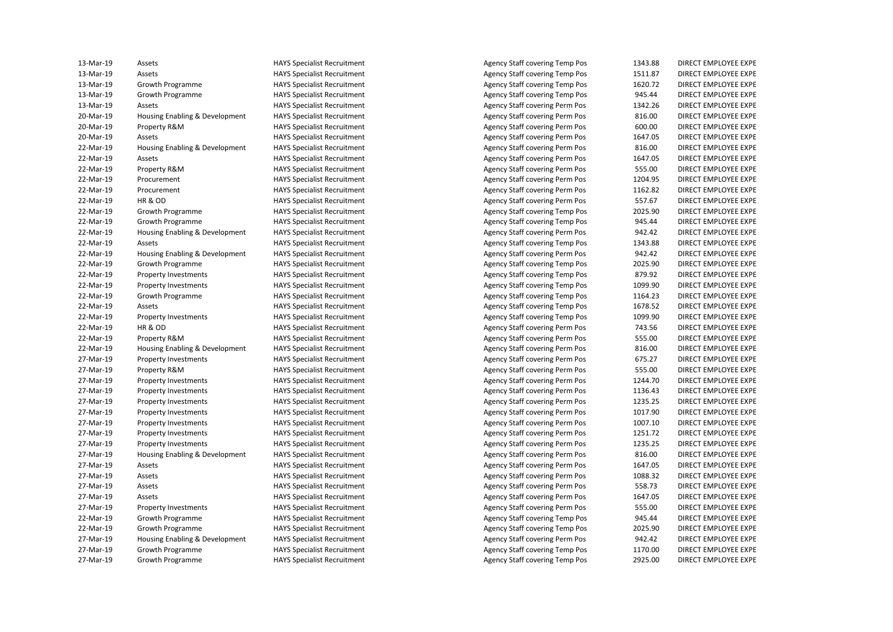| | | | | | |
|---|---|---|---|---|---|
| 13-Mar-19 | Assets | HAYS Specialist Recruitment | Agency Staff covering Temp Pos | 1343.88 | DIRECT EMPLOYEE EXPE |
| 13-Mar-19 | Assets | HAYS Specialist Recruitment | Agency Staff covering Temp Pos | 1511.87 | DIRECT EMPLOYEE EXPE |
| 13-Mar-19 | Growth Programme | HAYS Specialist Recruitment | Agency Staff covering Temp Pos | 1620.72 | DIRECT EMPLOYEE EXPE |
| 13-Mar-19 | Growth Programme | HAYS Specialist Recruitment | Agency Staff covering Temp Pos | 945.44 | DIRECT EMPLOYEE EXPE |
| 13-Mar-19 | Assets | HAYS Specialist Recruitment | Agency Staff covering Perm Pos | 1342.26 | DIRECT EMPLOYEE EXPE |
| 20-Mar-19 | Housing Enabling & Development | HAYS Specialist Recruitment | Agency Staff covering Perm Pos | 816.00 | DIRECT EMPLOYEE EXPE |
| 20-Mar-19 | Property R&M | HAYS Specialist Recruitment | Agency Staff covering Perm Pos | 600.00 | DIRECT EMPLOYEE EXPE |
| 20-Mar-19 | Assets | HAYS Specialist Recruitment | Agency Staff covering Perm Pos | 1647.05 | DIRECT EMPLOYEE EXPE |
| 22-Mar-19 | Housing Enabling & Development | HAYS Specialist Recruitment | Agency Staff covering Perm Pos | 816.00 | DIRECT EMPLOYEE EXPE |
| 22-Mar-19 | Assets | HAYS Specialist Recruitment | Agency Staff covering Perm Pos | 1647.05 | DIRECT EMPLOYEE EXPE |
| 22-Mar-19 | Property R&M | HAYS Specialist Recruitment | Agency Staff covering Perm Pos | 555.00 | DIRECT EMPLOYEE EXPE |
| 22-Mar-19 | Procurement | HAYS Specialist Recruitment | Agency Staff covering Perm Pos | 1204.95 | DIRECT EMPLOYEE EXPE |
| 22-Mar-19 | Procurement | HAYS Specialist Recruitment | Agency Staff covering Perm Pos | 1162.82 | DIRECT EMPLOYEE EXPE |
| 22-Mar-19 | HR & OD | HAYS Specialist Recruitment | Agency Staff covering Perm Pos | 557.67 | DIRECT EMPLOYEE EXPE |
| 22-Mar-19 | Growth Programme | HAYS Specialist Recruitment | Agency Staff covering Temp Pos | 2025.90 | DIRECT EMPLOYEE EXPE |
| 22-Mar-19 | Growth Programme | HAYS Specialist Recruitment | Agency Staff covering Temp Pos | 945.44 | DIRECT EMPLOYEE EXPE |
| 22-Mar-19 | Housing Enabling & Development | HAYS Specialist Recruitment | Agency Staff covering Perm Pos | 942.42 | DIRECT EMPLOYEE EXPE |
| 22-Mar-19 | Assets | HAYS Specialist Recruitment | Agency Staff covering Temp Pos | 1343.88 | DIRECT EMPLOYEE EXPE |
| 22-Mar-19 | Housing Enabling & Development | HAYS Specialist Recruitment | Agency Staff covering Perm Pos | 942.42 | DIRECT EMPLOYEE EXPE |
| 22-Mar-19 | Growth Programme | HAYS Specialist Recruitment | Agency Staff covering Temp Pos | 2025.90 | DIRECT EMPLOYEE EXPE |
| 22-Mar-19 | Property Investments | HAYS Specialist Recruitment | Agency Staff covering Temp Pos | 879.92 | DIRECT EMPLOYEE EXPE |
| 22-Mar-19 | Property Investments | HAYS Specialist Recruitment | Agency Staff covering Temp Pos | 1099.90 | DIRECT EMPLOYEE EXPE |
| 22-Mar-19 | Growth Programme | HAYS Specialist Recruitment | Agency Staff covering Temp Pos | 1164.23 | DIRECT EMPLOYEE EXPE |
| 22-Mar-19 | Assets | HAYS Specialist Recruitment | Agency Staff covering Temp Pos | 1678.52 | DIRECT EMPLOYEE EXPE |
| 22-Mar-19 | Property Investments | HAYS Specialist Recruitment | Agency Staff covering Temp Pos | 1099.90 | DIRECT EMPLOYEE EXPE |
| 22-Mar-19 | HR & OD | HAYS Specialist Recruitment | Agency Staff covering Perm Pos | 743.56 | DIRECT EMPLOYEE EXPE |
| 22-Mar-19 | Property R&M | HAYS Specialist Recruitment | Agency Staff covering Perm Pos | 555.00 | DIRECT EMPLOYEE EXPE |
| 22-Mar-19 | Housing Enabling & Development | HAYS Specialist Recruitment | Agency Staff covering Perm Pos | 816.00 | DIRECT EMPLOYEE EXPE |
| 27-Mar-19 | Property Investments | HAYS Specialist Recruitment | Agency Staff covering Perm Pos | 675.27 | DIRECT EMPLOYEE EXPE |
| 27-Mar-19 | Property R&M | HAYS Specialist Recruitment | Agency Staff covering Perm Pos | 555.00 | DIRECT EMPLOYEE EXPE |
| 27-Mar-19 | Property Investments | HAYS Specialist Recruitment | Agency Staff covering Perm Pos | 1244.70 | DIRECT EMPLOYEE EXPE |
| 27-Mar-19 | Property Investments | HAYS Specialist Recruitment | Agency Staff covering Perm Pos | 1136.43 | DIRECT EMPLOYEE EXPE |
| 27-Mar-19 | Property Investments | HAYS Specialist Recruitment | Agency Staff covering Perm Pos | 1235.25 | DIRECT EMPLOYEE EXPE |
| 27-Mar-19 | Property Investments | HAYS Specialist Recruitment | Agency Staff covering Perm Pos | 1017.90 | DIRECT EMPLOYEE EXPE |
| 27-Mar-19 | Property Investments | HAYS Specialist Recruitment | Agency Staff covering Perm Pos | 1007.10 | DIRECT EMPLOYEE EXPE |
| 27-Mar-19 | Property Investments | HAYS Specialist Recruitment | Agency Staff covering Perm Pos | 1251.72 | DIRECT EMPLOYEE EXPE |
| 27-Mar-19 | Property Investments | HAYS Specialist Recruitment | Agency Staff covering Perm Pos | 1235.25 | DIRECT EMPLOYEE EXPE |
| 27-Mar-19 | Housing Enabling & Development | HAYS Specialist Recruitment | Agency Staff covering Perm Pos | 816.00 | DIRECT EMPLOYEE EXPE |
| 27-Mar-19 | Assets | HAYS Specialist Recruitment | Agency Staff covering Perm Pos | 1647.05 | DIRECT EMPLOYEE EXPE |
| 27-Mar-19 | Assets | HAYS Specialist Recruitment | Agency Staff covering Perm Pos | 1088.32 | DIRECT EMPLOYEE EXPE |
| 27-Mar-19 | Assets | HAYS Specialist Recruitment | Agency Staff covering Perm Pos | 558.73 | DIRECT EMPLOYEE EXPE |
| 27-Mar-19 | Assets | HAYS Specialist Recruitment | Agency Staff covering Perm Pos | 1647.05 | DIRECT EMPLOYEE EXPE |
| 27-Mar-19 | Property Investments | HAYS Specialist Recruitment | Agency Staff covering Perm Pos | 555.00 | DIRECT EMPLOYEE EXPE |
| 22-Mar-19 | Growth Programme | HAYS Specialist Recruitment | Agency Staff covering Temp Pos | 945.44 | DIRECT EMPLOYEE EXPE |
| 22-Mar-19 | Growth Programme | HAYS Specialist Recruitment | Agency Staff covering Temp Pos | 2025.90 | DIRECT EMPLOYEE EXPE |
| 27-Mar-19 | Housing Enabling & Development | HAYS Specialist Recruitment | Agency Staff covering Perm Pos | 942.42 | DIRECT EMPLOYEE EXPE |
| 27-Mar-19 | Growth Programme | HAYS Specialist Recruitment | Agency Staff covering Temp Pos | 1170.00 | DIRECT EMPLOYEE EXPE |
| 27-Mar-19 | Growth Programme | HAYS Specialist Recruitment | Agency Staff covering Temp Pos | 2925.00 | DIRECT EMPLOYEE EXPE |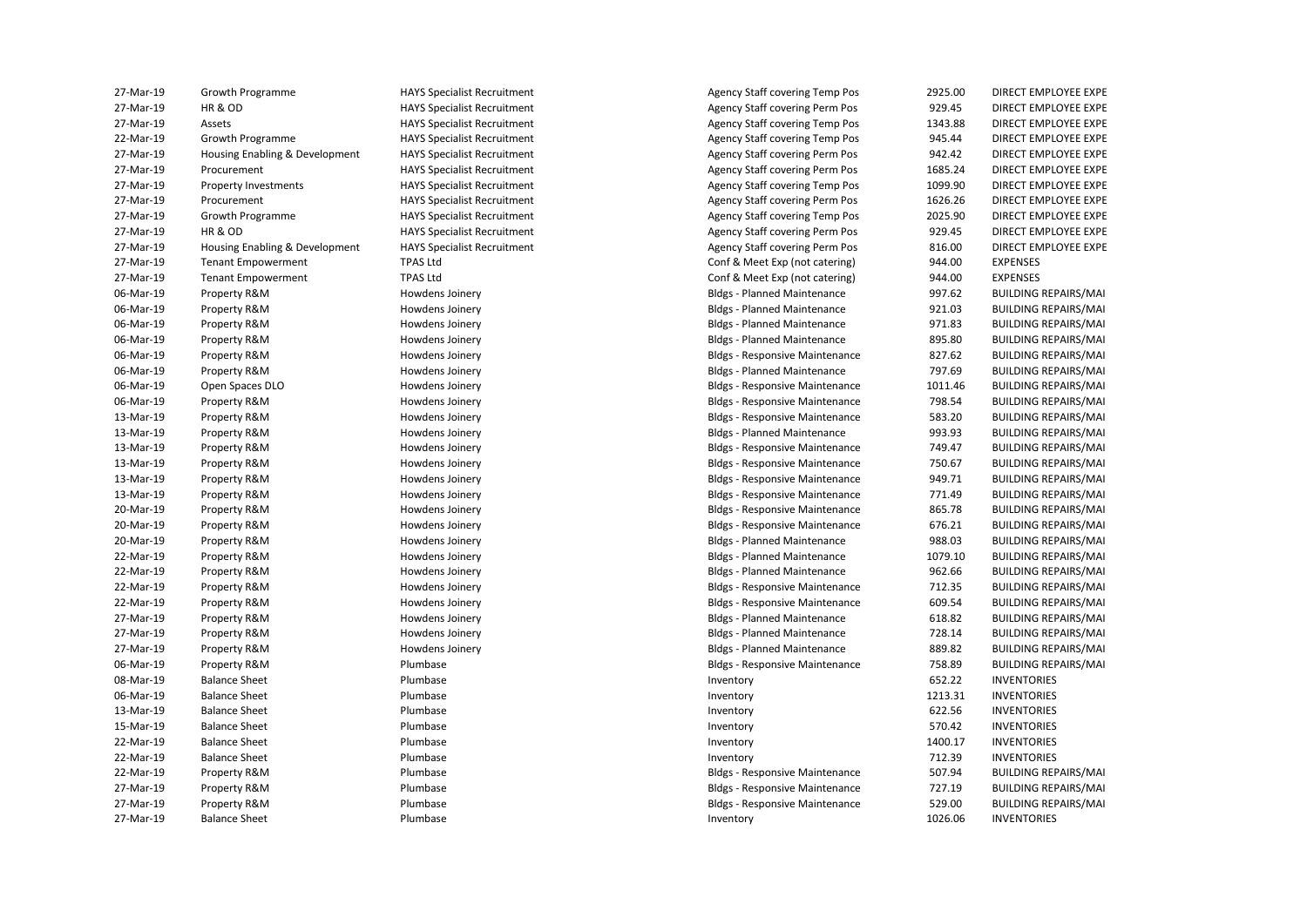| | | | | | |
|---|---|---|---|---|---|
| 27-Mar-19 | Growth Programme | HAYS Specialist Recruitment | Agency Staff covering Temp Pos | 2925.00 | DIRECT EMPLOYEE EXPE |
| 27-Mar-19 | HR & OD | HAYS Specialist Recruitment | Agency Staff covering Perm Pos | 929.45 | DIRECT EMPLOYEE EXPE |
| 27-Mar-19 | Assets | HAYS Specialist Recruitment | Agency Staff covering Temp Pos | 1343.88 | DIRECT EMPLOYEE EXPE |
| 22-Mar-19 | Growth Programme | HAYS Specialist Recruitment | Agency Staff covering Temp Pos | 945.44 | DIRECT EMPLOYEE EXPE |
| 27-Mar-19 | Housing Enabling & Development | HAYS Specialist Recruitment | Agency Staff covering Perm Pos | 942.42 | DIRECT EMPLOYEE EXPE |
| 27-Mar-19 | Procurement | HAYS Specialist Recruitment | Agency Staff covering Perm Pos | 1685.24 | DIRECT EMPLOYEE EXPE |
| 27-Mar-19 | Property Investments | HAYS Specialist Recruitment | Agency Staff covering Temp Pos | 1099.90 | DIRECT EMPLOYEE EXPE |
| 27-Mar-19 | Procurement | HAYS Specialist Recruitment | Agency Staff covering Perm Pos | 1626.26 | DIRECT EMPLOYEE EXPE |
| 27-Mar-19 | Growth Programme | HAYS Specialist Recruitment | Agency Staff covering Temp Pos | 2025.90 | DIRECT EMPLOYEE EXPE |
| 27-Mar-19 | HR & OD | HAYS Specialist Recruitment | Agency Staff covering Perm Pos | 929.45 | DIRECT EMPLOYEE EXPE |
| 27-Mar-19 | Housing Enabling & Development | HAYS Specialist Recruitment | Agency Staff covering Perm Pos | 816.00 | DIRECT EMPLOYEE EXPE |
| 27-Mar-19 | Tenant Empowerment | TPAS Ltd | Conf & Meet Exp (not catering) | 944.00 | EXPENSES |
| 27-Mar-19 | Tenant Empowerment | TPAS Ltd | Conf & Meet Exp (not catering) | 944.00 | EXPENSES |
| 06-Mar-19 | Property R&M | Howdens Joinery | Bldgs - Planned Maintenance | 997.62 | BUILDING REPAIRS/MAI |
| 06-Mar-19 | Property R&M | Howdens Joinery | Bldgs - Planned Maintenance | 921.03 | BUILDING REPAIRS/MAI |
| 06-Mar-19 | Property R&M | Howdens Joinery | Bldgs - Planned Maintenance | 971.83 | BUILDING REPAIRS/MAI |
| 06-Mar-19 | Property R&M | Howdens Joinery | Bldgs - Planned Maintenance | 895.80 | BUILDING REPAIRS/MAI |
| 06-Mar-19 | Property R&M | Howdens Joinery | Bldgs - Responsive Maintenance | 827.62 | BUILDING REPAIRS/MAI |
| 06-Mar-19 | Property R&M | Howdens Joinery | Bldgs - Planned Maintenance | 797.69 | BUILDING REPAIRS/MAI |
| 06-Mar-19 | Open Spaces DLO | Howdens Joinery | Bldgs - Responsive Maintenance | 1011.46 | BUILDING REPAIRS/MAI |
| 06-Mar-19 | Property R&M | Howdens Joinery | Bldgs - Responsive Maintenance | 798.54 | BUILDING REPAIRS/MAI |
| 13-Mar-19 | Property R&M | Howdens Joinery | Bldgs - Responsive Maintenance | 583.20 | BUILDING REPAIRS/MAI |
| 13-Mar-19 | Property R&M | Howdens Joinery | Bldgs - Planned Maintenance | 993.93 | BUILDING REPAIRS/MAI |
| 13-Mar-19 | Property R&M | Howdens Joinery | Bldgs - Responsive Maintenance | 749.47 | BUILDING REPAIRS/MAI |
| 13-Mar-19 | Property R&M | Howdens Joinery | Bldgs - Responsive Maintenance | 750.67 | BUILDING REPAIRS/MAI |
| 13-Mar-19 | Property R&M | Howdens Joinery | Bldgs - Responsive Maintenance | 949.71 | BUILDING REPAIRS/MAI |
| 13-Mar-19 | Property R&M | Howdens Joinery | Bldgs - Responsive Maintenance | 771.49 | BUILDING REPAIRS/MAI |
| 20-Mar-19 | Property R&M | Howdens Joinery | Bldgs - Responsive Maintenance | 865.78 | BUILDING REPAIRS/MAI |
| 20-Mar-19 | Property R&M | Howdens Joinery | Bldgs - Responsive Maintenance | 676.21 | BUILDING REPAIRS/MAI |
| 20-Mar-19 | Property R&M | Howdens Joinery | Bldgs - Planned Maintenance | 988.03 | BUILDING REPAIRS/MAI |
| 22-Mar-19 | Property R&M | Howdens Joinery | Bldgs - Planned Maintenance | 1079.10 | BUILDING REPAIRS/MAI |
| 22-Mar-19 | Property R&M | Howdens Joinery | Bldgs - Planned Maintenance | 962.66 | BUILDING REPAIRS/MAI |
| 22-Mar-19 | Property R&M | Howdens Joinery | Bldgs - Responsive Maintenance | 712.35 | BUILDING REPAIRS/MAI |
| 22-Mar-19 | Property R&M | Howdens Joinery | Bldgs - Responsive Maintenance | 609.54 | BUILDING REPAIRS/MAI |
| 27-Mar-19 | Property R&M | Howdens Joinery | Bldgs - Planned Maintenance | 618.82 | BUILDING REPAIRS/MAI |
| 27-Mar-19 | Property R&M | Howdens Joinery | Bldgs - Planned Maintenance | 728.14 | BUILDING REPAIRS/MAI |
| 27-Mar-19 | Property R&M | Howdens Joinery | Bldgs - Planned Maintenance | 889.82 | BUILDING REPAIRS/MAI |
| 06-Mar-19 | Property R&M | Plumbase | Bldgs - Responsive Maintenance | 758.89 | BUILDING REPAIRS/MAI |
| 08-Mar-19 | Balance Sheet | Plumbase | Inventory | 652.22 | INVENTORIES |
| 06-Mar-19 | Balance Sheet | Plumbase | Inventory | 1213.31 | INVENTORIES |
| 13-Mar-19 | Balance Sheet | Plumbase | Inventory | 622.56 | INVENTORIES |
| 15-Mar-19 | Balance Sheet | Plumbase | Inventory | 570.42 | INVENTORIES |
| 22-Mar-19 | Balance Sheet | Plumbase | Inventory | 1400.17 | INVENTORIES |
| 22-Mar-19 | Balance Sheet | Plumbase | Inventory | 712.39 | INVENTORIES |
| 22-Mar-19 | Property R&M | Plumbase | Bldgs - Responsive Maintenance | 507.94 | BUILDING REPAIRS/MAI |
| 27-Mar-19 | Property R&M | Plumbase | Bldgs - Responsive Maintenance | 727.19 | BUILDING REPAIRS/MAI |
| 27-Mar-19 | Property R&M | Plumbase | Bldgs - Responsive Maintenance | 529.00 | BUILDING REPAIRS/MAI |
| 27-Mar-19 | Balance Sheet | Plumbase | Inventory | 1026.06 | INVENTORIES |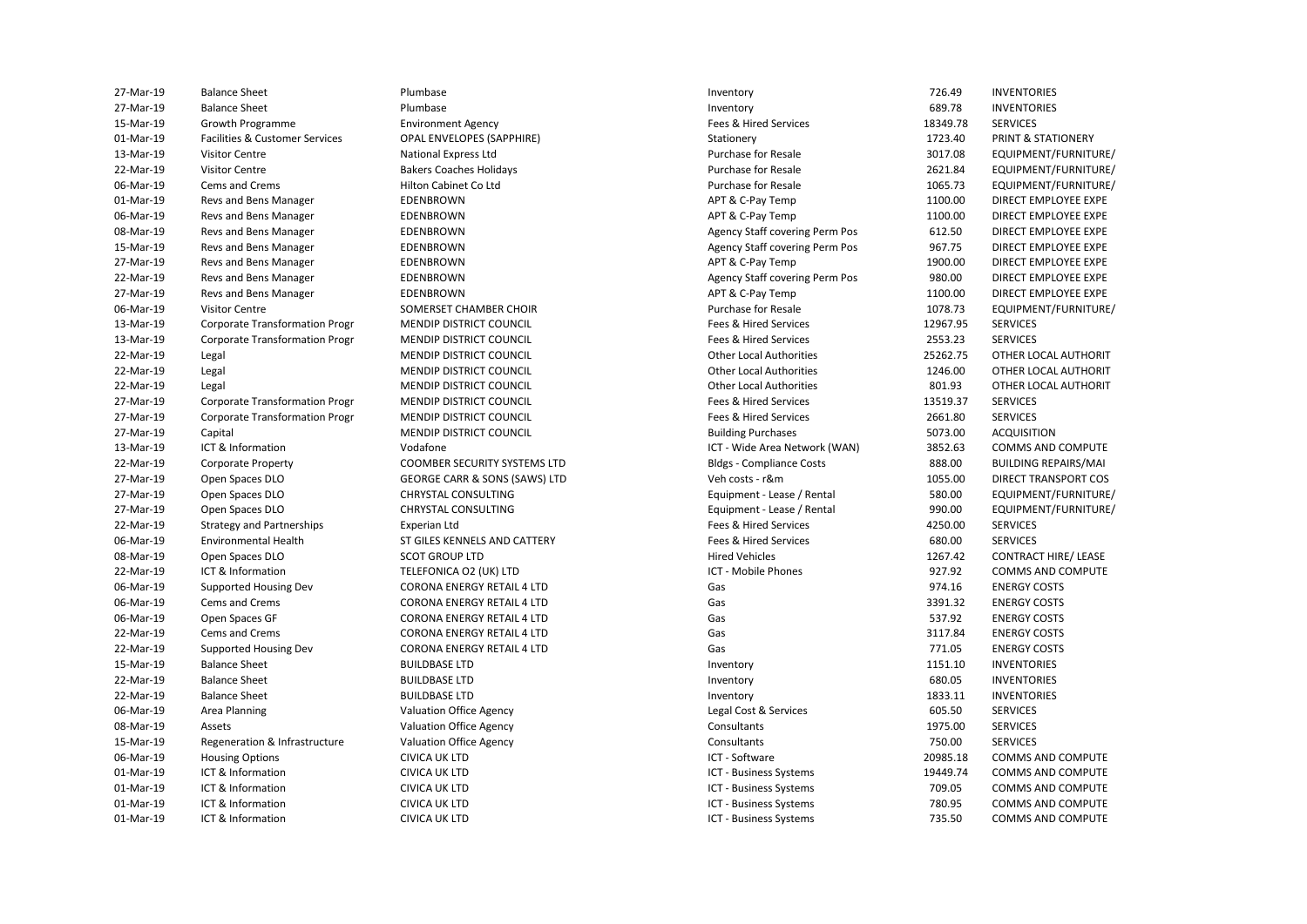| | | | | | |
|---|---|---|---|---|---|
| 27-Mar-19 | Balance Sheet | Plumbase | Inventory | 726.49 | INVENTORIES |
| 27-Mar-19 | Balance Sheet | Plumbase | Inventory | 689.78 | INVENTORIES |
| 15-Mar-19 | Growth Programme | Environment Agency | Fees & Hired Services | 18349.78 | SERVICES |
| 01-Mar-19 | Facilities & Customer Services | OPAL ENVELOPES (SAPPHIRE) | Stationery | 1723.40 | PRINT & STATIONERY |
| 13-Mar-19 | Visitor Centre | National Express Ltd | Purchase for Resale | 3017.08 | EQUIPMENT/FURNITURE/ |
| 22-Mar-19 | Visitor Centre | Bakers Coaches Holidays | Purchase for Resale | 2621.84 | EQUIPMENT/FURNITURE/ |
| 06-Mar-19 | Cems and Crems | Hilton Cabinet Co Ltd | Purchase for Resale | 1065.73 | EQUIPMENT/FURNITURE/ |
| 01-Mar-19 | Revs and Bens Manager | EDENBROWN | APT & C-Pay Temp | 1100.00 | DIRECT EMPLOYEE EXPE |
| 06-Mar-19 | Revs and Bens Manager | EDENBROWN | APT & C-Pay Temp | 1100.00 | DIRECT EMPLOYEE EXPE |
| 08-Mar-19 | Revs and Bens Manager | EDENBROWN | Agency Staff covering Perm Pos | 612.50 | DIRECT EMPLOYEE EXPE |
| 15-Mar-19 | Revs and Bens Manager | EDENBROWN | Agency Staff covering Perm Pos | 967.75 | DIRECT EMPLOYEE EXPE |
| 27-Mar-19 | Revs and Bens Manager | EDENBROWN | APT & C-Pay Temp | 1900.00 | DIRECT EMPLOYEE EXPE |
| 22-Mar-19 | Revs and Bens Manager | EDENBROWN | Agency Staff covering Perm Pos | 980.00 | DIRECT EMPLOYEE EXPE |
| 27-Mar-19 | Revs and Bens Manager | EDENBROWN | APT & C-Pay Temp | 1100.00 | DIRECT EMPLOYEE EXPE |
| 06-Mar-19 | Visitor Centre | SOMERSET CHAMBER CHOIR | Purchase for Resale | 1078.73 | EQUIPMENT/FURNITURE/ |
| 13-Mar-19 | Corporate Transformation Progr | MENDIP DISTRICT COUNCIL | Fees & Hired Services | 12967.95 | SERVICES |
| 13-Mar-19 | Corporate Transformation Progr | MENDIP DISTRICT COUNCIL | Fees & Hired Services | 2553.23 | SERVICES |
| 22-Mar-19 | Legal | MENDIP DISTRICT COUNCIL | Other Local Authorities | 25262.75 | OTHER LOCAL AUTHORIT |
| 22-Mar-19 | Legal | MENDIP DISTRICT COUNCIL | Other Local Authorities | 1246.00 | OTHER LOCAL AUTHORIT |
| 22-Mar-19 | Legal | MENDIP DISTRICT COUNCIL | Other Local Authorities | 801.93 | OTHER LOCAL AUTHORIT |
| 27-Mar-19 | Corporate Transformation Progr | MENDIP DISTRICT COUNCIL | Fees & Hired Services | 13519.37 | SERVICES |
| 27-Mar-19 | Corporate Transformation Progr | MENDIP DISTRICT COUNCIL | Fees & Hired Services | 2661.80 | SERVICES |
| 27-Mar-19 | Capital | MENDIP DISTRICT COUNCIL | Building Purchases | 5073.00 | ACQUISITION |
| 13-Mar-19 | ICT & Information | Vodafone | ICT - Wide Area Network (WAN) | 3852.63 | COMMS AND COMPUTE |
| 22-Mar-19 | Corporate Property | COOMBER SECURITY SYSTEMS LTD | Bldgs - Compliance Costs | 888.00 | BUILDING REPAIRS/MAI |
| 27-Mar-19 | Open Spaces DLO | GEORGE CARR & SONS (SAWS) LTD | Veh costs - r&m | 1055.00 | DIRECT TRANSPORT COS |
| 27-Mar-19 | Open Spaces DLO | CHRYSTAL CONSULTING | Equipment - Lease / Rental | 580.00 | EQUIPMENT/FURNITURE/ |
| 27-Mar-19 | Open Spaces DLO | CHRYSTAL CONSULTING | Equipment - Lease / Rental | 990.00 | EQUIPMENT/FURNITURE/ |
| 22-Mar-19 | Strategy and Partnerships | Experian Ltd | Fees & Hired Services | 4250.00 | SERVICES |
| 06-Mar-19 | Environmental Health | ST GILES KENNELS AND CATTERY | Fees & Hired Services | 680.00 | SERVICES |
| 08-Mar-19 | Open Spaces DLO | SCOT GROUP LTD | Hired Vehicles | 1267.42 | CONTRACT HIRE/ LEASE |
| 22-Mar-19 | ICT & Information | TELEFONICA O2 (UK) LTD | ICT - Mobile Phones | 927.92 | COMMS AND COMPUTE |
| 06-Mar-19 | Supported Housing Dev | CORONA ENERGY RETAIL 4 LTD | Gas | 974.16 | ENERGY COSTS |
| 06-Mar-19 | Cems and Crems | CORONA ENERGY RETAIL 4 LTD | Gas | 3391.32 | ENERGY COSTS |
| 06-Mar-19 | Open Spaces GF | CORONA ENERGY RETAIL 4 LTD | Gas | 537.92 | ENERGY COSTS |
| 22-Mar-19 | Cems and Crems | CORONA ENERGY RETAIL 4 LTD | Gas | 3117.84 | ENERGY COSTS |
| 22-Mar-19 | Supported Housing Dev | CORONA ENERGY RETAIL 4 LTD | Gas | 771.05 | ENERGY COSTS |
| 15-Mar-19 | Balance Sheet | BUILDBASE LTD | Inventory | 1151.10 | INVENTORIES |
| 22-Mar-19 | Balance Sheet | BUILDBASE LTD | Inventory | 680.05 | INVENTORIES |
| 22-Mar-19 | Balance Sheet | BUILDBASE LTD | Inventory | 1833.11 | INVENTORIES |
| 06-Mar-19 | Area Planning | Valuation Office Agency | Legal Cost & Services | 605.50 | SERVICES |
| 08-Mar-19 | Assets | Valuation Office Agency | Consultants | 1975.00 | SERVICES |
| 15-Mar-19 | Regeneration & Infrastructure | Valuation Office Agency | Consultants | 750.00 | SERVICES |
| 06-Mar-19 | Housing Options | CIVICA UK LTD | ICT - Software | 20985.18 | COMMS AND COMPUTE |
| 01-Mar-19 | ICT & Information | CIVICA UK LTD | ICT - Business Systems | 19449.74 | COMMS AND COMPUTE |
| 01-Mar-19 | ICT & Information | CIVICA UK LTD | ICT - Business Systems | 709.05 | COMMS AND COMPUTE |
| 01-Mar-19 | ICT & Information | CIVICA UK LTD | ICT - Business Systems | 780.95 | COMMS AND COMPUTE |
| 01-Mar-19 | ICT & Information | CIVICA UK LTD | ICT - Business Systems | 735.50 | COMMS AND COMPUTE |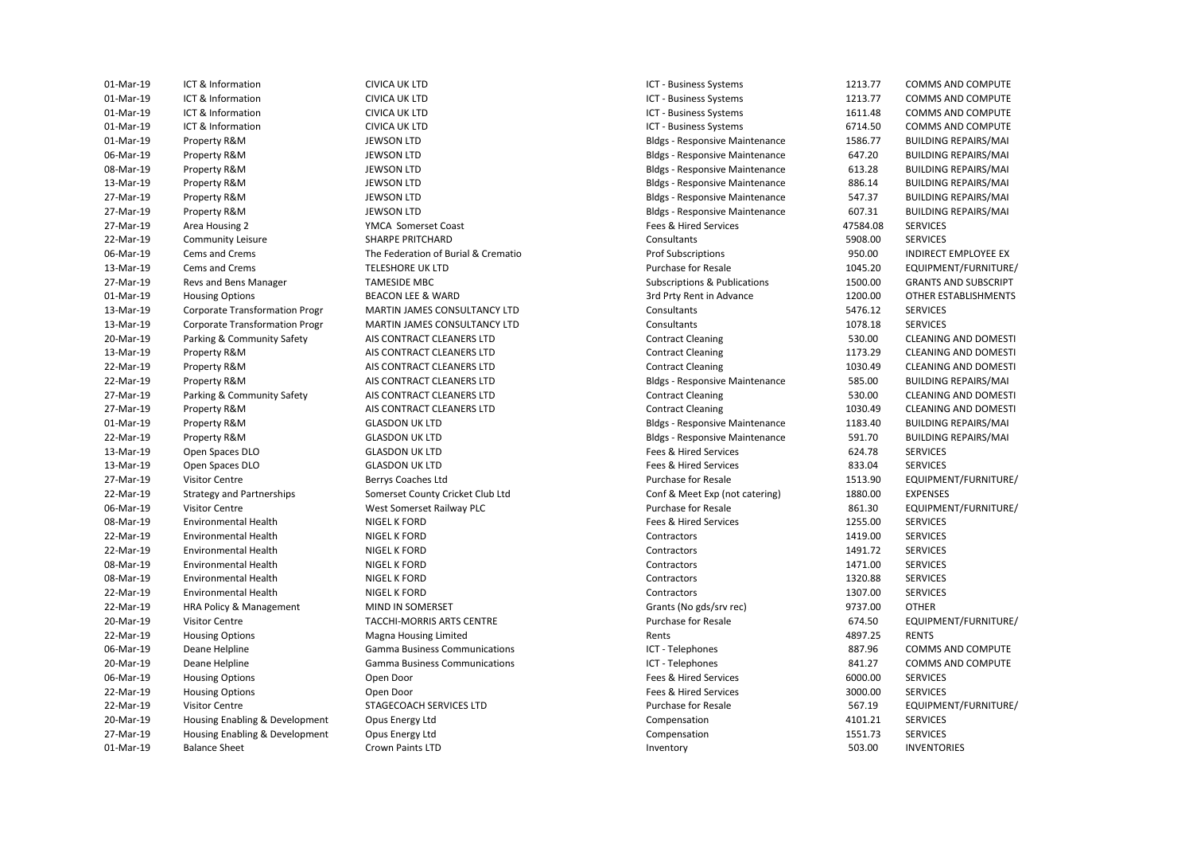| | | | | | |
|---|---|---|---|---|---|
| 01-Mar-19 | ICT & Information | CIVICA UK LTD | ICT - Business Systems | 1213.77 | COMMS AND COMPUTE |
| 01-Mar-19 | ICT & Information | CIVICA UK LTD | ICT - Business Systems | 1213.77 | COMMS AND COMPUTE |
| 01-Mar-19 | ICT & Information | CIVICA UK LTD | ICT - Business Systems | 1611.48 | COMMS AND COMPUTE |
| 01-Mar-19 | ICT & Information | CIVICA UK LTD | ICT - Business Systems | 6714.50 | COMMS AND COMPUTE |
| 01-Mar-19 | Property R&M | JEWSON LTD | Bldgs - Responsive Maintenance | 1586.77 | BUILDING REPAIRS/MAI |
| 06-Mar-19 | Property R&M | JEWSON LTD | Bldgs - Responsive Maintenance | 647.20 | BUILDING REPAIRS/MAI |
| 08-Mar-19 | Property R&M | JEWSON LTD | Bldgs - Responsive Maintenance | 613.28 | BUILDING REPAIRS/MAI |
| 13-Mar-19 | Property R&M | JEWSON LTD | Bldgs - Responsive Maintenance | 886.14 | BUILDING REPAIRS/MAI |
| 27-Mar-19 | Property R&M | JEWSON LTD | Bldgs - Responsive Maintenance | 547.37 | BUILDING REPAIRS/MAI |
| 27-Mar-19 | Property R&M | JEWSON LTD | Bldgs - Responsive Maintenance | 607.31 | BUILDING REPAIRS/MAI |
| 27-Mar-19 | Area Housing 2 | YMCA Somerset Coast | Fees & Hired Services | 47584.08 | SERVICES |
| 22-Mar-19 | Community Leisure | SHARPE PRITCHARD | Consultants | 5908.00 | SERVICES |
| 06-Mar-19 | Cems and Crems | The Federation of Burial & Crematio | Prof Subscriptions | 950.00 | INDIRECT EMPLOYEE EX |
| 13-Mar-19 | Cems and Crems | TELESHORE UK LTD | Purchase for Resale | 1045.20 | EQUIPMENT/FURNITURE/ |
| 27-Mar-19 | Revs and Bens Manager | TAMESIDE MBC | Subscriptions & Publications | 1500.00 | GRANTS AND SUBSCRIPT |
| 01-Mar-19 | Housing Options | BEACON LEE & WARD | 3rd Prty Rent in Advance | 1200.00 | OTHER ESTABLISHMENTS |
| 13-Mar-19 | Corporate Transformation Progr | MARTIN JAMES CONSULTANCY LTD | Consultants | 5476.12 | SERVICES |
| 13-Mar-19 | Corporate Transformation Progr | MARTIN JAMES CONSULTANCY LTD | Consultants | 1078.18 | SERVICES |
| 20-Mar-19 | Parking & Community Safety | AIS CONTRACT CLEANERS LTD | Contract Cleaning | 530.00 | CLEANING AND DOMESTI |
| 13-Mar-19 | Property R&M | AIS CONTRACT CLEANERS LTD | Contract Cleaning | 1173.29 | CLEANING AND DOMESTI |
| 22-Mar-19 | Property R&M | AIS CONTRACT CLEANERS LTD | Contract Cleaning | 1030.49 | CLEANING AND DOMESTI |
| 22-Mar-19 | Property R&M | AIS CONTRACT CLEANERS LTD | Bldgs - Responsive Maintenance | 585.00 | BUILDING REPAIRS/MAI |
| 27-Mar-19 | Parking & Community Safety | AIS CONTRACT CLEANERS LTD | Contract Cleaning | 530.00 | CLEANING AND DOMESTI |
| 27-Mar-19 | Property R&M | AIS CONTRACT CLEANERS LTD | Contract Cleaning | 1030.49 | CLEANING AND DOMESTI |
| 01-Mar-19 | Property R&M | GLASDON UK LTD | Bldgs - Responsive Maintenance | 1183.40 | BUILDING REPAIRS/MAI |
| 22-Mar-19 | Property R&M | GLASDON UK LTD | Bldgs - Responsive Maintenance | 591.70 | BUILDING REPAIRS/MAI |
| 13-Mar-19 | Open Spaces DLO | GLASDON UK LTD | Fees & Hired Services | 624.78 | SERVICES |
| 13-Mar-19 | Open Spaces DLO | GLASDON UK LTD | Fees & Hired Services | 833.04 | SERVICES |
| 27-Mar-19 | Visitor Centre | Berrys Coaches Ltd | Purchase for Resale | 1513.90 | EQUIPMENT/FURNITURE/ |
| 22-Mar-19 | Strategy and Partnerships | Somerset County Cricket Club Ltd | Conf & Meet Exp (not catering) | 1880.00 | EXPENSES |
| 06-Mar-19 | Visitor Centre | West Somerset Railway PLC | Purchase for Resale | 861.30 | EQUIPMENT/FURNITURE/ |
| 08-Mar-19 | Environmental Health | NIGEL K FORD | Fees & Hired Services | 1255.00 | SERVICES |
| 22-Mar-19 | Environmental Health | NIGEL K FORD | Contractors | 1419.00 | SERVICES |
| 22-Mar-19 | Environmental Health | NIGEL K FORD | Contractors | 1491.72 | SERVICES |
| 08-Mar-19 | Environmental Health | NIGEL K FORD | Contractors | 1471.00 | SERVICES |
| 08-Mar-19 | Environmental Health | NIGEL K FORD | Contractors | 1320.88 | SERVICES |
| 22-Mar-19 | Environmental Health | NIGEL K FORD | Contractors | 1307.00 | SERVICES |
| 22-Mar-19 | HRA Policy & Management | MIND IN SOMERSET | Grants (No gds/srv rec) | 9737.00 | OTHER |
| 20-Mar-19 | Visitor Centre | TACCHI-MORRIS ARTS CENTRE | Purchase for Resale | 674.50 | EQUIPMENT/FURNITURE/ |
| 22-Mar-19 | Housing Options | Magna Housing Limited | Rents | 4897.25 | RENTS |
| 06-Mar-19 | Deane Helpline | Gamma Business Communications | ICT - Telephones | 887.96 | COMMS AND COMPUTE |
| 20-Mar-19 | Deane Helpline | Gamma Business Communications | ICT - Telephones | 841.27 | COMMS AND COMPUTE |
| 06-Mar-19 | Housing Options | Open Door | Fees & Hired Services | 6000.00 | SERVICES |
| 22-Mar-19 | Housing Options | Open Door | Fees & Hired Services | 3000.00 | SERVICES |
| 22-Mar-19 | Visitor Centre | STAGECOACH SERVICES LTD | Purchase for Resale | 567.19 | EQUIPMENT/FURNITURE/ |
| 20-Mar-19 | Housing Enabling & Development | Opus Energy Ltd | Compensation | 4101.21 | SERVICES |
| 27-Mar-19 | Housing Enabling & Development | Opus Energy Ltd | Compensation | 1551.73 | SERVICES |
| 01-Mar-19 | Balance Sheet | Crown Paints LTD | Inventory | 503.00 | INVENTORIES |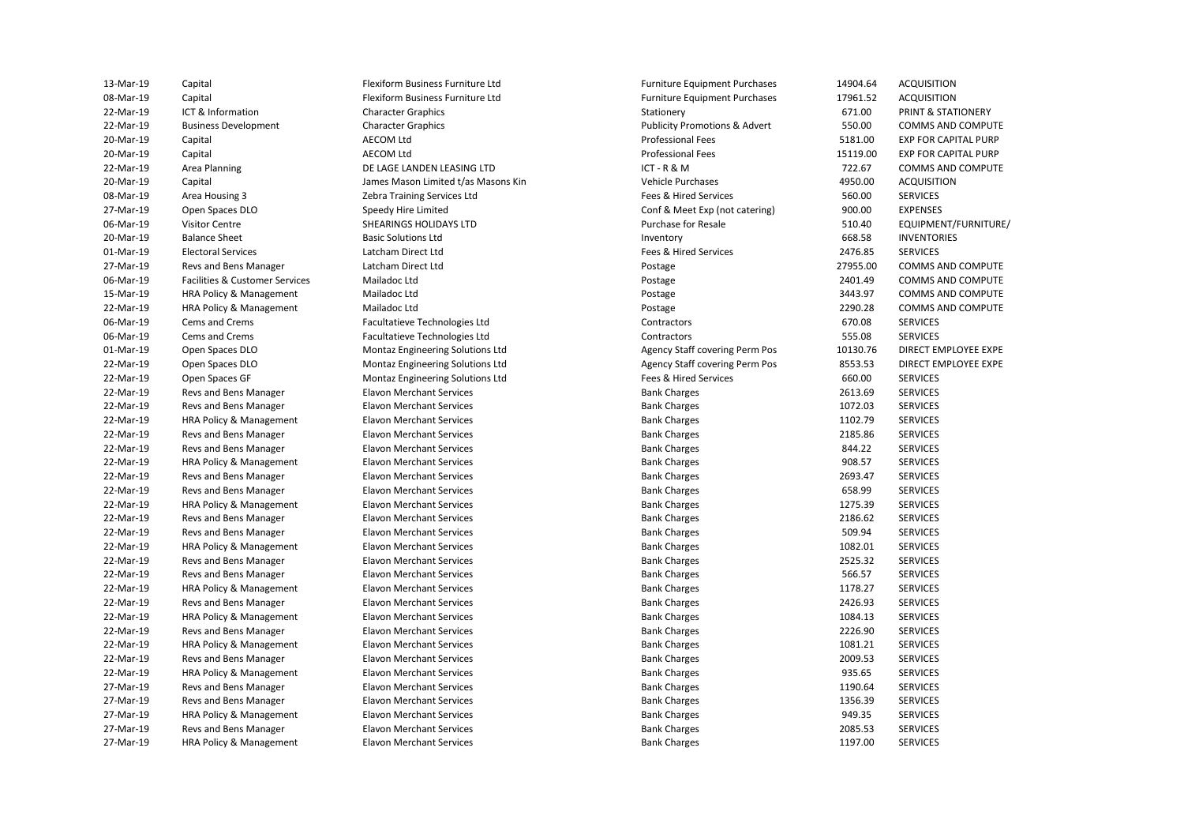| | | | | | |
|---|---|---|---|---|---|
| 13-Mar-19 | Capital | Flexiform Business Furniture Ltd | Furniture Equipment Purchases | 14904.64 | ACQUISITION |
| 08-Mar-19 | Capital | Flexiform Business Furniture Ltd | Furniture Equipment Purchases | 17961.52 | ACQUISITION |
| 22-Mar-19 | ICT & Information | Character Graphics | Stationery | 671.00 | PRINT & STATIONERY |
| 22-Mar-19 | Business Development | Character Graphics | Publicity Promotions & Advert | 550.00 | COMMS AND COMPUTE |
| 20-Mar-19 | Capital | AECOM Ltd | Professional Fees | 5181.00 | EXP FOR CAPITAL PURP |
| 20-Mar-19 | Capital | AECOM Ltd | Professional Fees | 15119.00 | EXP FOR CAPITAL PURP |
| 22-Mar-19 | Area Planning | DE LAGE LANDEN LEASING LTD | ICT - R & M | 722.67 | COMMS AND COMPUTE |
| 20-Mar-19 | Capital | James Mason Limited t/as Masons Kin | Vehicle Purchases | 4950.00 | ACQUISITION |
| 08-Mar-19 | Area Housing 3 | Zebra Training Services Ltd | Fees & Hired Services | 560.00 | SERVICES |
| 27-Mar-19 | Open Spaces DLO | Speedy Hire Limited | Conf & Meet Exp (not catering) | 900.00 | EXPENSES |
| 06-Mar-19 | Visitor Centre | SHEARINGS HOLIDAYS LTD | Purchase for Resale | 510.40 | EQUIPMENT/FURNITURE/ |
| 20-Mar-19 | Balance Sheet | Basic Solutions Ltd | Inventory | 668.58 | INVENTORIES |
| 01-Mar-19 | Electoral Services | Latcham Direct Ltd | Fees & Hired Services | 2476.85 | SERVICES |
| 27-Mar-19 | Revs and Bens Manager | Latcham Direct Ltd | Postage | 27955.00 | COMMS AND COMPUTE |
| 06-Mar-19 | Facilities & Customer Services | Mailadoc Ltd | Postage | 2401.49 | COMMS AND COMPUTE |
| 15-Mar-19 | HRA Policy & Management | Mailadoc Ltd | Postage | 3443.97 | COMMS AND COMPUTE |
| 22-Mar-19 | HRA Policy & Management | Mailadoc Ltd | Postage | 2290.28 | COMMS AND COMPUTE |
| 06-Mar-19 | Cems and Crems | Facultatieve Technologies Ltd | Contractors | 670.08 | SERVICES |
| 06-Mar-19 | Cems and Crems | Facultatieve Technologies Ltd | Contractors | 555.08 | SERVICES |
| 01-Mar-19 | Open Spaces DLO | Montaz Engineering Solutions Ltd | Agency Staff covering Perm Pos | 10130.76 | DIRECT EMPLOYEE EXPE |
| 22-Mar-19 | Open Spaces DLO | Montaz Engineering Solutions Ltd | Agency Staff covering Perm Pos | 8553.53 | DIRECT EMPLOYEE EXPE |
| 22-Mar-19 | Open Spaces GF | Montaz Engineering Solutions Ltd | Fees & Hired Services | 660.00 | SERVICES |
| 22-Mar-19 | Revs and Bens Manager | Elavon Merchant Services | Bank Charges | 2613.69 | SERVICES |
| 22-Mar-19 | Revs and Bens Manager | Elavon Merchant Services | Bank Charges | 1072.03 | SERVICES |
| 22-Mar-19 | HRA Policy & Management | Elavon Merchant Services | Bank Charges | 1102.79 | SERVICES |
| 22-Mar-19 | Revs and Bens Manager | Elavon Merchant Services | Bank Charges | 2185.86 | SERVICES |
| 22-Mar-19 | Revs and Bens Manager | Elavon Merchant Services | Bank Charges | 844.22 | SERVICES |
| 22-Mar-19 | HRA Policy & Management | Elavon Merchant Services | Bank Charges | 908.57 | SERVICES |
| 22-Mar-19 | Revs and Bens Manager | Elavon Merchant Services | Bank Charges | 2693.47 | SERVICES |
| 22-Mar-19 | Revs and Bens Manager | Elavon Merchant Services | Bank Charges | 658.99 | SERVICES |
| 22-Mar-19 | HRA Policy & Management | Elavon Merchant Services | Bank Charges | 1275.39 | SERVICES |
| 22-Mar-19 | Revs and Bens Manager | Elavon Merchant Services | Bank Charges | 2186.62 | SERVICES |
| 22-Mar-19 | Revs and Bens Manager | Elavon Merchant Services | Bank Charges | 509.94 | SERVICES |
| 22-Mar-19 | HRA Policy & Management | Elavon Merchant Services | Bank Charges | 1082.01 | SERVICES |
| 22-Mar-19 | Revs and Bens Manager | Elavon Merchant Services | Bank Charges | 2525.32 | SERVICES |
| 22-Mar-19 | Revs and Bens Manager | Elavon Merchant Services | Bank Charges | 566.57 | SERVICES |
| 22-Mar-19 | HRA Policy & Management | Elavon Merchant Services | Bank Charges | 1178.27 | SERVICES |
| 22-Mar-19 | Revs and Bens Manager | Elavon Merchant Services | Bank Charges | 2426.93 | SERVICES |
| 22-Mar-19 | HRA Policy & Management | Elavon Merchant Services | Bank Charges | 1084.13 | SERVICES |
| 22-Mar-19 | Revs and Bens Manager | Elavon Merchant Services | Bank Charges | 2226.90 | SERVICES |
| 22-Mar-19 | HRA Policy & Management | Elavon Merchant Services | Bank Charges | 1081.21 | SERVICES |
| 22-Mar-19 | Revs and Bens Manager | Elavon Merchant Services | Bank Charges | 2009.53 | SERVICES |
| 22-Mar-19 | HRA Policy & Management | Elavon Merchant Services | Bank Charges | 935.65 | SERVICES |
| 27-Mar-19 | Revs and Bens Manager | Elavon Merchant Services | Bank Charges | 1190.64 | SERVICES |
| 27-Mar-19 | Revs and Bens Manager | Elavon Merchant Services | Bank Charges | 1356.39 | SERVICES |
| 27-Mar-19 | HRA Policy & Management | Elavon Merchant Services | Bank Charges | 949.35 | SERVICES |
| 27-Mar-19 | Revs and Bens Manager | Elavon Merchant Services | Bank Charges | 2085.53 | SERVICES |
| 27-Mar-19 | HRA Policy & Management | Elavon Merchant Services | Bank Charges | 1197.00 | SERVICES |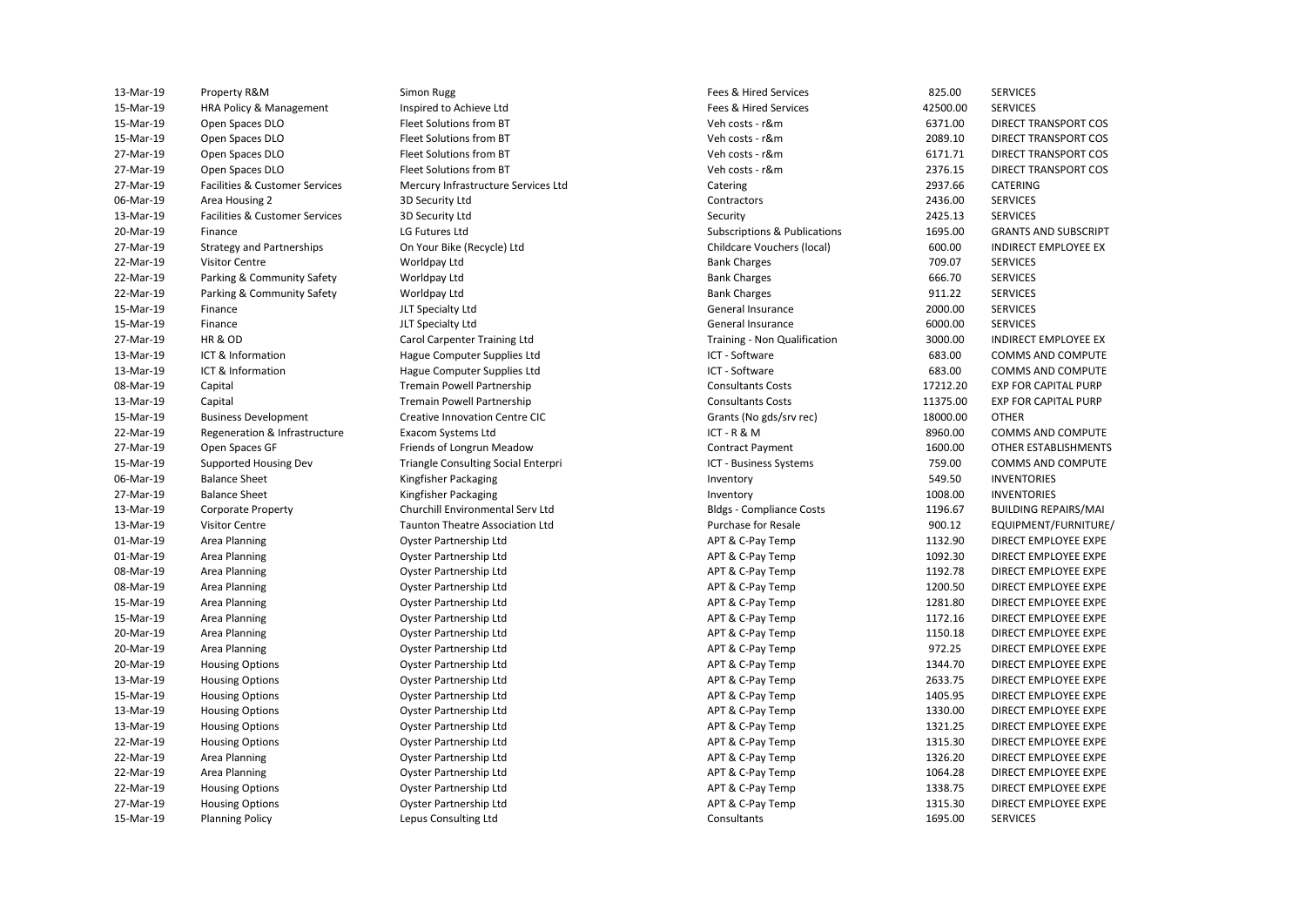| | | | | | |
|---|---|---|---|---|---|
| 13-Mar-19 | Property R&M | Simon Rugg | Fees & Hired Services | 825.00 | SERVICES |
| 15-Mar-19 | HRA Policy & Management | Inspired to Achieve Ltd | Fees & Hired Services | 42500.00 | SERVICES |
| 15-Mar-19 | Open Spaces DLO | Fleet Solutions from BT | Veh costs - r&m | 6371.00 | DIRECT TRANSPORT COS |
| 15-Mar-19 | Open Spaces DLO | Fleet Solutions from BT | Veh costs - r&m | 2089.10 | DIRECT TRANSPORT COS |
| 27-Mar-19 | Open Spaces DLO | Fleet Solutions from BT | Veh costs - r&m | 6171.71 | DIRECT TRANSPORT COS |
| 27-Mar-19 | Open Spaces DLO | Fleet Solutions from BT | Veh costs - r&m | 2376.15 | DIRECT TRANSPORT COS |
| 27-Mar-19 | Facilities & Customer Services | Mercury Infrastructure Services Ltd | Catering | 2937.66 | CATERING |
| 06-Mar-19 | Area Housing 2 | 3D Security Ltd | Contractors | 2436.00 | SERVICES |
| 13-Mar-19 | Facilities & Customer Services | 3D Security Ltd | Security | 2425.13 | SERVICES |
| 20-Mar-19 | Finance | LG Futures Ltd | Subscriptions & Publications | 1695.00 | GRANTS AND SUBSCRIPT |
| 27-Mar-19 | Strategy and Partnerships | On Your Bike (Recycle) Ltd | Childcare Vouchers (local) | 600.00 | INDIRECT EMPLOYEE EX |
| 22-Mar-19 | Visitor Centre | Worldpay Ltd | Bank Charges | 709.07 | SERVICES |
| 22-Mar-19 | Parking & Community Safety | Worldpay Ltd | Bank Charges | 666.70 | SERVICES |
| 22-Mar-19 | Parking & Community Safety | Worldpay Ltd | Bank Charges | 911.22 | SERVICES |
| 15-Mar-19 | Finance | JLT Specialty Ltd | General Insurance | 2000.00 | SERVICES |
| 15-Mar-19 | Finance | JLT Specialty Ltd | General Insurance | 6000.00 | SERVICES |
| 27-Mar-19 | HR & OD | Carol Carpenter Training Ltd | Training - Non Qualification | 3000.00 | INDIRECT EMPLOYEE EX |
| 13-Mar-19 | ICT & Information | Hague Computer Supplies Ltd | ICT - Software | 683.00 | COMMS AND COMPUTE |
| 13-Mar-19 | ICT & Information | Hague Computer Supplies Ltd | ICT - Software | 683.00 | COMMS AND COMPUTE |
| 08-Mar-19 | Capital | Tremain Powell Partnership | Consultants Costs | 17212.20 | EXP FOR CAPITAL PURP |
| 13-Mar-19 | Capital | Tremain Powell Partnership | Consultants Costs | 11375.00 | EXP FOR CAPITAL PURP |
| 15-Mar-19 | Business Development | Creative Innovation Centre CIC | Grants (No gds/srv rec) | 18000.00 | OTHER |
| 22-Mar-19 | Regeneration & Infrastructure | Exacom Systems Ltd | ICT - R & M | 8960.00 | COMMS AND COMPUTE |
| 27-Mar-19 | Open Spaces GF | Friends of Longrun Meadow | Contract Payment | 1600.00 | OTHER ESTABLISHMENTS |
| 15-Mar-19 | Supported Housing Dev | Triangle Consulting Social Enterpri | ICT - Business Systems | 759.00 | COMMS AND COMPUTE |
| 06-Mar-19 | Balance Sheet | Kingfisher Packaging | Inventory | 549.50 | INVENTORIES |
| 27-Mar-19 | Balance Sheet | Kingfisher Packaging | Inventory | 1008.00 | INVENTORIES |
| 13-Mar-19 | Corporate Property | Churchill Environmental Serv Ltd | Bldgs - Compliance Costs | 1196.67 | BUILDING REPAIRS/MAI |
| 13-Mar-19 | Visitor Centre | Taunton Theatre Association Ltd | Purchase for Resale | 900.12 | EQUIPMENT/FURNITURE/ |
| 01-Mar-19 | Area Planning | Oyster Partnership Ltd | APT & C-Pay Temp | 1132.90 | DIRECT EMPLOYEE EXPE |
| 01-Mar-19 | Area Planning | Oyster Partnership Ltd | APT & C-Pay Temp | 1092.30 | DIRECT EMPLOYEE EXPE |
| 08-Mar-19 | Area Planning | Oyster Partnership Ltd | APT & C-Pay Temp | 1192.78 | DIRECT EMPLOYEE EXPE |
| 08-Mar-19 | Area Planning | Oyster Partnership Ltd | APT & C-Pay Temp | 1200.50 | DIRECT EMPLOYEE EXPE |
| 15-Mar-19 | Area Planning | Oyster Partnership Ltd | APT & C-Pay Temp | 1281.80 | DIRECT EMPLOYEE EXPE |
| 15-Mar-19 | Area Planning | Oyster Partnership Ltd | APT & C-Pay Temp | 1172.16 | DIRECT EMPLOYEE EXPE |
| 20-Mar-19 | Area Planning | Oyster Partnership Ltd | APT & C-Pay Temp | 1150.18 | DIRECT EMPLOYEE EXPE |
| 20-Mar-19 | Area Planning | Oyster Partnership Ltd | APT & C-Pay Temp | 972.25 | DIRECT EMPLOYEE EXPE |
| 20-Mar-19 | Housing Options | Oyster Partnership Ltd | APT & C-Pay Temp | 1344.70 | DIRECT EMPLOYEE EXPE |
| 13-Mar-19 | Housing Options | Oyster Partnership Ltd | APT & C-Pay Temp | 2633.75 | DIRECT EMPLOYEE EXPE |
| 15-Mar-19 | Housing Options | Oyster Partnership Ltd | APT & C-Pay Temp | 1405.95 | DIRECT EMPLOYEE EXPE |
| 13-Mar-19 | Housing Options | Oyster Partnership Ltd | APT & C-Pay Temp | 1330.00 | DIRECT EMPLOYEE EXPE |
| 13-Mar-19 | Housing Options | Oyster Partnership Ltd | APT & C-Pay Temp | 1321.25 | DIRECT EMPLOYEE EXPE |
| 22-Mar-19 | Housing Options | Oyster Partnership Ltd | APT & C-Pay Temp | 1315.30 | DIRECT EMPLOYEE EXPE |
| 22-Mar-19 | Area Planning | Oyster Partnership Ltd | APT & C-Pay Temp | 1326.20 | DIRECT EMPLOYEE EXPE |
| 22-Mar-19 | Area Planning | Oyster Partnership Ltd | APT & C-Pay Temp | 1064.28 | DIRECT EMPLOYEE EXPE |
| 22-Mar-19 | Housing Options | Oyster Partnership Ltd | APT & C-Pay Temp | 1338.75 | DIRECT EMPLOYEE EXPE |
| 27-Mar-19 | Housing Options | Oyster Partnership Ltd | APT & C-Pay Temp | 1315.30 | DIRECT EMPLOYEE EXPE |
| 15-Mar-19 | Planning Policy | Lepus Consulting Ltd | Consultants | 1695.00 | SERVICES |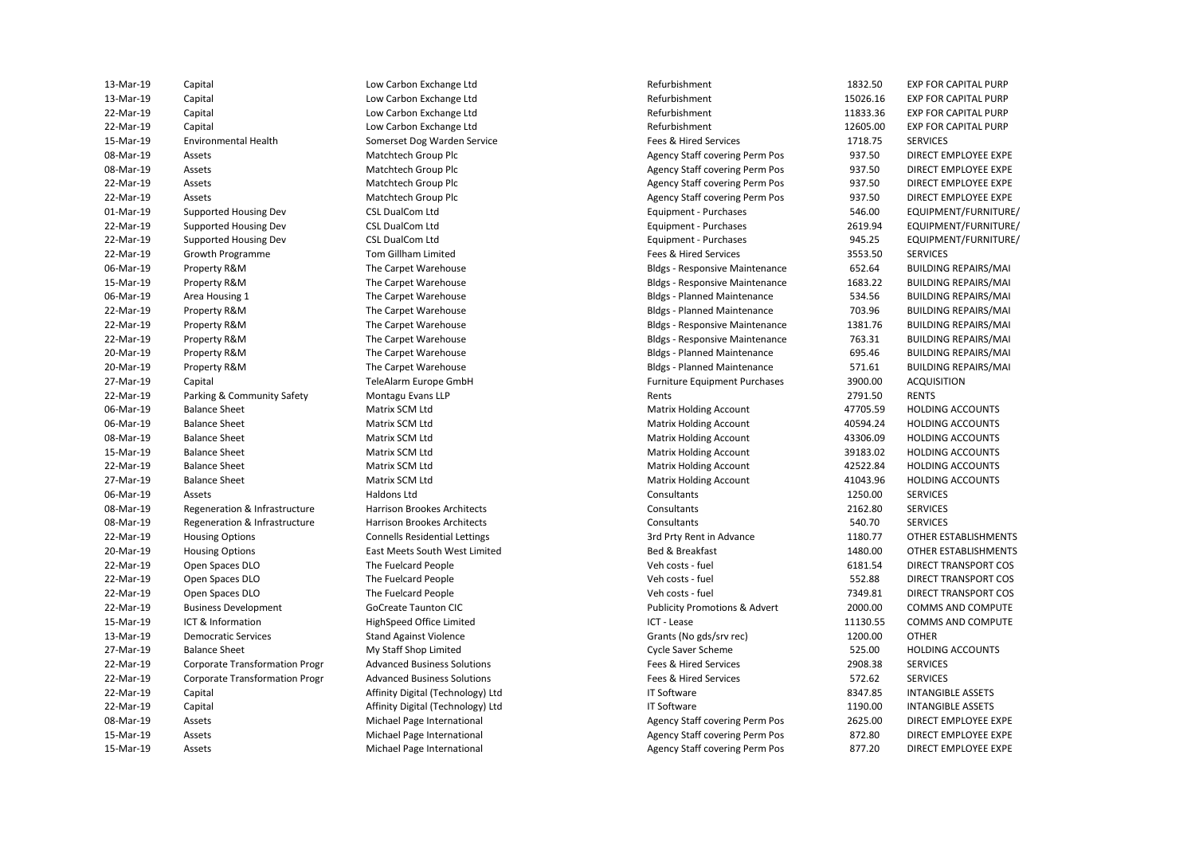| | | | | | |
|---|---|---|---|---|---|
| 13-Mar-19 | Capital | Low Carbon Exchange Ltd | Refurbishment | 1832.50 | EXP FOR CAPITAL PURP |
| 13-Mar-19 | Capital | Low Carbon Exchange Ltd | Refurbishment | 15026.16 | EXP FOR CAPITAL PURP |
| 22-Mar-19 | Capital | Low Carbon Exchange Ltd | Refurbishment | 11833.36 | EXP FOR CAPITAL PURP |
| 22-Mar-19 | Capital | Low Carbon Exchange Ltd | Refurbishment | 12605.00 | EXP FOR CAPITAL PURP |
| 15-Mar-19 | Environmental Health | Somerset Dog Warden Service | Fees & Hired Services | 1718.75 | SERVICES |
| 08-Mar-19 | Assets | Matchtech Group Plc | Agency Staff covering Perm Pos | 937.50 | DIRECT EMPLOYEE EXPE |
| 08-Mar-19 | Assets | Matchtech Group Plc | Agency Staff covering Perm Pos | 937.50 | DIRECT EMPLOYEE EXPE |
| 22-Mar-19 | Assets | Matchtech Group Plc | Agency Staff covering Perm Pos | 937.50 | DIRECT EMPLOYEE EXPE |
| 22-Mar-19 | Assets | Matchtech Group Plc | Agency Staff covering Perm Pos | 937.50 | DIRECT EMPLOYEE EXPE |
| 01-Mar-19 | Supported Housing Dev | CSL DualCom Ltd | Equipment - Purchases | 546.00 | EQUIPMENT/FURNITURE/ |
| 22-Mar-19 | Supported Housing Dev | CSL DualCom Ltd | Equipment - Purchases | 2619.94 | EQUIPMENT/FURNITURE/ |
| 22-Mar-19 | Supported Housing Dev | CSL DualCom Ltd | Equipment - Purchases | 945.25 | EQUIPMENT/FURNITURE/ |
| 22-Mar-19 | Growth Programme | Tom Gillham Limited | Fees & Hired Services | 3553.50 | SERVICES |
| 06-Mar-19 | Property R&M | The Carpet Warehouse | Bldgs - Responsive Maintenance | 652.64 | BUILDING REPAIRS/MAI |
| 15-Mar-19 | Property R&M | The Carpet Warehouse | Bldgs - Responsive Maintenance | 1683.22 | BUILDING REPAIRS/MAI |
| 06-Mar-19 | Area Housing 1 | The Carpet Warehouse | Bldgs - Planned Maintenance | 534.56 | BUILDING REPAIRS/MAI |
| 22-Mar-19 | Property R&M | The Carpet Warehouse | Bldgs - Planned Maintenance | 703.96 | BUILDING REPAIRS/MAI |
| 22-Mar-19 | Property R&M | The Carpet Warehouse | Bldgs - Responsive Maintenance | 1381.76 | BUILDING REPAIRS/MAI |
| 22-Mar-19 | Property R&M | The Carpet Warehouse | Bldgs - Responsive Maintenance | 763.31 | BUILDING REPAIRS/MAI |
| 20-Mar-19 | Property R&M | The Carpet Warehouse | Bldgs - Planned Maintenance | 695.46 | BUILDING REPAIRS/MAI |
| 20-Mar-19 | Property R&M | The Carpet Warehouse | Bldgs - Planned Maintenance | 571.61 | BUILDING REPAIRS/MAI |
| 27-Mar-19 | Capital | TeleAlarm Europe GmbH | Furniture Equipment Purchases | 3900.00 | ACQUISITION |
| 22-Mar-19 | Parking & Community Safety | Montagu Evans LLP | Rents | 2791.50 | RENTS |
| 06-Mar-19 | Balance Sheet | Matrix SCM Ltd | Matrix Holding Account | 47705.59 | HOLDING ACCOUNTS |
| 06-Mar-19 | Balance Sheet | Matrix SCM Ltd | Matrix Holding Account | 40594.24 | HOLDING ACCOUNTS |
| 08-Mar-19 | Balance Sheet | Matrix SCM Ltd | Matrix Holding Account | 43306.09 | HOLDING ACCOUNTS |
| 15-Mar-19 | Balance Sheet | Matrix SCM Ltd | Matrix Holding Account | 39183.02 | HOLDING ACCOUNTS |
| 22-Mar-19 | Balance Sheet | Matrix SCM Ltd | Matrix Holding Account | 42522.84 | HOLDING ACCOUNTS |
| 27-Mar-19 | Balance Sheet | Matrix SCM Ltd | Matrix Holding Account | 41043.96 | HOLDING ACCOUNTS |
| 06-Mar-19 | Assets | Haldons Ltd | Consultants | 1250.00 | SERVICES |
| 08-Mar-19 | Regeneration & Infrastructure | Harrison Brookes Architects | Consultants | 2162.80 | SERVICES |
| 08-Mar-19 | Regeneration & Infrastructure | Harrison Brookes Architects | Consultants | 540.70 | SERVICES |
| 22-Mar-19 | Housing Options | Connells Residential Lettings | 3rd Prty Rent in Advance | 1180.77 | OTHER ESTABLISHMENTS |
| 20-Mar-19 | Housing Options | East Meets South West Limited | Bed & Breakfast | 1480.00 | OTHER ESTABLISHMENTS |
| 22-Mar-19 | Open Spaces DLO | The Fuelcard People | Veh costs - fuel | 6181.54 | DIRECT TRANSPORT COS |
| 22-Mar-19 | Open Spaces DLO | The Fuelcard People | Veh costs - fuel | 552.88 | DIRECT TRANSPORT COS |
| 22-Mar-19 | Open Spaces DLO | The Fuelcard People | Veh costs - fuel | 7349.81 | DIRECT TRANSPORT COS |
| 22-Mar-19 | Business Development | GoCreate Taunton CIC | Publicity Promotions & Advert | 2000.00 | COMMS AND COMPUTE |
| 15-Mar-19 | ICT & Information | HighSpeed Office Limited | ICT - Lease | 11130.55 | COMMS AND COMPUTE |
| 13-Mar-19 | Democratic Services | Stand Against Violence | Grants (No gds/srv rec) | 1200.00 | OTHER |
| 27-Mar-19 | Balance Sheet | My Staff Shop Limited | Cycle Saver Scheme | 525.00 | HOLDING ACCOUNTS |
| 22-Mar-19 | Corporate Transformation Progr | Advanced Business Solutions | Fees & Hired Services | 2908.38 | SERVICES |
| 22-Mar-19 | Corporate Transformation Progr | Advanced Business Solutions | Fees & Hired Services | 572.62 | SERVICES |
| 22-Mar-19 | Capital | Affinity Digital (Technology) Ltd | IT Software | 8347.85 | INTANGIBLE ASSETS |
| 22-Mar-19 | Capital | Affinity Digital (Technology) Ltd | IT Software | 1190.00 | INTANGIBLE ASSETS |
| 08-Mar-19 | Assets | Michael Page International | Agency Staff covering Perm Pos | 2625.00 | DIRECT EMPLOYEE EXPE |
| 15-Mar-19 | Assets | Michael Page International | Agency Staff covering Perm Pos | 872.80 | DIRECT EMPLOYEE EXPE |
| 15-Mar-19 | Assets | Michael Page International | Agency Staff covering Perm Pos | 877.20 | DIRECT EMPLOYEE EXPE |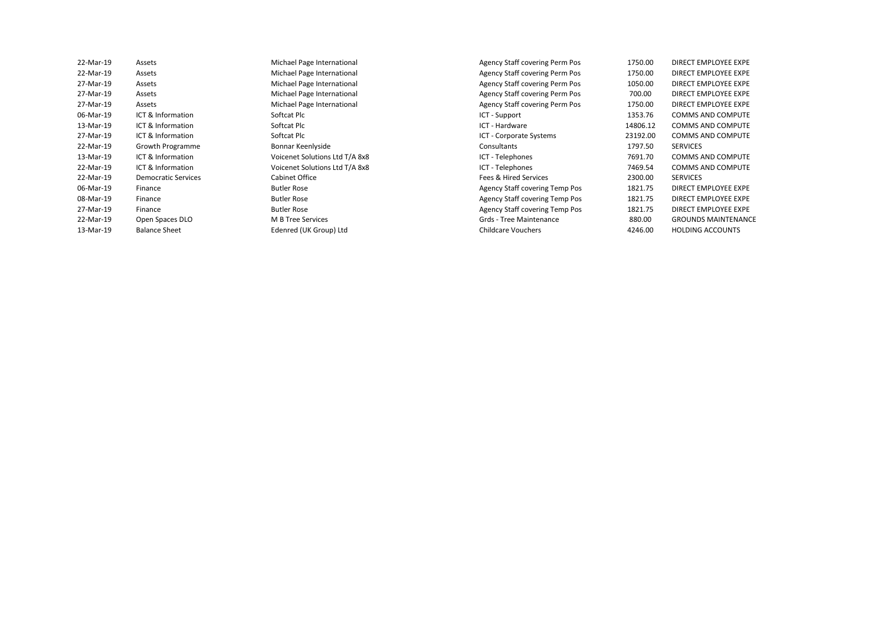| | | | | | |
|---|---|---|---|---|---|
| 22-Mar-19 | Assets | Michael Page International | Agency Staff covering Perm Pos | 1750.00 | DIRECT EMPLOYEE EXPE |
| 22-Mar-19 | Assets | Michael Page International | Agency Staff covering Perm Pos | 1750.00 | DIRECT EMPLOYEE EXPE |
| 27-Mar-19 | Assets | Michael Page International | Agency Staff covering Perm Pos | 1050.00 | DIRECT EMPLOYEE EXPE |
| 27-Mar-19 | Assets | Michael Page International | Agency Staff covering Perm Pos | 700.00 | DIRECT EMPLOYEE EXPE |
| 27-Mar-19 | Assets | Michael Page International | Agency Staff covering Perm Pos | 1750.00 | DIRECT EMPLOYEE EXPE |
| 06-Mar-19 | ICT & Information | Softcat Plc | ICT - Support | 1353.76 | COMMS AND COMPUTE |
| 13-Mar-19 | ICT & Information | Softcat Plc | ICT - Hardware | 14806.12 | COMMS AND COMPUTE |
| 27-Mar-19 | ICT & Information | Softcat Plc | ICT - Corporate Systems | 23192.00 | COMMS AND COMPUTE |
| 22-Mar-19 | Growth Programme | Bonnar Keenlyside | Consultants | 1797.50 | SERVICES |
| 13-Mar-19 | ICT & Information | Voicenet Solutions Ltd T/A 8x8 | ICT - Telephones | 7691.70 | COMMS AND COMPUTE |
| 22-Mar-19 | ICT & Information | Voicenet Solutions Ltd T/A 8x8 | ICT - Telephones | 7469.54 | COMMS AND COMPUTE |
| 22-Mar-19 | Democratic Services | Cabinet Office | Fees & Hired Services | 2300.00 | SERVICES |
| 06-Mar-19 | Finance | Butler Rose | Agency Staff covering Temp Pos | 1821.75 | DIRECT EMPLOYEE EXPE |
| 08-Mar-19 | Finance | Butler Rose | Agency Staff covering Temp Pos | 1821.75 | DIRECT EMPLOYEE EXPE |
| 27-Mar-19 | Finance | Butler Rose | Agency Staff covering Temp Pos | 1821.75 | DIRECT EMPLOYEE EXPE |
| 22-Mar-19 | Open Spaces DLO | M B Tree Services | Grds - Tree Maintenance | 880.00 | GROUNDS MAINTENANCE |
| 13-Mar-19 | Balance Sheet | Edenred (UK Group) Ltd | Childcare Vouchers | 4246.00 | HOLDING ACCOUNTS |